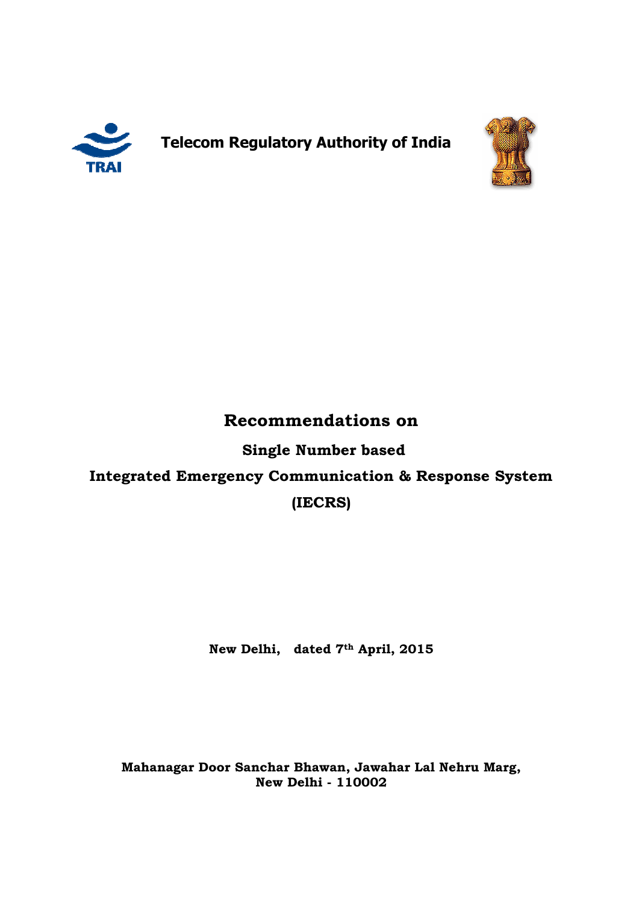**Telecom Regulatory Authority of India**

# Recommendations on

## Single Number based

## Integrated Emergency Communication & Response System

## (IECRS)

**New Delhi, dated 7th April, 2015**

**Mahanagar Door Sanchar Bhawan, Jawahar Lal Nehru Marg,**
**New Delhi - 110002**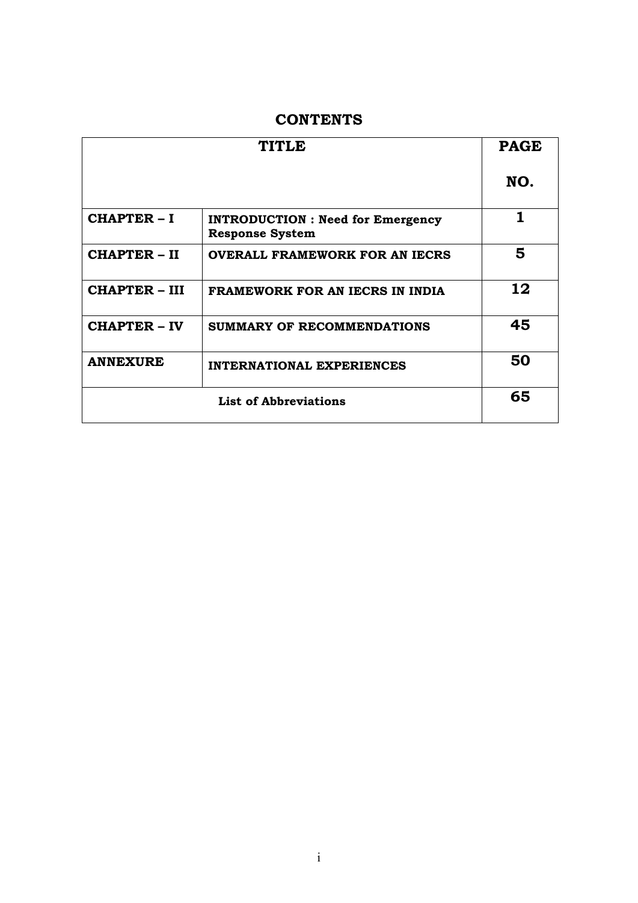# CONTENTS

| TITLE | | PAGE NO. |
|---|---|---|
| **CHAPTER – I** | **INTRODUCTION : Need for Emergency Response System** | **1** |
| **CHAPTER – II** | **OVERALL FRAMEWORK FOR AN IECRS** | **5** |
| **CHAPTER – III** | **FRAMEWORK FOR AN IECRS IN INDIA** | **12** |
| **CHAPTER – IV** | **SUMMARY OF RECOMMENDATIONS** | **45** |
| **ANNEXURE** | **INTERNATIONAL EXPERIENCES** | **50** |
| **List of Abbreviations** | | **65** |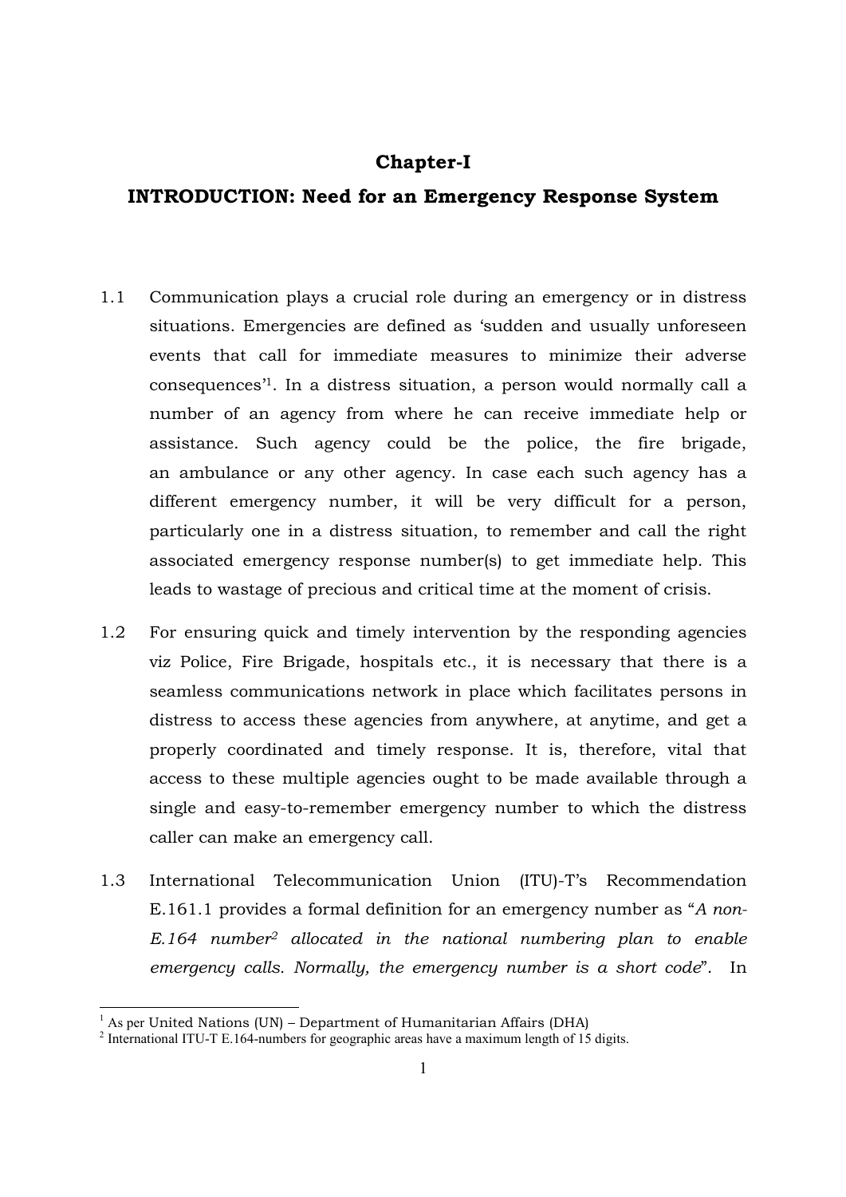# Chapter-I

## INTRODUCTION: Need for an Emergency Response System

1.1 Communication plays a crucial role during an emergency or in distress situations. Emergencies are defined as 'sudden and usually unforeseen events that call for immediate measures to minimize their adverse consequences'[1]. In a distress situation, a person would normally call a number of an agency from where he can receive immediate help or assistance. Such agency could be the police, the fire brigade, an ambulance or any other agency. In case each such agency has a different emergency number, it will be very difficult for a person, particularly one in a distress situation, to remember and call the right associated emergency response number(s) to get immediate help. This leads to wastage of precious and critical time at the moment of crisis.

1.2 For ensuring quick and timely intervention by the responding agencies viz Police, Fire Brigade, hospitals etc., it is necessary that there is a seamless communications network in place which facilitates persons in distress to access these agencies from anywhere, at anytime, and get a properly coordinated and timely response. It is, therefore, vital that access to these multiple agencies ought to be made available through a single and easy-to-remember emergency number to which the distress caller can make an emergency call.

1.3 International Telecommunication Union (ITU)-T's Recommendation E.161.1 provides a formal definition for an emergency number as "*A non-E.164 number[2] allocated in the national numbering plan to enable emergency calls. Normally, the emergency number is a short code*". In

[1] As per United Nations (UN) – Department of Humanitarian Affairs (DHA)

[2] International ITU-T E.164-numbers for geographic areas have a maximum length of 15 digits.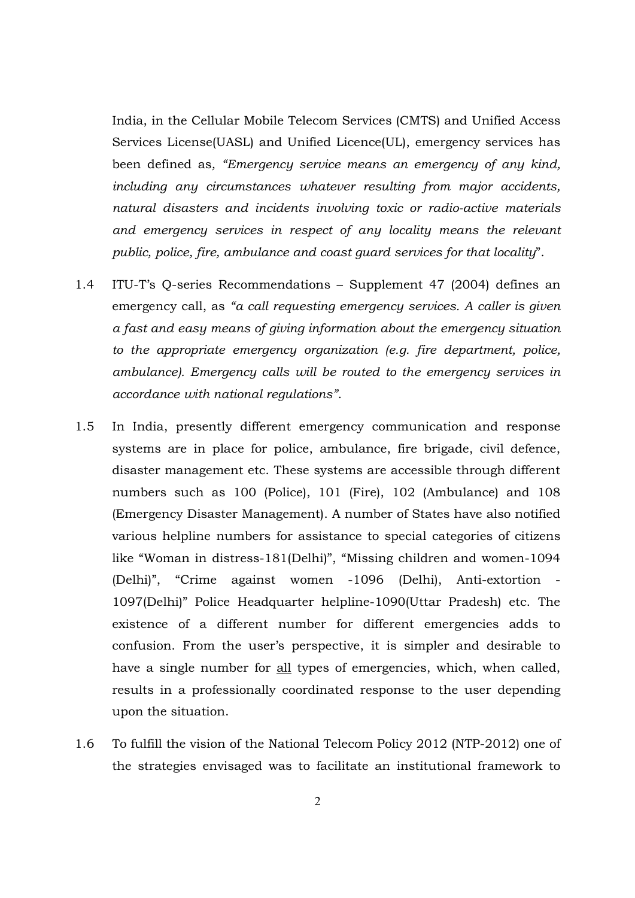India, in the Cellular Mobile Telecom Services (CMTS) and Unified Access Services License(UASL) and Unified Licence(UL), emergency services has been defined as*, "Emergency service means an emergency of any kind, including any circumstances whatever resulting from major accidents, natural disasters and incidents involving toxic or radio-active materials and emergency services in respect of any locality means the relevant public, police, fire, ambulance and coast guard services for that locality*".

1.4 ITU-T's Q-series Recommendations – Supplement 47 (2004) defines an emergency call, as *"a call requesting emergency services. A caller is given a fast and easy means of giving information about the emergency situation to the appropriate emergency organization (e.g. fire department, police, ambulance). Emergency calls will be routed to the emergency services in accordance with national regulations"*.

1.5 In India, presently different emergency communication and response systems are in place for police, ambulance, fire brigade, civil defence, disaster management etc. These systems are accessible through different numbers such as 100 (Police), 101 (Fire), 102 (Ambulance) and 108 (Emergency Disaster Management). A number of States have also notified various helpline numbers for assistance to special categories of citizens like "Woman in distress-181(Delhi)", "Missing children and women-1094 (Delhi)", "Crime against women -1096 (Delhi), Anti-extortion - 1097(Delhi)" Police Headquarter helpline-1090(Uttar Pradesh) etc. The existence of a different number for different emergencies adds to confusion. From the user's perspective, it is simpler and desirable to have a single number for <u>all</u> types of emergencies, which, when called, results in a professionally coordinated response to the user depending upon the situation.

1.6 To fulfill the vision of the National Telecom Policy 2012 (NTP-2012) one of the strategies envisaged was to facilitate an institutional framework to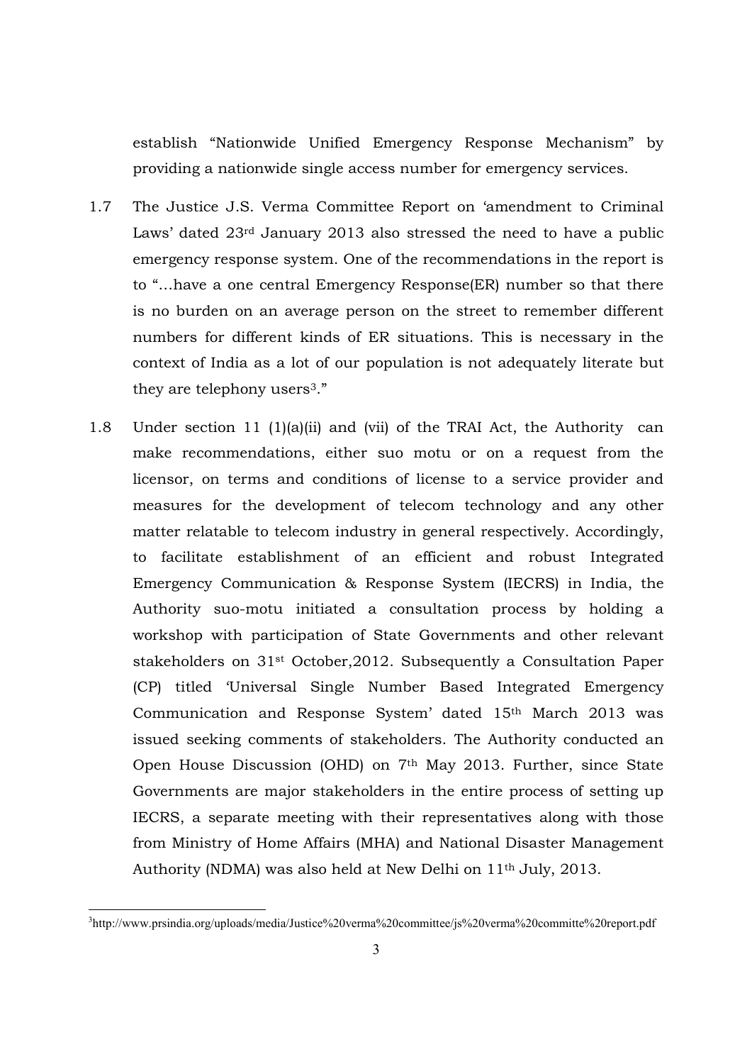establish "Nationwide Unified Emergency Response Mechanism" by providing a nationwide single access number for emergency services.

1.7 The Justice J.S. Verma Committee Report on 'amendment to Criminal Laws' dated 23rd January 2013 also stressed the need to have a public emergency response system. One of the recommendations in the report is to "...have a one central Emergency Response(ER) number so that there is no burden on an average person on the street to remember different numbers for different kinds of ER situations. This is necessary in the context of India as a lot of our population is not adequately literate but they are telephony users[3]."

1.8 Under section 11 (1)(a)(ii) and (vii) of the TRAI Act, the Authority can make recommendations, either suo motu or on a request from the licensor, on terms and conditions of license to a service provider and measures for the development of telecom technology and any other matter relatable to telecom industry in general respectively. Accordingly, to facilitate establishment of an efficient and robust Integrated Emergency Communication & Response System (IECRS) in India, the Authority suo-motu initiated a consultation process by holding a workshop with participation of State Governments and other relevant stakeholders on 31st October,2012. Subsequently a Consultation Paper (CP) titled 'Universal Single Number Based Integrated Emergency Communication and Response System' dated 15th March 2013 was issued seeking comments of stakeholders. The Authority conducted an Open House Discussion (OHD) on 7th May 2013. Further, since State Governments are major stakeholders in the entire process of setting up IECRS, a separate meeting with their representatives along with those from Ministry of Home Affairs (MHA) and National Disaster Management Authority (NDMA) was also held at New Delhi on 11th July, 2013.

[3] http://www.prsindia.org/uploads/media/Justice%20verma%20committee/js%20verma%20committe%20report.pdf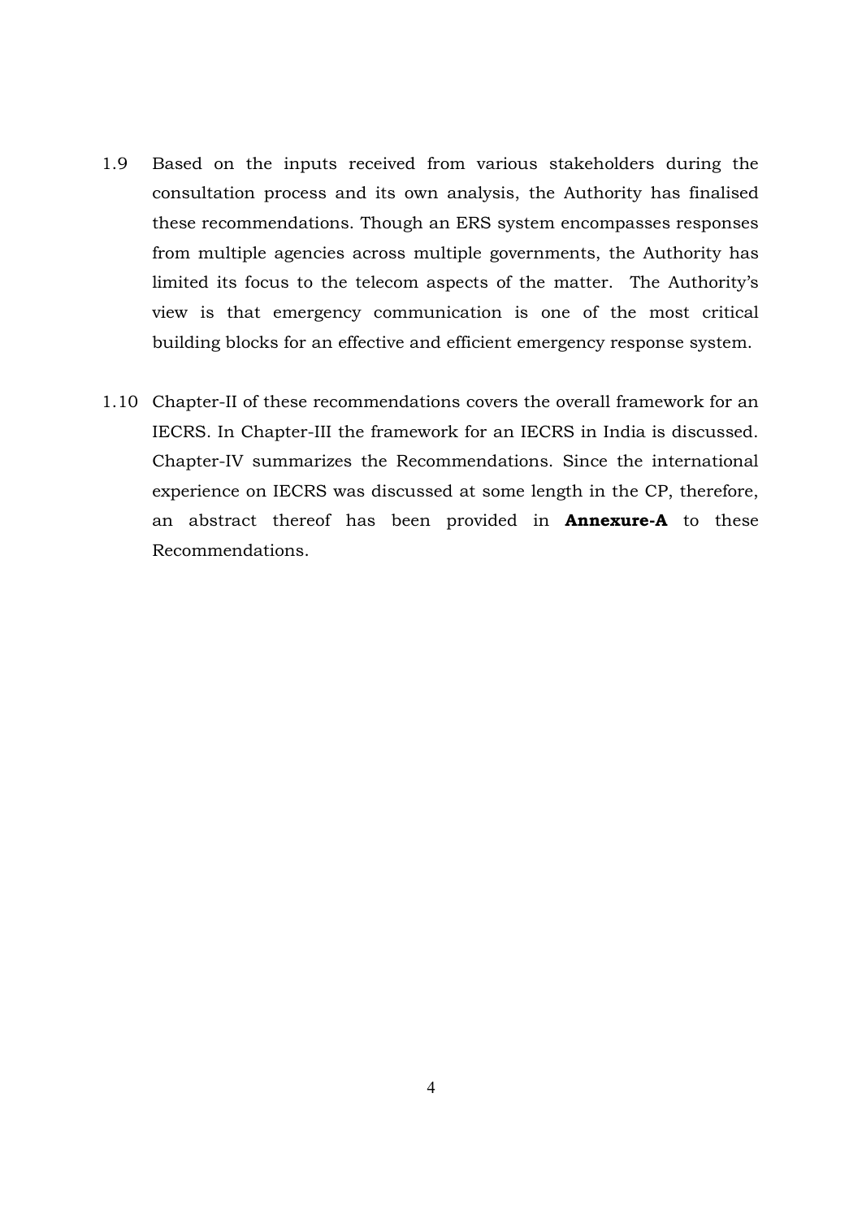1.9 Based on the inputs received from various stakeholders during the consultation process and its own analysis, the Authority has finalised these recommendations. Though an ERS system encompasses responses from multiple agencies across multiple governments, the Authority has limited its focus to the telecom aspects of the matter. The Authority's view is that emergency communication is one of the most critical building blocks for an effective and efficient emergency response system.

1.10 Chapter-II of these recommendations covers the overall framework for an IECRS. In Chapter-III the framework for an IECRS in India is discussed. Chapter-IV summarizes the Recommendations. Since the international experience on IECRS was discussed at some length in the CP, therefore, an abstract thereof has been provided in **Annexure-A** to these Recommendations.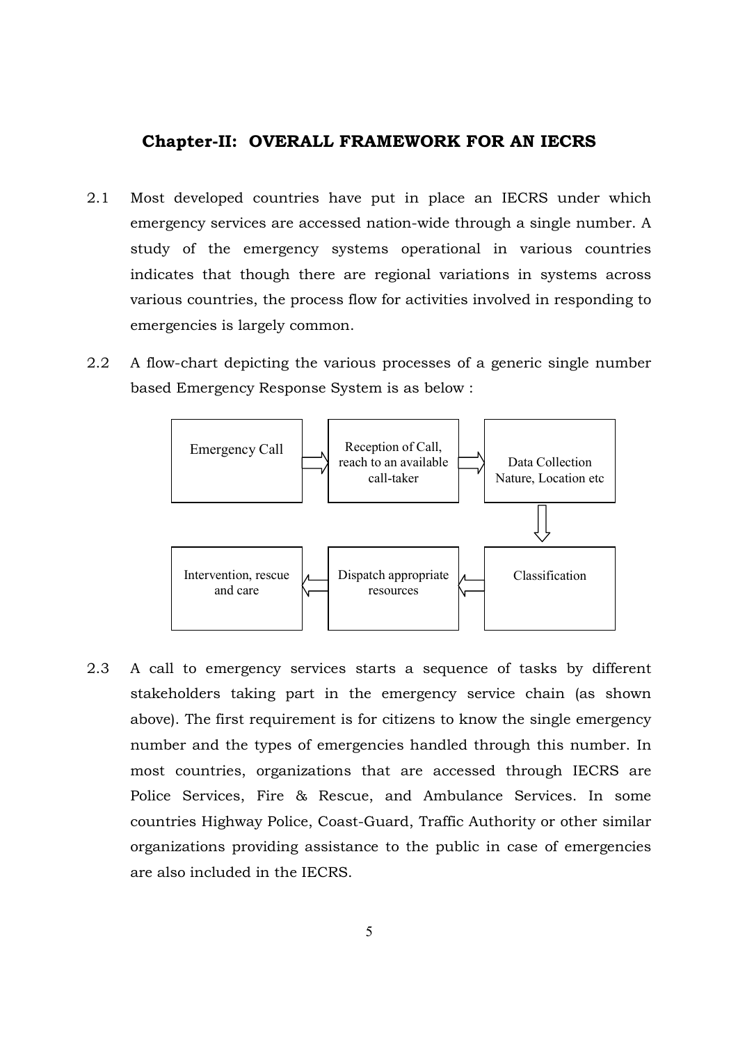## Chapter-II: OVERALL FRAMEWORK FOR AN IECRS

2.1 Most developed countries have put in place an IECRS under which emergency services are accessed nation-wide through a single number. A study of the emergency systems operational in various countries indicates that though there are regional variations in systems across various countries, the process flow for activities involved in responding to emergencies is largely common.

2.2 A flow-chart depicting the various processes of a generic single number based Emergency Response System is as below :

Emergency Call → Reception of Call, reach to an available call-taker → Data Collection Nature, Location etc → Classification → Dispatch appropriate resources → Intervention, rescue and care

2.3 A call to emergency services starts a sequence of tasks by different stakeholders taking part in the emergency service chain (as shown above). The first requirement is for citizens to know the single emergency number and the types of emergencies handled through this number. In most countries, organizations that are accessed through IECRS are Police Services, Fire & Rescue, and Ambulance Services. In some countries Highway Police, Coast-Guard, Traffic Authority or other similar organizations providing assistance to the public in case of emergencies are also included in the IECRS.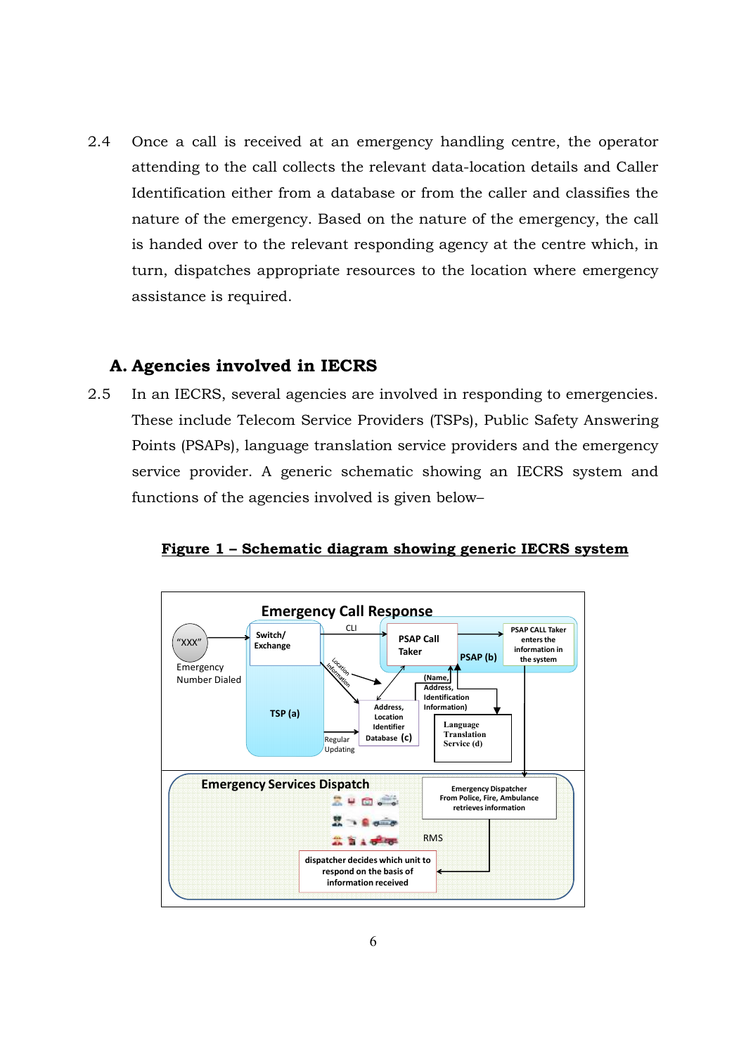2.4 Once a call is received at an emergency handling centre, the operator attending to the call collects the relevant data-location details and Caller Identification either from a database or from the caller and classifies the nature of the emergency. Based on the nature of the emergency, the call is handed over to the relevant responding agency at the centre which, in turn, dispatches appropriate resources to the location where emergency assistance is required.

## A. Agencies involved in IECRS

2.5 In an IECRS, several agencies are involved in responding to emergencies. These include Telecom Service Providers (TSPs), Public Safety Answering Points (PSAPs), language translation service providers and the emergency service provider. A generic schematic showing an IECRS system and functions of the agencies involved is given below–

**Figure 1 – Schematic diagram showing generic IECRS system**

Emergency Call Response

"XXX" Emergency Number Dialed

Switch/ Exchange

TSP (a)

CLI

Location Information

Regular Updating

PSAP Call Taker

PSAP (b)

PSAP CALL Taker enters the information in the system

(Name, Address, Identification Information)

Address, Location Identifier Database (c)

Language Translation Service (d)

Emergency Services Dispatch

Emergency Dispatcher From Police, Fire, Ambulance retrieves information

RMS

dispatcher decides which unit to respond on the basis of information received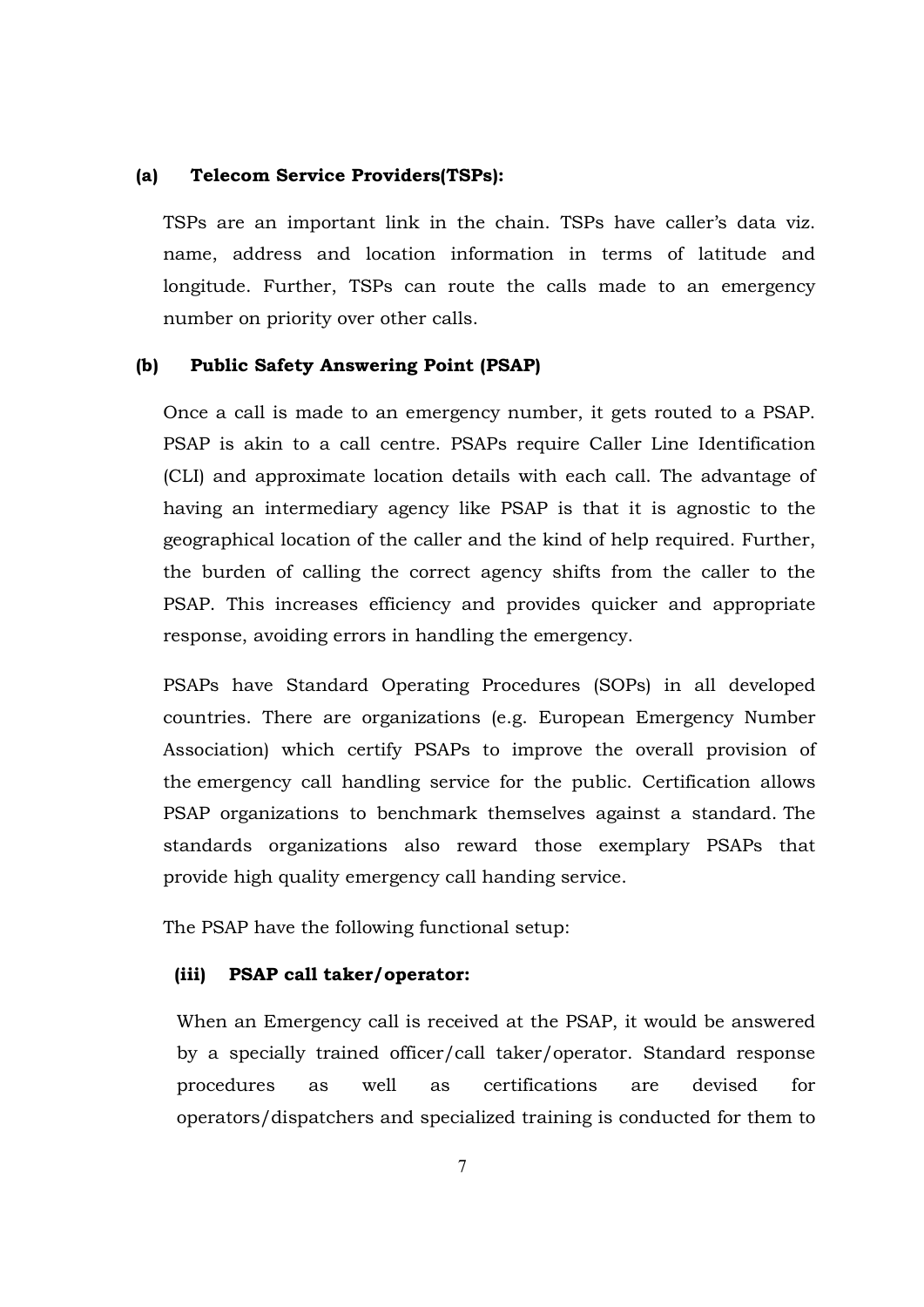**(a) Telecom Service Providers(TSPs):**

TSPs are an important link in the chain. TSPs have caller's data viz. name, address and location information in terms of latitude and longitude. Further, TSPs can route the calls made to an emergency number on priority over other calls.

**(b) Public Safety Answering Point (PSAP)**

Once a call is made to an emergency number, it gets routed to a PSAP. PSAP is akin to a call centre. PSAPs require Caller Line Identification (CLI) and approximate location details with each call. The advantage of having an intermediary agency like PSAP is that it is agnostic to the geographical location of the caller and the kind of help required. Further, the burden of calling the correct agency shifts from the caller to the PSAP. This increases efficiency and provides quicker and appropriate response, avoiding errors in handling the emergency.

PSAPs have Standard Operating Procedures (SOPs) in all developed countries. There are organizations (e.g. European Emergency Number Association) which certify PSAPs to improve the overall provision of the emergency call handling service for the public. Certification allows PSAP organizations to benchmark themselves against a standard. The standards organizations also reward those exemplary PSAPs that provide high quality emergency call handing service.

The PSAP have the following functional setup:

**(iii) PSAP call taker/operator:**

When an Emergency call is received at the PSAP, it would be answered by a specially trained officer/call taker/operator. Standard response procedures as well as certifications are devised for operators/dispatchers and specialized training is conducted for them to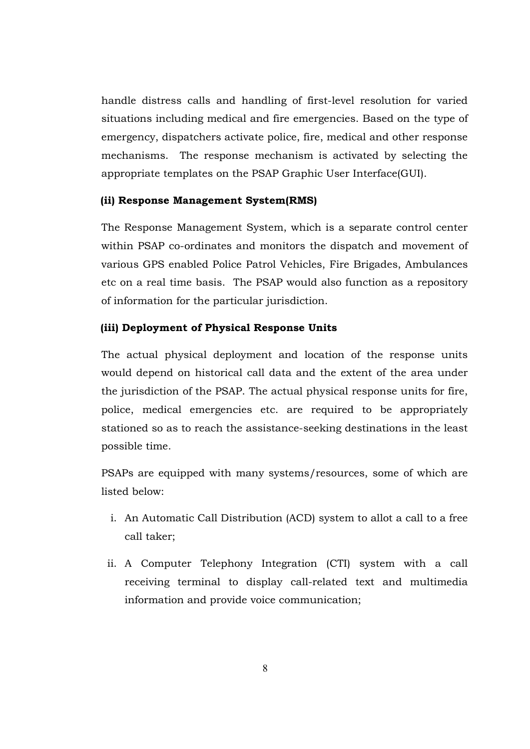handle distress calls and handling of first-level resolution for varied situations including medical and fire emergencies. Based on the type of emergency, dispatchers activate police, fire, medical and other response mechanisms. The response mechanism is activated by selecting the appropriate templates on the PSAP Graphic User Interface(GUI).

**(ii) Response Management System(RMS)**

The Response Management System, which is a separate control center within PSAP co-ordinates and monitors the dispatch and movement of various GPS enabled Police Patrol Vehicles, Fire Brigades, Ambulances etc on a real time basis. The PSAP would also function as a repository of information for the particular jurisdiction.

**(iii) Deployment of Physical Response Units**

The actual physical deployment and location of the response units would depend on historical call data and the extent of the area under the jurisdiction of the PSAP. The actual physical response units for fire, police, medical emergencies etc. are required to be appropriately stationed so as to reach the assistance-seeking destinations in the least possible time.

PSAPs are equipped with many systems/resources, some of which are listed below:

i. An Automatic Call Distribution (ACD) system to allot a call to a free call taker;

ii. A Computer Telephony Integration (CTI) system with a call receiving terminal to display call-related text and multimedia information and provide voice communication;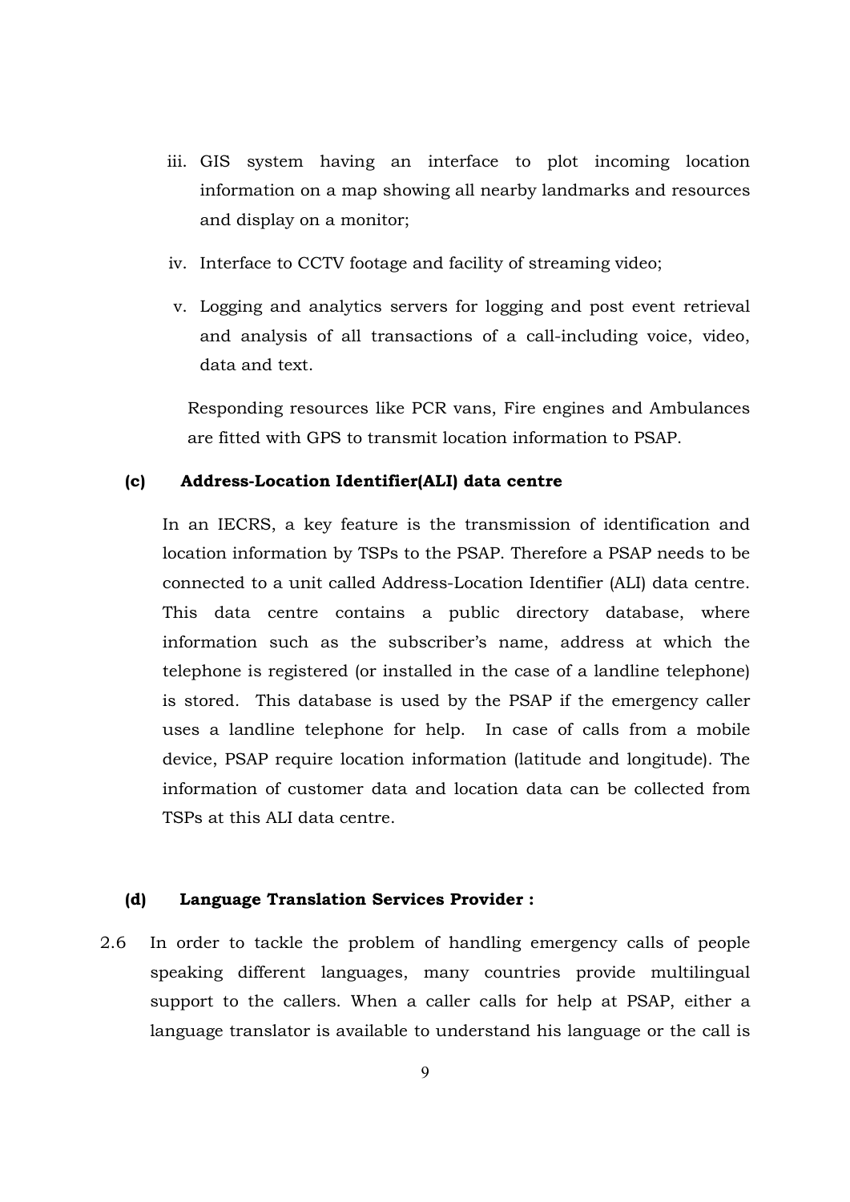iii. GIS system having an interface to plot incoming location information on a map showing all nearby landmarks and resources and display on a monitor;

iv. Interface to CCTV footage and facility of streaming video;

v. Logging and analytics servers for logging and post event retrieval and analysis of all transactions of a call-including voice, video, data and text.

Responding resources like PCR vans, Fire engines and Ambulances are fitted with GPS to transmit location information to PSAP.

**(c) Address-Location Identifier(ALI) data centre**

In an IECRS, a key feature is the transmission of identification and location information by TSPs to the PSAP. Therefore a PSAP needs to be connected to a unit called Address-Location Identifier (ALI) data centre. This data centre contains a public directory database, where information such as the subscriber's name, address at which the telephone is registered (or installed in the case of a landline telephone) is stored. This database is used by the PSAP if the emergency caller uses a landline telephone for help. In case of calls from a mobile device, PSAP require location information (latitude and longitude). The information of customer data and location data can be collected from TSPs at this ALI data centre.

**(d) Language Translation Services Provider :**

2.6 In order to tackle the problem of handling emergency calls of people speaking different languages, many countries provide multilingual support to the callers. When a caller calls for help at PSAP, either a language translator is available to understand his language or the call is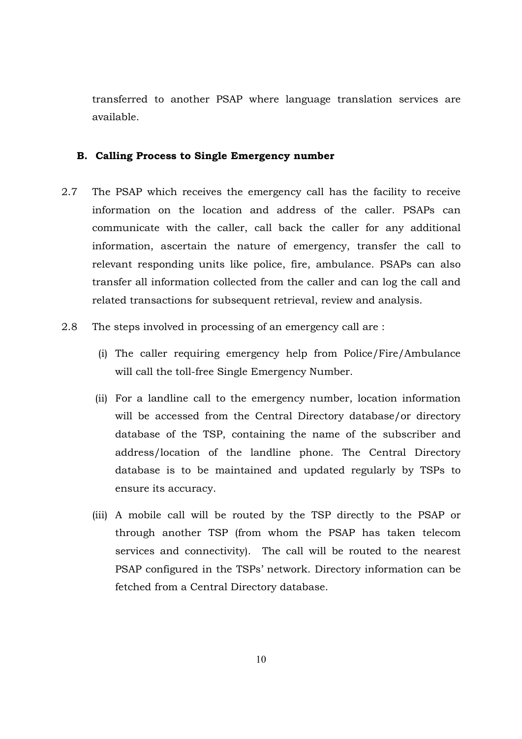transferred to another PSAP where language translation services are available.

### B. Calling Process to Single Emergency number

2.7 The PSAP which receives the emergency call has the facility to receive information on the location and address of the caller. PSAPs can communicate with the caller, call back the caller for any additional information, ascertain the nature of emergency, transfer the call to relevant responding units like police, fire, ambulance. PSAPs can also transfer all information collected from the caller and can log the call and related transactions for subsequent retrieval, review and analysis.

2.8 The steps involved in processing of an emergency call are :

(i) The caller requiring emergency help from Police/Fire/Ambulance will call the toll-free Single Emergency Number.

(ii) For a landline call to the emergency number, location information will be accessed from the Central Directory database/or directory database of the TSP, containing the name of the subscriber and address/location of the landline phone. The Central Directory database is to be maintained and updated regularly by TSPs to ensure its accuracy.

(iii) A mobile call will be routed by the TSP directly to the PSAP or through another TSP (from whom the PSAP has taken telecom services and connectivity). The call will be routed to the nearest PSAP configured in the TSPs' network. Directory information can be fetched from a Central Directory database.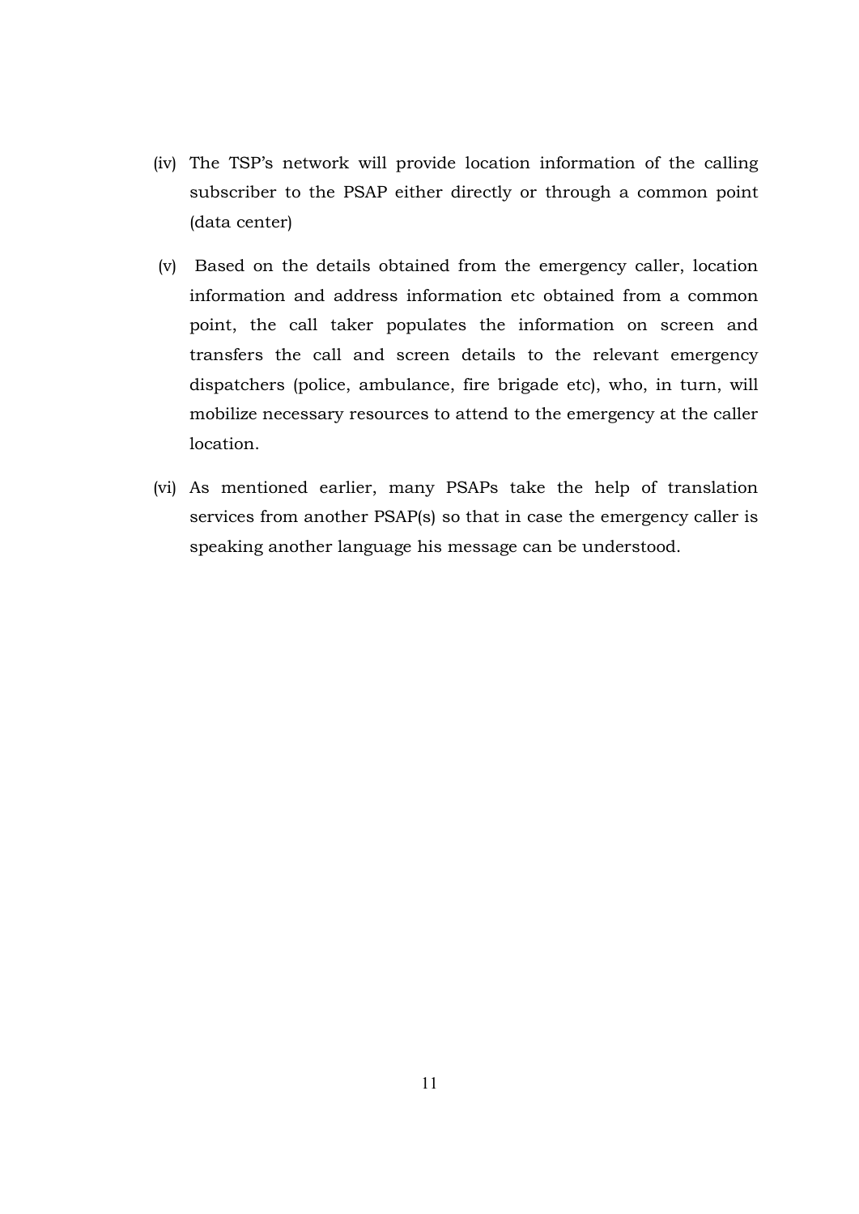(iv) The TSP's network will provide location information of the calling subscriber to the PSAP either directly or through a common point (data center)

(v) Based on the details obtained from the emergency caller, location information and address information etc obtained from a common point, the call taker populates the information on screen and transfers the call and screen details to the relevant emergency dispatchers (police, ambulance, fire brigade etc), who, in turn, will mobilize necessary resources to attend to the emergency at the caller location.

(vi) As mentioned earlier, many PSAPs take the help of translation services from another PSAP(s) so that in case the emergency caller is speaking another language his message can be understood.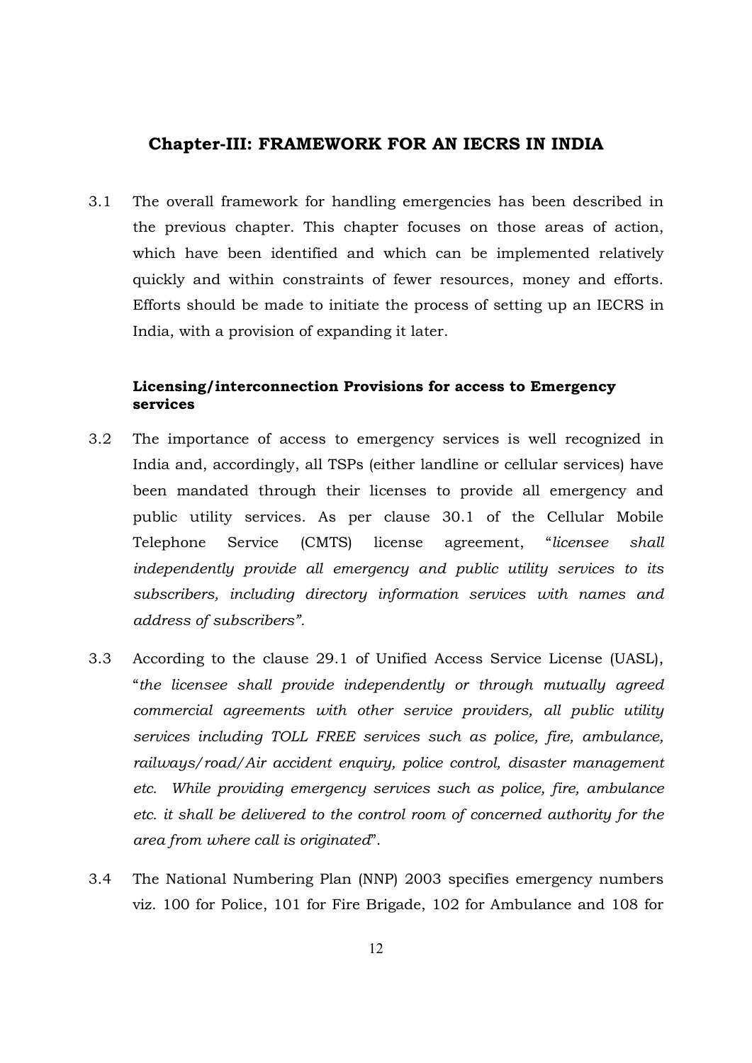## Chapter-III: FRAMEWORK FOR AN IECRS IN INDIA

3.1 The overall framework for handling emergencies has been described in the previous chapter. This chapter focuses on those areas of action, which have been identified and which can be implemented relatively quickly and within constraints of fewer resources, money and efforts. Efforts should be made to initiate the process of setting up an IECRS in India, with a provision of expanding it later.

### Licensing/interconnection Provisions for access to Emergency services

3.2 The importance of access to emergency services is well recognized in India and, accordingly, all TSPs (either landline or cellular services) have been mandated through their licenses to provide all emergency and public utility services. As per clause 30.1 of the Cellular Mobile Telephone Service (CMTS) license agreement, "*licensee shall independently provide all emergency and public utility services to its subscribers, including directory information services with names and address of subscribers".*

3.3 According to the clause 29.1 of Unified Access Service License (UASL), "*the licensee shall provide independently or through mutually agreed commercial agreements with other service providers, all public utility services including TOLL FREE services such as police, fire, ambulance, railways/road/Air accident enquiry, police control, disaster management etc. While providing emergency services such as police, fire, ambulance etc. it shall be delivered to the control room of concerned authority for the area from where call is originated*".

3.4 The National Numbering Plan (NNP) 2003 specifies emergency numbers viz. 100 for Police, 101 for Fire Brigade, 102 for Ambulance and 108 for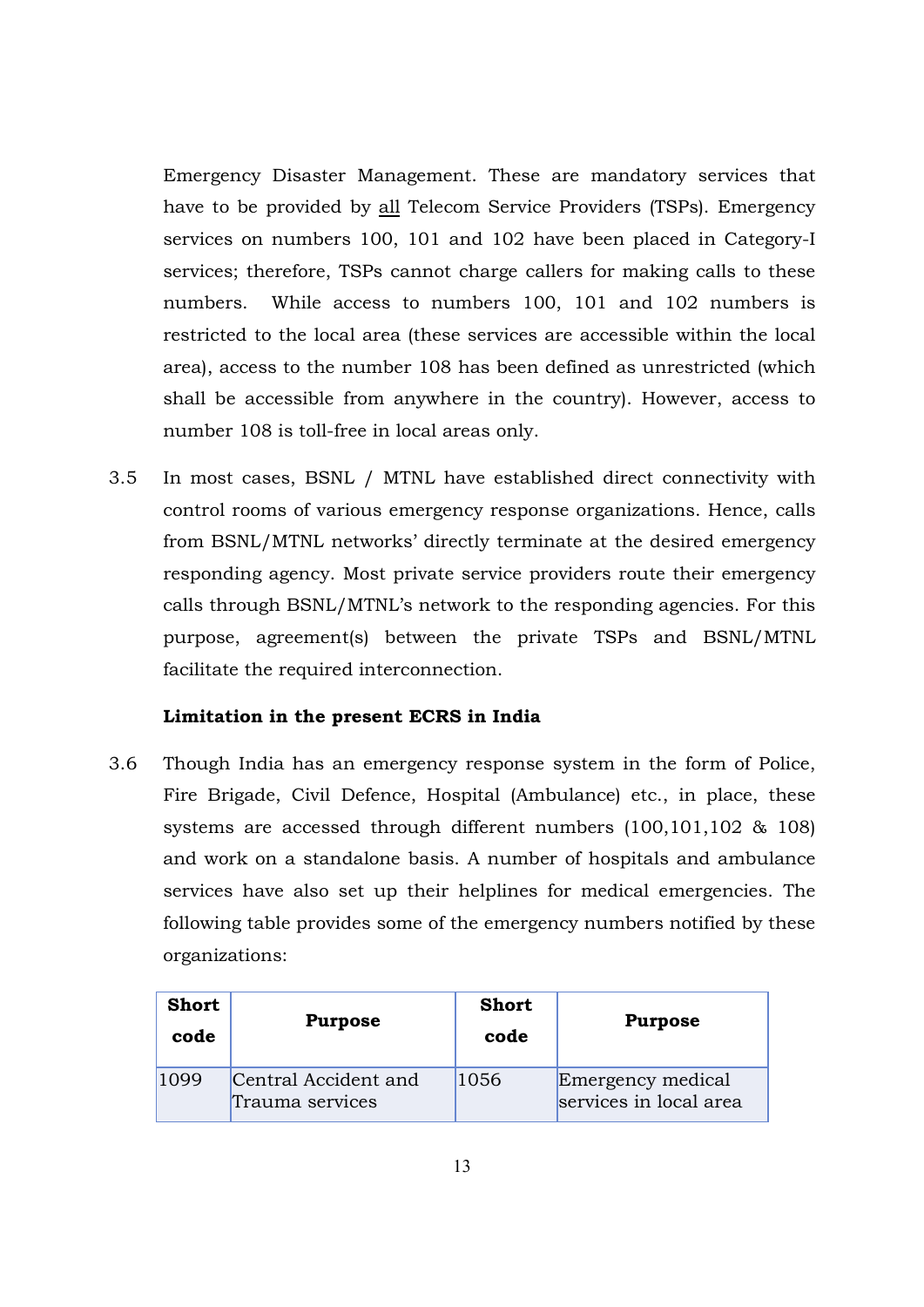Emergency Disaster Management. These are mandatory services that have to be provided by all Telecom Service Providers (TSPs). Emergency services on numbers 100, 101 and 102 have been placed in Category-I services; therefore, TSPs cannot charge callers for making calls to these numbers. While access to numbers 100, 101 and 102 numbers is restricted to the local area (these services are accessible within the local area), access to the number 108 has been defined as unrestricted (which shall be accessible from anywhere in the country). However, access to number 108 is toll-free in local areas only.

3.5 In most cases, BSNL / MTNL have established direct connectivity with control rooms of various emergency response organizations. Hence, calls from BSNL/MTNL networks' directly terminate at the desired emergency responding agency. Most private service providers route their emergency calls through BSNL/MTNL's network to the responding agencies. For this purpose, agreement(s) between the private TSPs and BSNL/MTNL facilitate the required interconnection.

**Limitation in the present ECRS in India**

3.6 Though India has an emergency response system in the form of Police, Fire Brigade, Civil Defence, Hospital (Ambulance) etc., in place, these systems are accessed through different numbers (100,101,102 & 108) and work on a standalone basis. A number of hospitals and ambulance services have also set up their helplines for medical emergencies. The following table provides some of the emergency numbers notified by these organizations:

| Short code | Purpose | Short code | Purpose |
|---|---|---|---|
| 1099 | Central Accident and Trauma services | 1056 | Emergency medical services in local area |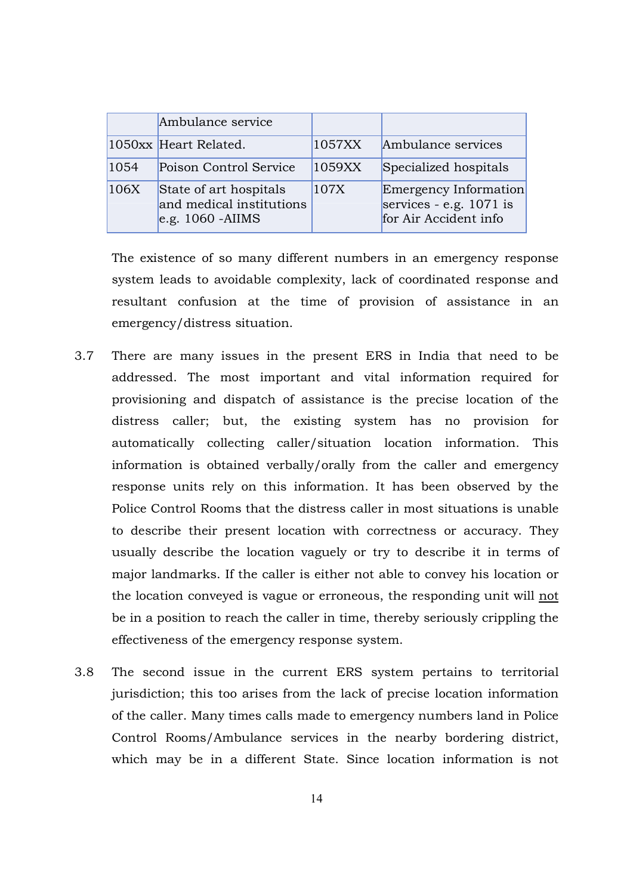| | Ambulance service | | |
|---|---|---|---|
| 1050xx | Heart Related. | 1057XX | Ambulance services |
| 1054 | Poison Control Service | 1059XX | Specialized hospitals |
| 106X | State of art hospitals and medical institutions e.g. 1060 -AIIMS | 107X | Emergency Information services - e.g. 1071 is for Air Accident info |

The existence of so many different numbers in an emergency response system leads to avoidable complexity, lack of coordinated response and resultant confusion at the time of provision of assistance in an emergency/distress situation.

3.7 There are many issues in the present ERS in India that need to be addressed. The most important and vital information required for provisioning and dispatch of assistance is the precise location of the distress caller; but, the existing system has no provision for automatically collecting caller/situation location information. This information is obtained verbally/orally from the caller and emergency response units rely on this information. It has been observed by the Police Control Rooms that the distress caller in most situations is unable to describe their present location with correctness or accuracy. They usually describe the location vaguely or try to describe it in terms of major landmarks. If the caller is either not able to convey his location or the location conveyed is vague or erroneous, the responding unit will <u>not</u> be in a position to reach the caller in time, thereby seriously crippling the effectiveness of the emergency response system.

3.8 The second issue in the current ERS system pertains to territorial jurisdiction; this too arises from the lack of precise location information of the caller. Many times calls made to emergency numbers land in Police Control Rooms/Ambulance services in the nearby bordering district, which may be in a different State. Since location information is not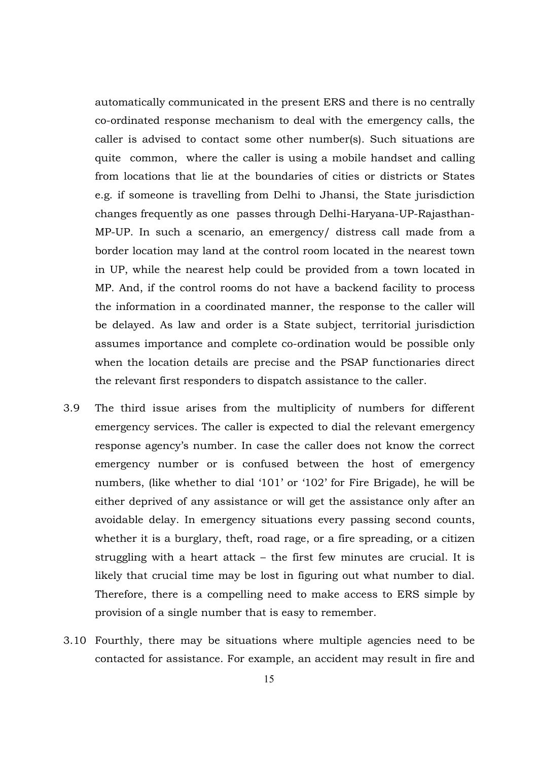automatically communicated in the present ERS and there is no centrally co-ordinated response mechanism to deal with the emergency calls, the caller is advised to contact some other number(s). Such situations are quite common, where the caller is using a mobile handset and calling from locations that lie at the boundaries of cities or districts or States e.g. if someone is travelling from Delhi to Jhansi, the State jurisdiction changes frequently as one passes through Delhi-Haryana-UP-Rajasthan-MP-UP. In such a scenario, an emergency/ distress call made from a border location may land at the control room located in the nearest town in UP, while the nearest help could be provided from a town located in MP. And, if the control rooms do not have a backend facility to process the information in a coordinated manner, the response to the caller will be delayed. As law and order is a State subject, territorial jurisdiction assumes importance and complete co-ordination would be possible only when the location details are precise and the PSAP functionaries direct the relevant first responders to dispatch assistance to the caller.

3.9 The third issue arises from the multiplicity of numbers for different emergency services. The caller is expected to dial the relevant emergency response agency's number. In case the caller does not know the correct emergency number or is confused between the host of emergency numbers, (like whether to dial '101' or '102' for Fire Brigade), he will be either deprived of any assistance or will get the assistance only after an avoidable delay. In emergency situations every passing second counts, whether it is a burglary, theft, road rage, or a fire spreading, or a citizen struggling with a heart attack – the first few minutes are crucial. It is likely that crucial time may be lost in figuring out what number to dial. Therefore, there is a compelling need to make access to ERS simple by provision of a single number that is easy to remember.

3.10 Fourthly, there may be situations where multiple agencies need to be contacted for assistance. For example, an accident may result in fire and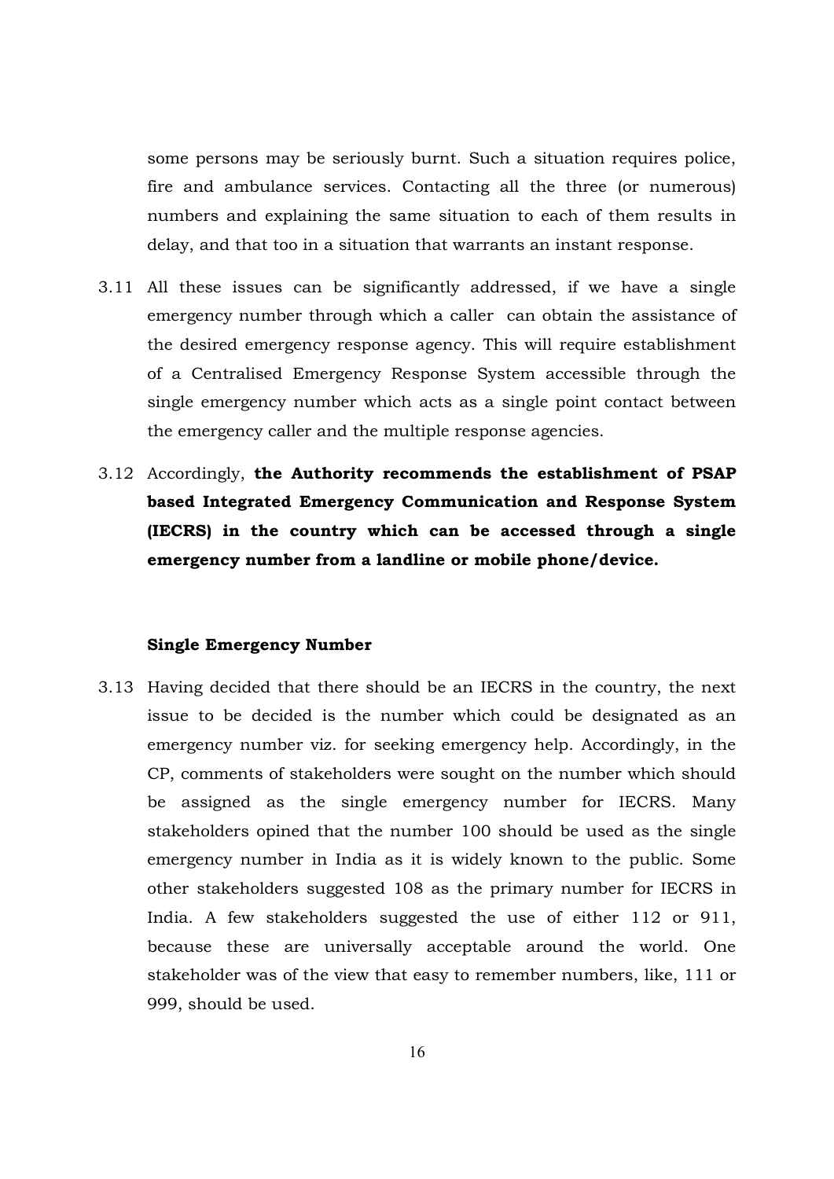some persons may be seriously burnt. Such a situation requires police, fire and ambulance services. Contacting all the three (or numerous) numbers and explaining the same situation to each of them results in delay, and that too in a situation that warrants an instant response.

3.11 All these issues can be significantly addressed, if we have a single emergency number through which a caller can obtain the assistance of the desired emergency response agency. This will require establishment of a Centralised Emergency Response System accessible through the single emergency number which acts as a single point contact between the emergency caller and the multiple response agencies.

3.12 Accordingly, **the Authority recommends the establishment of PSAP based Integrated Emergency Communication and Response System (IECRS) in the country which can be accessed through a single emergency number from a landline or mobile phone/device.**

**Single Emergency Number**

3.13 Having decided that there should be an IECRS in the country, the next issue to be decided is the number which could be designated as an emergency number viz. for seeking emergency help. Accordingly, in the CP, comments of stakeholders were sought on the number which should be assigned as the single emergency number for IECRS. Many stakeholders opined that the number 100 should be used as the single emergency number in India as it is widely known to the public. Some other stakeholders suggested 108 as the primary number for IECRS in India. A few stakeholders suggested the use of either 112 or 911, because these are universally acceptable around the world. One stakeholder was of the view that easy to remember numbers, like, 111 or 999, should be used.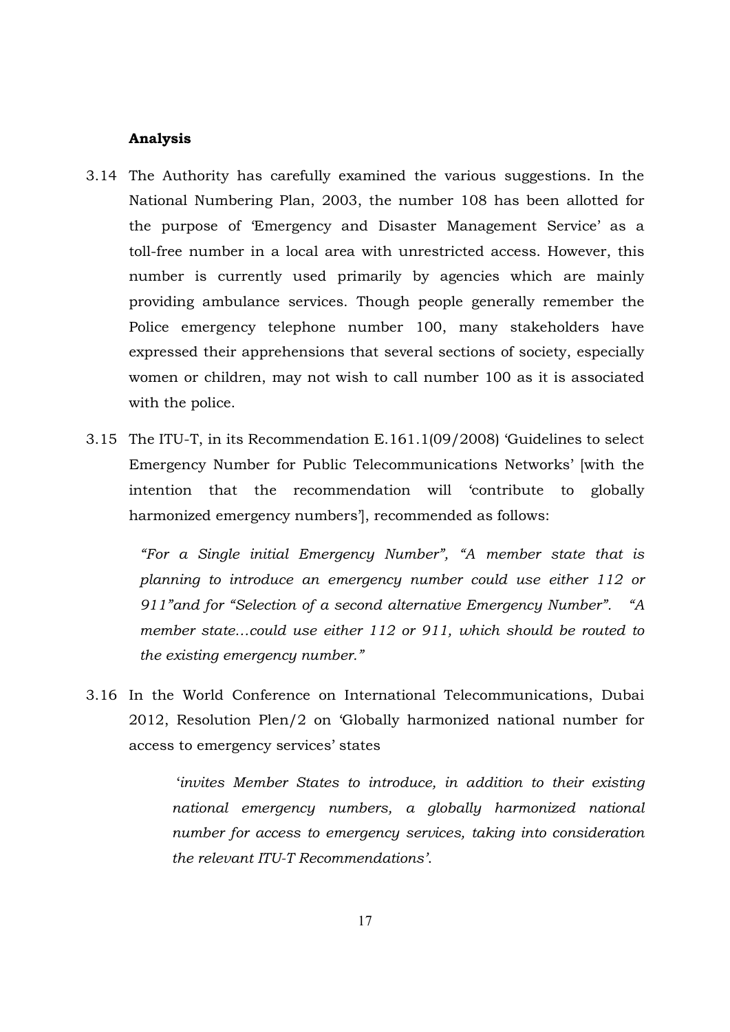**Analysis**

3.14 The Authority has carefully examined the various suggestions. In the National Numbering Plan, 2003, the number 108 has been allotted for the purpose of 'Emergency and Disaster Management Service' as a toll-free number in a local area with unrestricted access. However, this number is currently used primarily by agencies which are mainly providing ambulance services. Though people generally remember the Police emergency telephone number 100, many stakeholders have expressed their apprehensions that several sections of society, especially women or children, may not wish to call number 100 as it is associated with the police.

3.15 The ITU-T, in its Recommendation E.161.1(09/2008) 'Guidelines to select Emergency Number for Public Telecommunications Networks' [with the intention that the recommendation will 'contribute to globally harmonized emergency numbers'], recommended as follows:

> *"For a Single initial Emergency Number", "A member state that is planning to introduce an emergency number could use either 112 or 911"and for "Selection of a second alternative Emergency Number". "A member state…could use either 112 or 911, which should be routed to the existing emergency number."*

3.16 In the World Conference on International Telecommunications, Dubai 2012, Resolution Plen/2 on 'Globally harmonized national number for access to emergency services' states

> '*invites Member States to introduce, in addition to their existing national emergency numbers, a globally harmonized national number for access to emergency services, taking into consideration the relevant ITU-T Recommendations'*.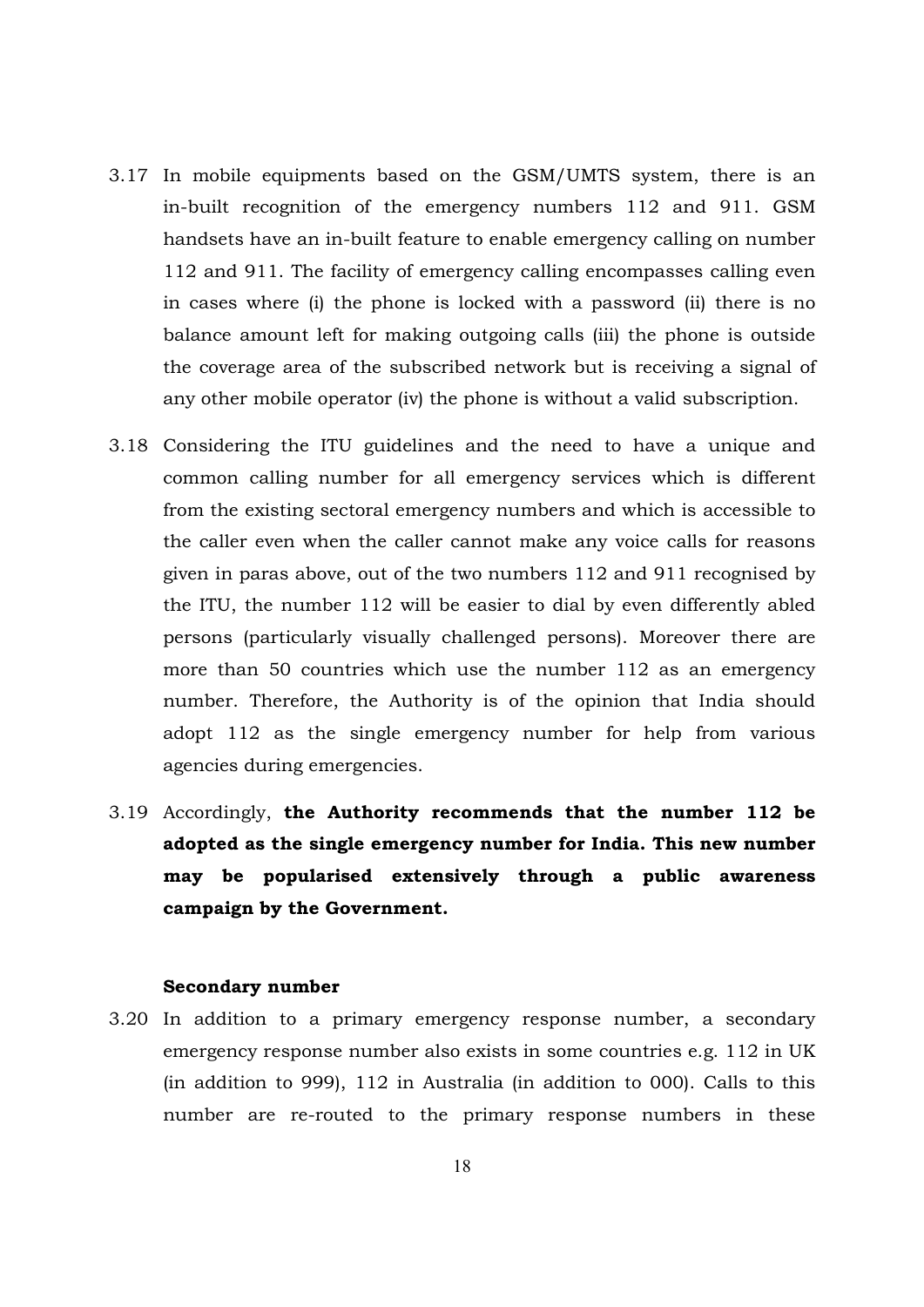3.17 In mobile equipments based on the GSM/UMTS system, there is an in-built recognition of the emergency numbers 112 and 911. GSM handsets have an in-built feature to enable emergency calling on number 112 and 911. The facility of emergency calling encompasses calling even in cases where (i) the phone is locked with a password (ii) there is no balance amount left for making outgoing calls (iii) the phone is outside the coverage area of the subscribed network but is receiving a signal of any other mobile operator (iv) the phone is without a valid subscription.

3.18 Considering the ITU guidelines and the need to have a unique and common calling number for all emergency services which is different from the existing sectoral emergency numbers and which is accessible to the caller even when the caller cannot make any voice calls for reasons given in paras above, out of the two numbers 112 and 911 recognised by the ITU, the number 112 will be easier to dial by even differently abled persons (particularly visually challenged persons). Moreover there are more than 50 countries which use the number 112 as an emergency number. Therefore, the Authority is of the opinion that India should adopt 112 as the single emergency number for help from various agencies during emergencies.

3.19 Accordingly, **the Authority recommends that the number 112 be adopted as the single emergency number for India. This new number may be popularised extensively through a public awareness campaign by the Government.**

**Secondary number**

3.20 In addition to a primary emergency response number, a secondary emergency response number also exists in some countries e.g. 112 in UK (in addition to 999), 112 in Australia (in addition to 000). Calls to this number are re-routed to the primary response numbers in these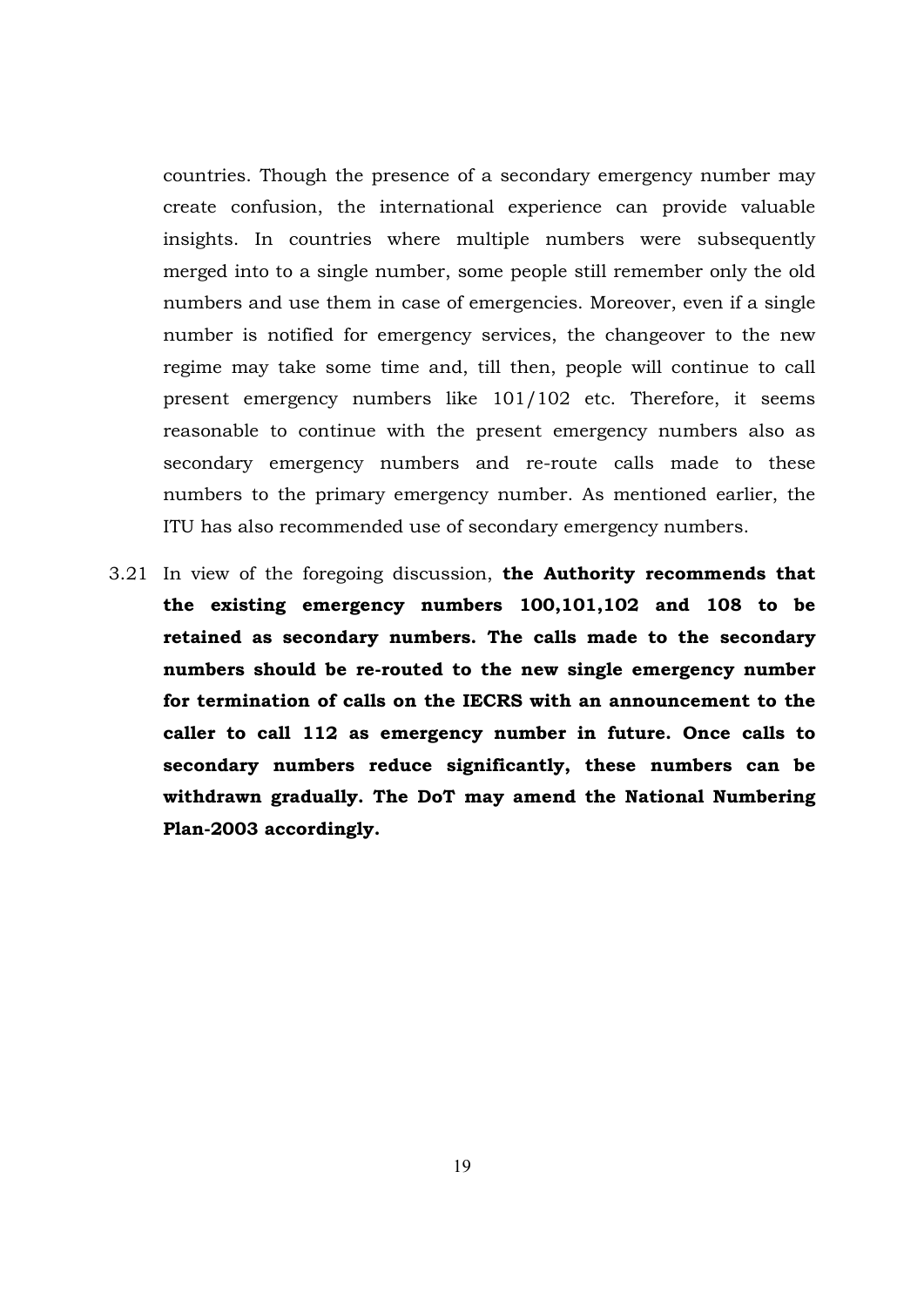countries. Though the presence of a secondary emergency number may create confusion, the international experience can provide valuable insights. In countries where multiple numbers were subsequently merged into to a single number, some people still remember only the old numbers and use them in case of emergencies. Moreover, even if a single number is notified for emergency services, the changeover to the new regime may take some time and, till then, people will continue to call present emergency numbers like 101/102 etc. Therefore, it seems reasonable to continue with the present emergency numbers also as secondary emergency numbers and re-route calls made to these numbers to the primary emergency number. As mentioned earlier, the ITU has also recommended use of secondary emergency numbers.

3.21 In view of the foregoing discussion, **the Authority recommends that the existing emergency numbers 100,101,102 and 108 to be retained as secondary numbers. The calls made to the secondary numbers should be re-routed to the new single emergency number for termination of calls on the IECRS with an announcement to the caller to call 112 as emergency number in future. Once calls to secondary numbers reduce significantly, these numbers can be withdrawn gradually. The DoT may amend the National Numbering Plan-2003 accordingly.**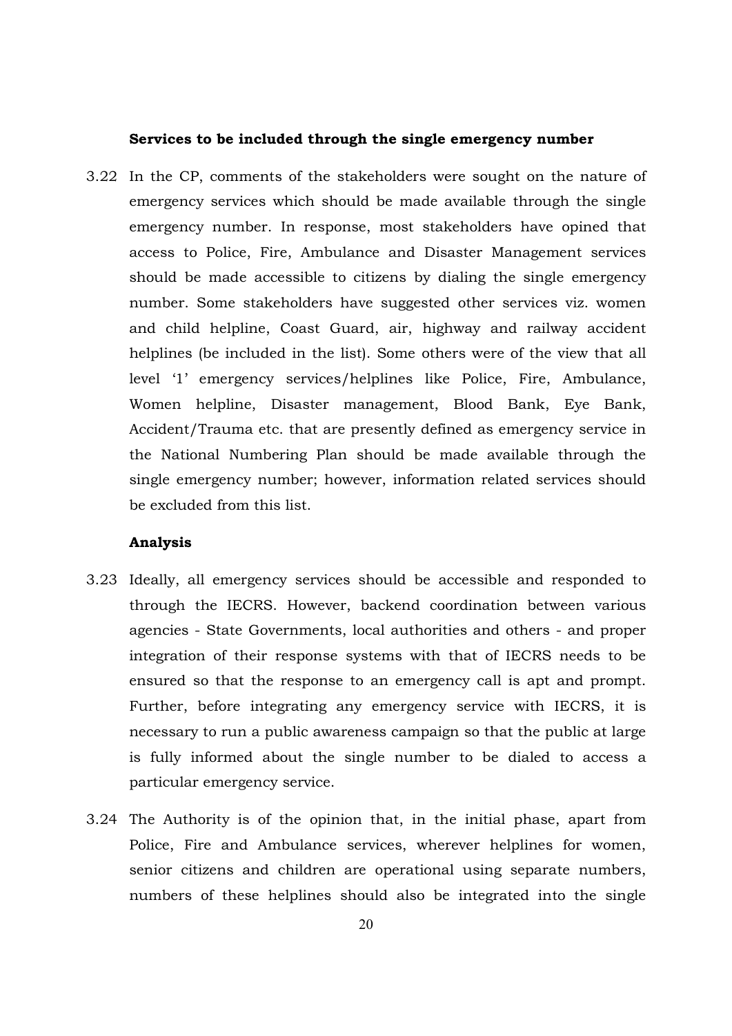**Services to be included through the single emergency number**

3.22 In the CP, comments of the stakeholders were sought on the nature of emergency services which should be made available through the single emergency number. In response, most stakeholders have opined that access to Police, Fire, Ambulance and Disaster Management services should be made accessible to citizens by dialing the single emergency number. Some stakeholders have suggested other services viz. women and child helpline, Coast Guard, air, highway and railway accident helplines (be included in the list). Some others were of the view that all level '1' emergency services/helplines like Police, Fire, Ambulance, Women helpline, Disaster management, Blood Bank, Eye Bank, Accident/Trauma etc. that are presently defined as emergency service in the National Numbering Plan should be made available through the single emergency number; however, information related services should be excluded from this list.

**Analysis**

3.23 Ideally, all emergency services should be accessible and responded to through the IECRS. However, backend coordination between various agencies - State Governments, local authorities and others - and proper integration of their response systems with that of IECRS needs to be ensured so that the response to an emergency call is apt and prompt. Further, before integrating any emergency service with IECRS, it is necessary to run a public awareness campaign so that the public at large is fully informed about the single number to be dialed to access a particular emergency service.

3.24 The Authority is of the opinion that, in the initial phase, apart from Police, Fire and Ambulance services, wherever helplines for women, senior citizens and children are operational using separate numbers, numbers of these helplines should also be integrated into the single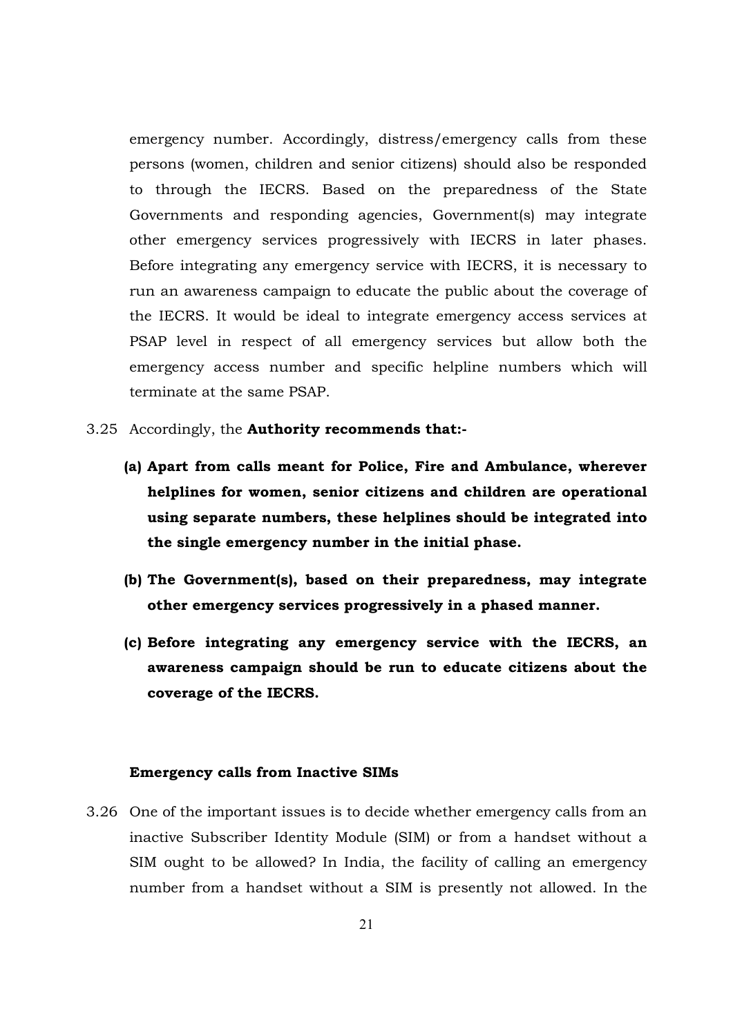emergency number. Accordingly, distress/emergency calls from these persons (women, children and senior citizens) should also be responded to through the IECRS. Based on the preparedness of the State Governments and responding agencies, Government(s) may integrate other emergency services progressively with IECRS in later phases. Before integrating any emergency service with IECRS, it is necessary to run an awareness campaign to educate the public about the coverage of the IECRS. It would be ideal to integrate emergency access services at PSAP level in respect of all emergency services but allow both the emergency access number and specific helpline numbers which will terminate at the same PSAP.

3.25 Accordingly, the **Authority recommends that:-**

**(a) Apart from calls meant for Police, Fire and Ambulance, wherever helplines for women, senior citizens and children are operational using separate numbers, these helplines should be integrated into the single emergency number in the initial phase.**

**(b) The Government(s), based on their preparedness, may integrate other emergency services progressively in a phased manner.**

**(c) Before integrating any emergency service with the IECRS, an awareness campaign should be run to educate citizens about the coverage of the IECRS.**

**Emergency calls from Inactive SIMs**

3.26 One of the important issues is to decide whether emergency calls from an inactive Subscriber Identity Module (SIM) or from a handset without a SIM ought to be allowed? In India, the facility of calling an emergency number from a handset without a SIM is presently not allowed. In the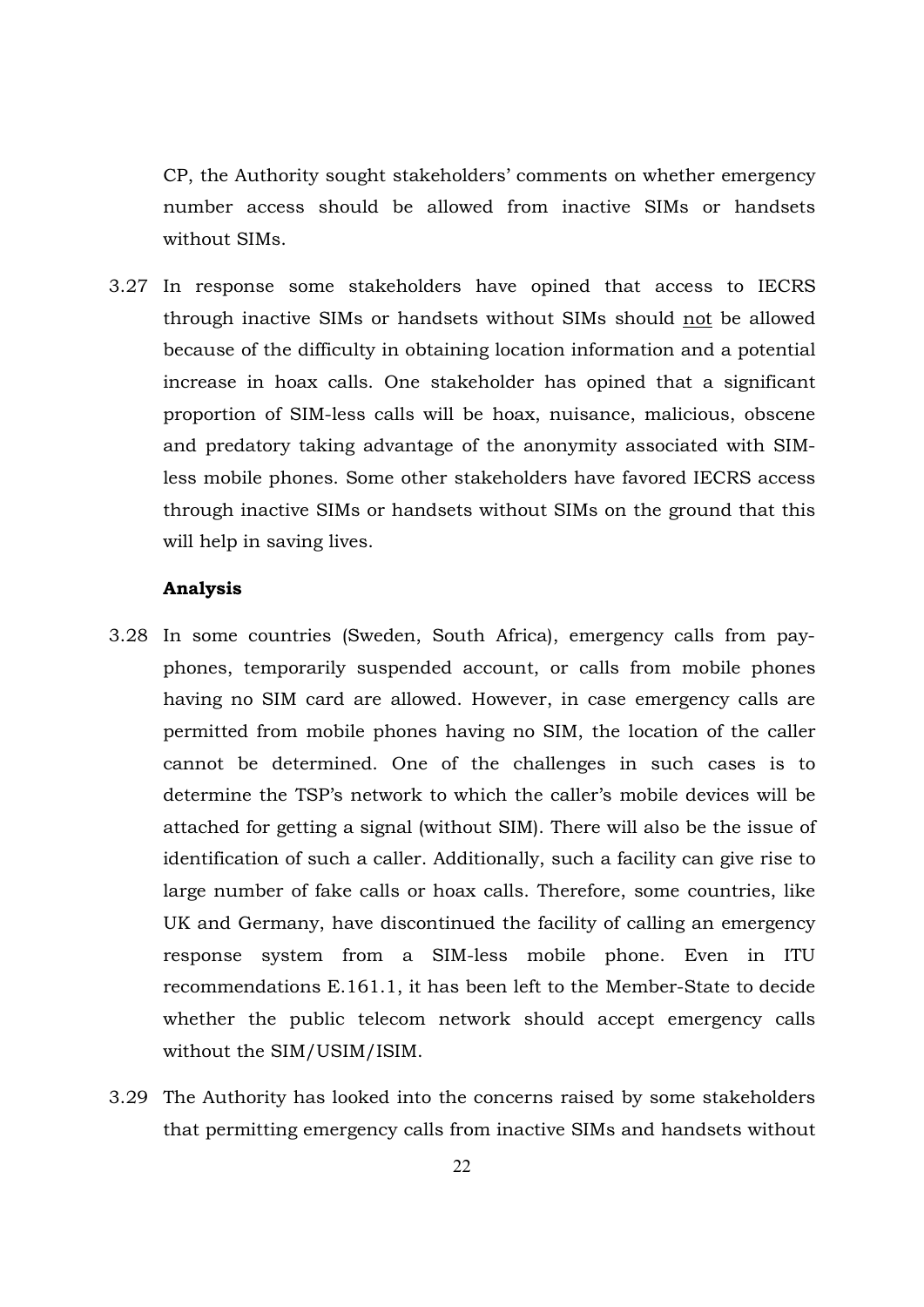CP, the Authority sought stakeholders' comments on whether emergency number access should be allowed from inactive SIMs or handsets without SIMs.

3.27 In response some stakeholders have opined that access to IECRS through inactive SIMs or handsets without SIMs should <u>not</u> be allowed because of the difficulty in obtaining location information and a potential increase in hoax calls. One stakeholder has opined that a significant proportion of SIM-less calls will be hoax, nuisance, malicious, obscene and predatory taking advantage of the anonymity associated with SIM-less mobile phones. Some other stakeholders have favored IECRS access through inactive SIMs or handsets without SIMs on the ground that this will help in saving lives.

**Analysis**

3.28 In some countries (Sweden, South Africa), emergency calls from pay-phones, temporarily suspended account, or calls from mobile phones having no SIM card are allowed. However, in case emergency calls are permitted from mobile phones having no SIM, the location of the caller cannot be determined. One of the challenges in such cases is to determine the TSP's network to which the caller's mobile devices will be attached for getting a signal (without SIM). There will also be the issue of identification of such a caller. Additionally, such a facility can give rise to large number of fake calls or hoax calls. Therefore, some countries, like UK and Germany, have discontinued the facility of calling an emergency response system from a SIM-less mobile phone. Even in ITU recommendations E.161.1, it has been left to the Member-State to decide whether the public telecom network should accept emergency calls without the SIM/USIM/ISIM.

3.29 The Authority has looked into the concerns raised by some stakeholders that permitting emergency calls from inactive SIMs and handsets without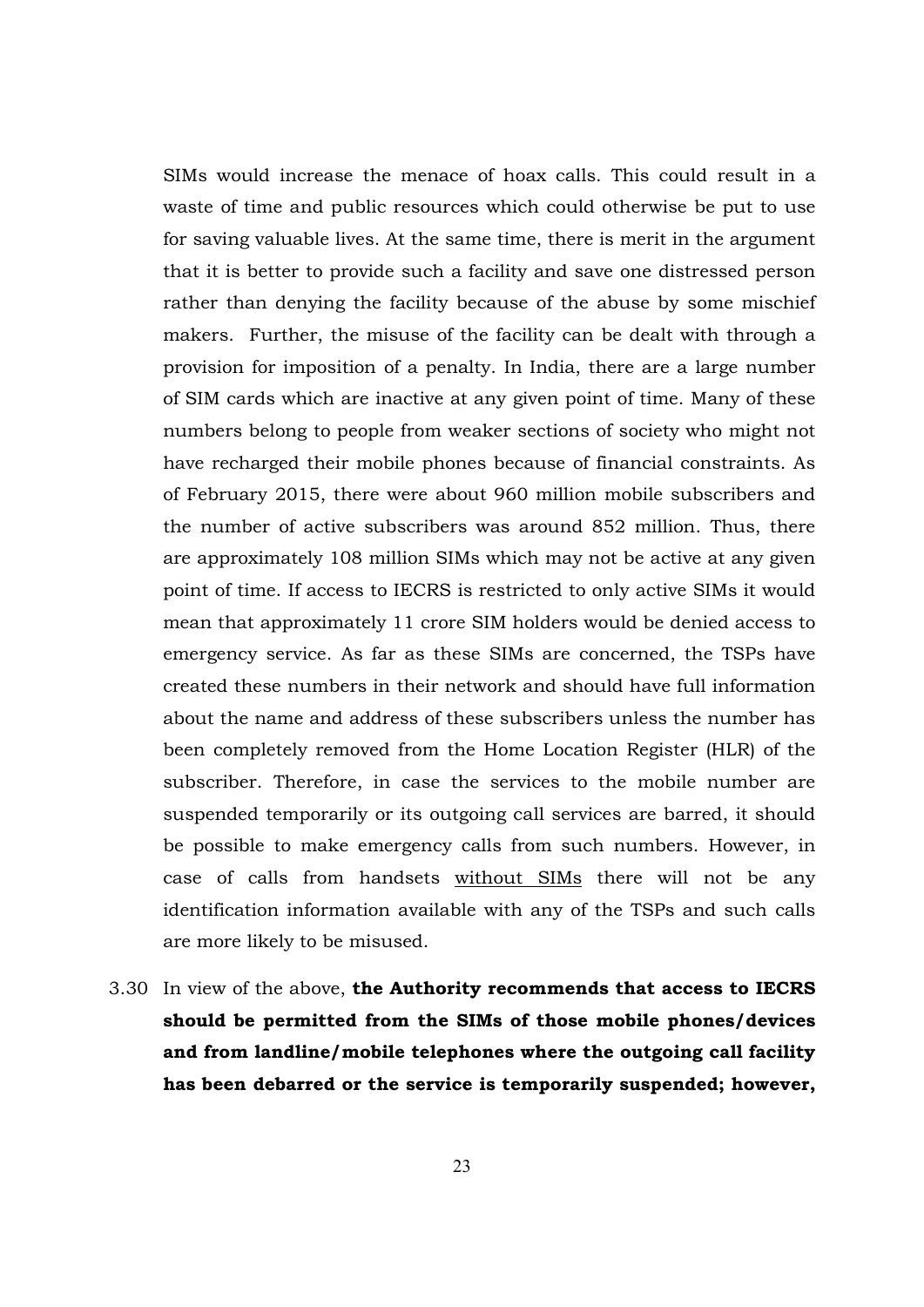SIMs would increase the menace of hoax calls. This could result in a waste of time and public resources which could otherwise be put to use for saving valuable lives. At the same time, there is merit in the argument that it is better to provide such a facility and save one distressed person rather than denying the facility because of the abuse by some mischief makers. Further, the misuse of the facility can be dealt with through a provision for imposition of a penalty. In India, there are a large number of SIM cards which are inactive at any given point of time. Many of these numbers belong to people from weaker sections of society who might not have recharged their mobile phones because of financial constraints. As of February 2015, there were about 960 million mobile subscribers and the number of active subscribers was around 852 million. Thus, there are approximately 108 million SIMs which may not be active at any given point of time. If access to IECRS is restricted to only active SIMs it would mean that approximately 11 crore SIM holders would be denied access to emergency service. As far as these SIMs are concerned, the TSPs have created these numbers in their network and should have full information about the name and address of these subscribers unless the number has been completely removed from the Home Location Register (HLR) of the subscriber. Therefore, in case the services to the mobile number are suspended temporarily or its outgoing call services are barred, it should be possible to make emergency calls from such numbers. However, in case of calls from handsets <u>without SIMs</u> there will not be any identification information available with any of the TSPs and such calls are more likely to be misused.

3.30 In view of the above, **the Authority recommends that access to IECRS should be permitted from the SIMs of those mobile phones/devices and from landline/mobile telephones where the outgoing call facility has been debarred or the service is temporarily suspended; however,**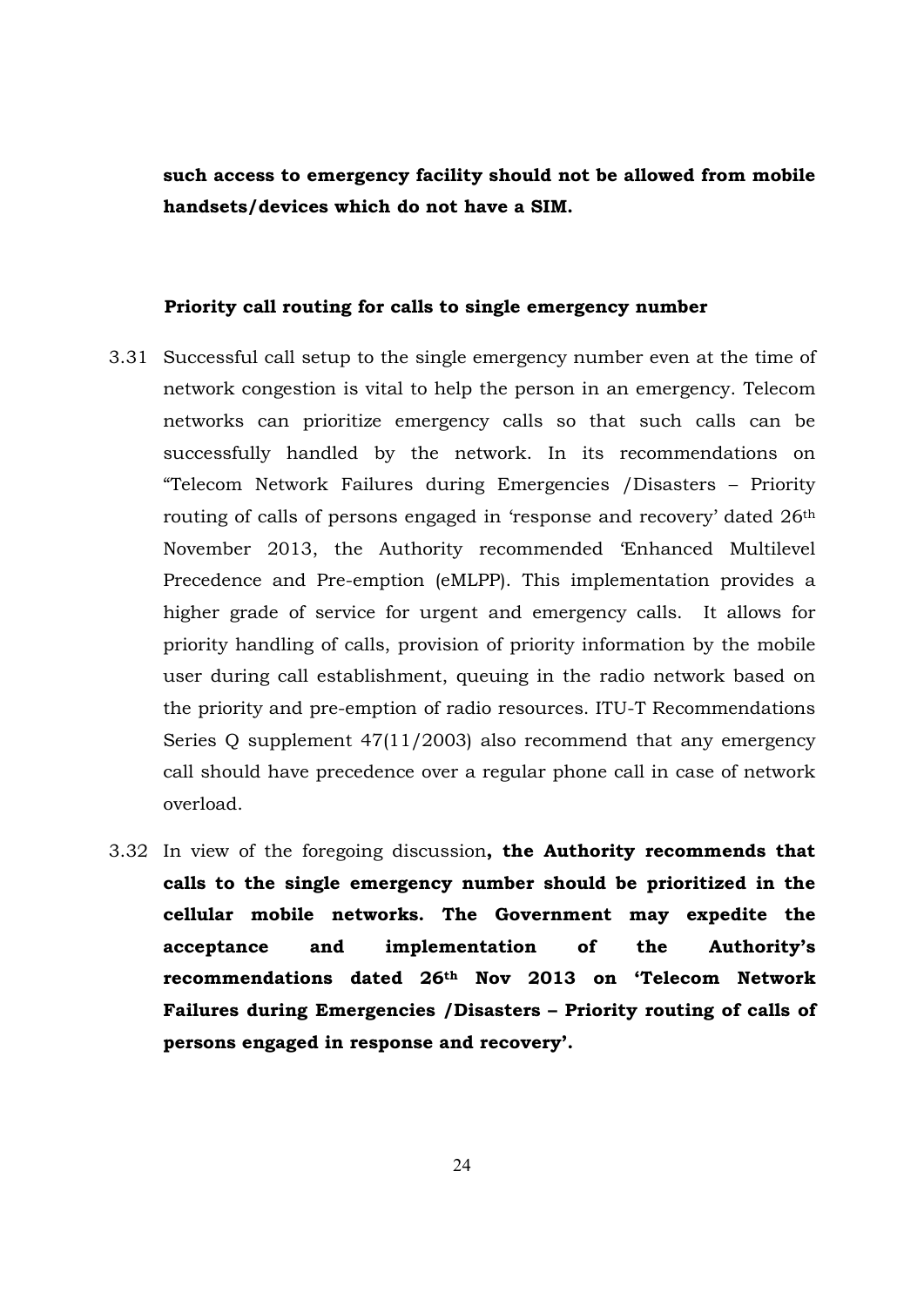**such access to emergency facility should not be allowed from mobile handsets/devices which do not have a SIM.**

**Priority call routing for calls to single emergency number**

3.31 Successful call setup to the single emergency number even at the time of network congestion is vital to help the person in an emergency. Telecom networks can prioritize emergency calls so that such calls can be successfully handled by the network. In its recommendations on "Telecom Network Failures during Emergencies /Disasters – Priority routing of calls of persons engaged in 'response and recovery' dated 26th November 2013, the Authority recommended 'Enhanced Multilevel Precedence and Pre-emption (eMLPP). This implementation provides a higher grade of service for urgent and emergency calls. It allows for priority handling of calls, provision of priority information by the mobile user during call establishment, queuing in the radio network based on the priority and pre-emption of radio resources. ITU-T Recommendations Series Q supplement 47(11/2003) also recommend that any emergency call should have precedence over a regular phone call in case of network overload.

3.32 In view of the foregoing discussion**, the Authority recommends that calls to the single emergency number should be prioritized in the cellular mobile networks. The Government may expedite the acceptance and implementation of the Authority's recommendations dated 26th Nov 2013 on 'Telecom Network Failures during Emergencies /Disasters – Priority routing of calls of persons engaged in response and recovery'.**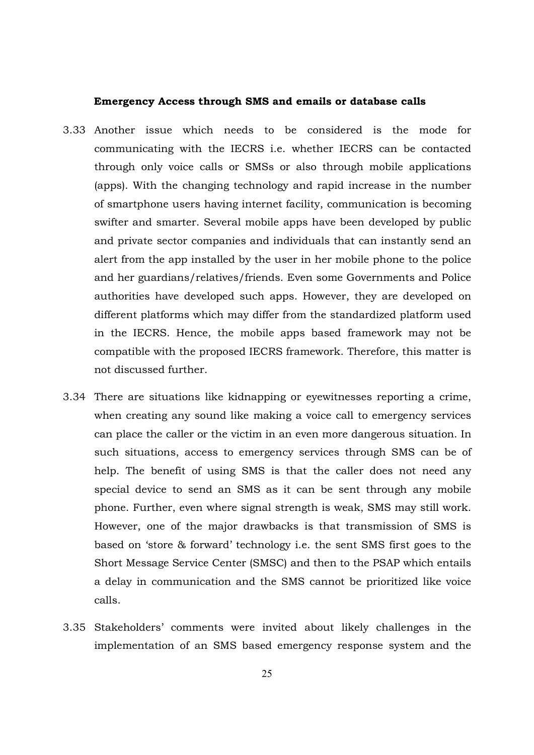#### Emergency Access through SMS and emails or database calls

3.33 Another issue which needs to be considered is the mode for communicating with the IECRS i.e. whether IECRS can be contacted through only voice calls or SMSs or also through mobile applications (apps). With the changing technology and rapid increase in the number of smartphone users having internet facility, communication is becoming swifter and smarter. Several mobile apps have been developed by public and private sector companies and individuals that can instantly send an alert from the app installed by the user in her mobile phone to the police and her guardians/relatives/friends. Even some Governments and Police authorities have developed such apps. However, they are developed on different platforms which may differ from the standardized platform used in the IECRS. Hence, the mobile apps based framework may not be compatible with the proposed IECRS framework. Therefore, this matter is not discussed further.

3.34 There are situations like kidnapping or eyewitnesses reporting a crime, when creating any sound like making a voice call to emergency services can place the caller or the victim in an even more dangerous situation. In such situations, access to emergency services through SMS can be of help. The benefit of using SMS is that the caller does not need any special device to send an SMS as it can be sent through any mobile phone. Further, even where signal strength is weak, SMS may still work. However, one of the major drawbacks is that transmission of SMS is based on 'store & forward' technology i.e. the sent SMS first goes to the Short Message Service Center (SMSC) and then to the PSAP which entails a delay in communication and the SMS cannot be prioritized like voice calls.

3.35 Stakeholders' comments were invited about likely challenges in the implementation of an SMS based emergency response system and the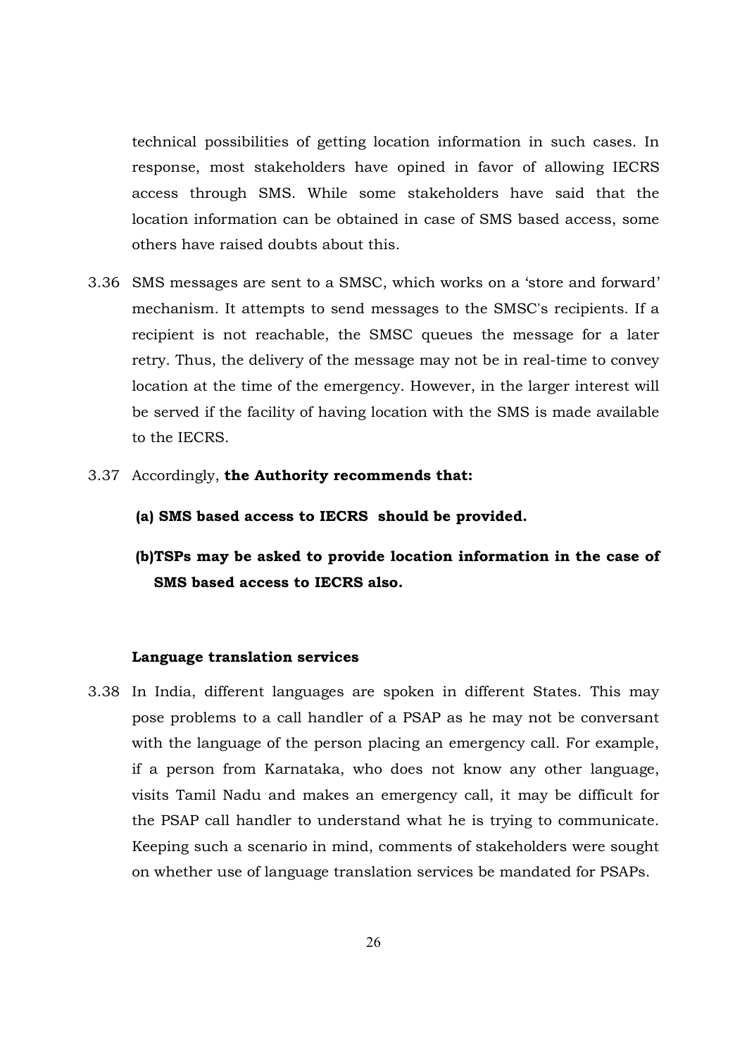technical possibilities of getting location information in such cases. In response, most stakeholders have opined in favor of allowing IECRS access through SMS. While some stakeholders have said that the location information can be obtained in case of SMS based access, some others have raised doubts about this.

3.36 SMS messages are sent to a SMSC, which works on a 'store and forward' mechanism. It attempts to send messages to the SMSC's recipients. If a recipient is not reachable, the SMSC queues the message for a later retry. Thus, the delivery of the message may not be in real-time to convey location at the time of the emergency. However, in the larger interest will be served if the facility of having location with the SMS is made available to the IECRS.

3.37 Accordingly, **the Authority recommends that:**

**(a) SMS based access to IECRS should be provided.**

**(b)TSPs may be asked to provide location information in the case of SMS based access to IECRS also.**

**Language translation services**

3.38 In India, different languages are spoken in different States. This may pose problems to a call handler of a PSAP as he may not be conversant with the language of the person placing an emergency call. For example, if a person from Karnataka, who does not know any other language, visits Tamil Nadu and makes an emergency call, it may be difficult for the PSAP call handler to understand what he is trying to communicate. Keeping such a scenario in mind, comments of stakeholders were sought on whether use of language translation services be mandated for PSAPs.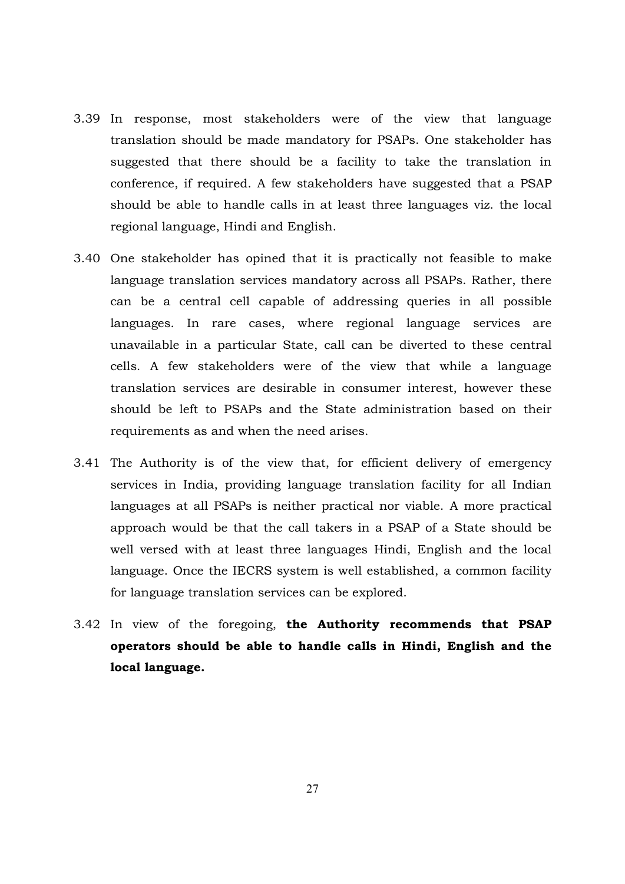3.39 In response, most stakeholders were of the view that language translation should be made mandatory for PSAPs. One stakeholder has suggested that there should be a facility to take the translation in conference, if required. A few stakeholders have suggested that a PSAP should be able to handle calls in at least three languages viz. the local regional language, Hindi and English.

3.40 One stakeholder has opined that it is practically not feasible to make language translation services mandatory across all PSAPs. Rather, there can be a central cell capable of addressing queries in all possible languages. In rare cases, where regional language services are unavailable in a particular State, call can be diverted to these central cells. A few stakeholders were of the view that while a language translation services are desirable in consumer interest, however these should be left to PSAPs and the State administration based on their requirements as and when the need arises.

3.41 The Authority is of the view that, for efficient delivery of emergency services in India, providing language translation facility for all Indian languages at all PSAPs is neither practical nor viable. A more practical approach would be that the call takers in a PSAP of a State should be well versed with at least three languages Hindi, English and the local language. Once the IECRS system is well established, a common facility for language translation services can be explored.

3.42 In view of the foregoing, **the Authority recommends that PSAP operators should be able to handle calls in Hindi, English and the local language.**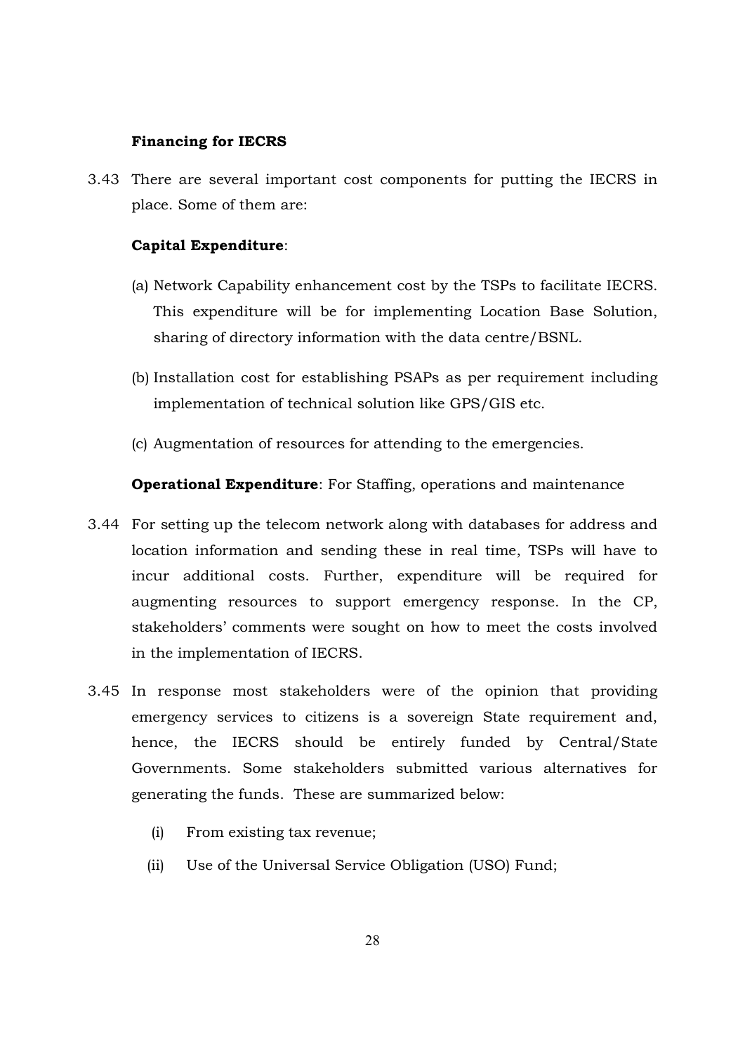**Financing for IECRS**

3.43 There are several important cost components for putting the IECRS in place. Some of them are:

**Capital Expenditure**:

(a) Network Capability enhancement cost by the TSPs to facilitate IECRS. This expenditure will be for implementing Location Base Solution, sharing of directory information with the data centre/BSNL.

(b) Installation cost for establishing PSAPs as per requirement including implementation of technical solution like GPS/GIS etc.

(c) Augmentation of resources for attending to the emergencies.

**Operational Expenditure**: For Staffing, operations and maintenance

3.44 For setting up the telecom network along with databases for address and location information and sending these in real time, TSPs will have to incur additional costs. Further, expenditure will be required for augmenting resources to support emergency response. In the CP, stakeholders' comments were sought on how to meet the costs involved in the implementation of IECRS.

3.45 In response most stakeholders were of the opinion that providing emergency services to citizens is a sovereign State requirement and, hence, the IECRS should be entirely funded by Central/State Governments. Some stakeholders submitted various alternatives for generating the funds. These are summarized below:

(i) From existing tax revenue;

(ii) Use of the Universal Service Obligation (USO) Fund;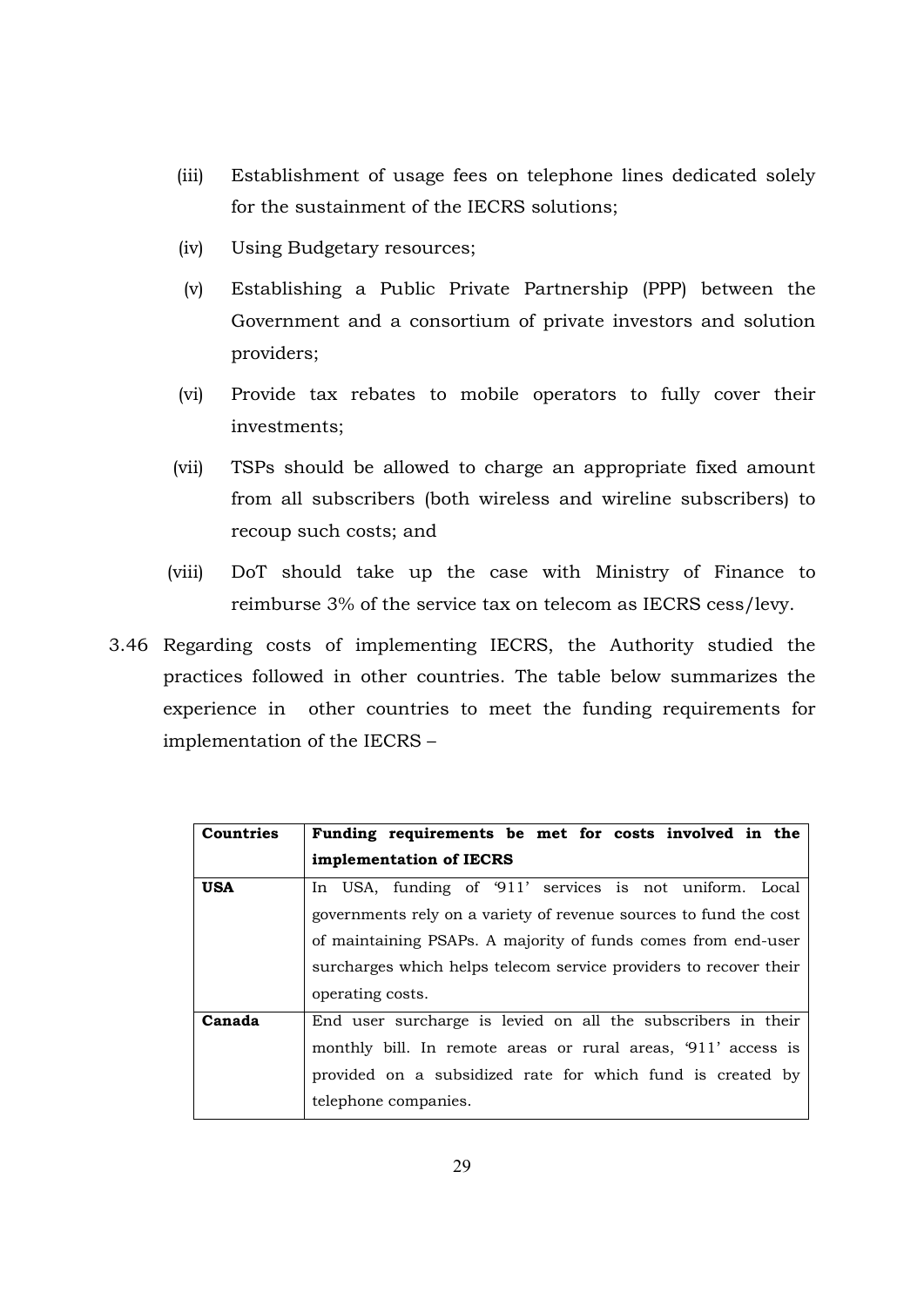(iii) Establishment of usage fees on telephone lines dedicated solely for the sustainment of the IECRS solutions;

(iv) Using Budgetary resources;

(v) Establishing a Public Private Partnership (PPP) between the Government and a consortium of private investors and solution providers;

(vi) Provide tax rebates to mobile operators to fully cover their investments;

(vii) TSPs should be allowed to charge an appropriate fixed amount from all subscribers (both wireless and wireline subscribers) to recoup such costs; and

(viii) DoT should take up the case with Ministry of Finance to reimburse 3% of the service tax on telecom as IECRS cess/levy.

3.46 Regarding costs of implementing IECRS, the Authority studied the practices followed in other countries. The table below summarizes the experience in other countries to meet the funding requirements for implementation of the IECRS –

| Countries | Funding requirements be met for costs involved in the implementation of IECRS |
|---|---|
| **USA** | In USA, funding of '911' services is not uniform. Local governments rely on a variety of revenue sources to fund the cost of maintaining PSAPs. A majority of funds comes from end-user surcharges which helps telecom service providers to recover their operating costs. |
| **Canada** | End user surcharge is levied on all the subscribers in their monthly bill. In remote areas or rural areas, '911' access is provided on a subsidized rate for which fund is created by telephone companies. |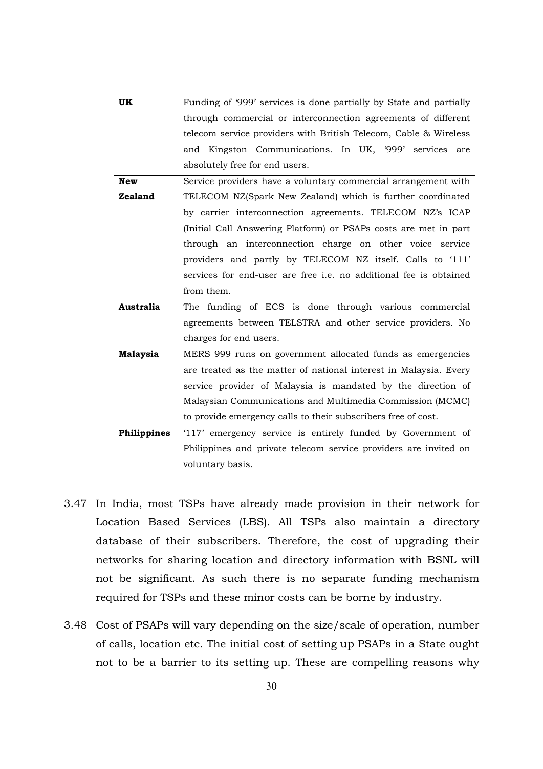| | |
|---|---|
| **UK** | Funding of '999' services is done partially by State and partially through commercial or interconnection agreements of different telecom service providers with British Telecom, Cable & Wireless and Kingston Communications. In UK, '999' services are absolutely free for end users. |
| **New Zealand** | Service providers have a voluntary commercial arrangement with TELECOM NZ(Spark New Zealand) which is further coordinated by carrier interconnection agreements. TELECOM NZ's ICAP (Initial Call Answering Platform) or PSAPs costs are met in part through an interconnection charge on other voice service providers and partly by TELECOM NZ itself. Calls to '111' services for end-user are free i.e. no additional fee is obtained from them. |
| **Australia** | The funding of ECS is done through various commercial agreements between TELSTRA and other service providers. No charges for end users. |
| **Malaysia** | MERS 999 runs on government allocated funds as emergencies are treated as the matter of national interest in Malaysia. Every service provider of Malaysia is mandated by the direction of Malaysian Communications and Multimedia Commission (MCMC) to provide emergency calls to their subscribers free of cost. |
| **Philippines** | '117' emergency service is entirely funded by Government of Philippines and private telecom service providers are invited on voluntary basis. |

3.47 In India, most TSPs have already made provision in their network for Location Based Services (LBS). All TSPs also maintain a directory database of their subscribers. Therefore, the cost of upgrading their networks for sharing location and directory information with BSNL will not be significant. As such there is no separate funding mechanism required for TSPs and these minor costs can be borne by industry.

3.48 Cost of PSAPs will vary depending on the size/scale of operation, number of calls, location etc. The initial cost of setting up PSAPs in a State ought not to be a barrier to its setting up. These are compelling reasons why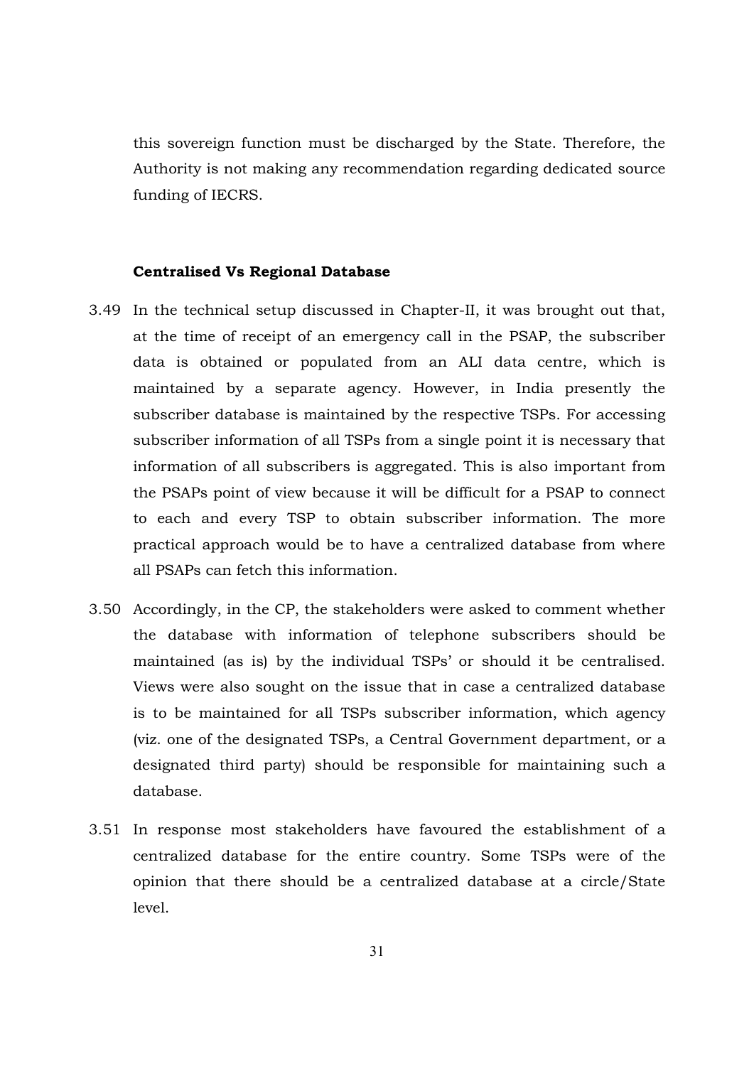this sovereign function must be discharged by the State. Therefore, the Authority is not making any recommendation regarding dedicated source funding of IECRS.

**Centralised Vs Regional Database**

3.49 In the technical setup discussed in Chapter-II, it was brought out that, at the time of receipt of an emergency call in the PSAP, the subscriber data is obtained or populated from an ALI data centre, which is maintained by a separate agency. However, in India presently the subscriber database is maintained by the respective TSPs. For accessing subscriber information of all TSPs from a single point it is necessary that information of all subscribers is aggregated. This is also important from the PSAPs point of view because it will be difficult for a PSAP to connect to each and every TSP to obtain subscriber information. The more practical approach would be to have a centralized database from where all PSAPs can fetch this information.

3.50 Accordingly, in the CP, the stakeholders were asked to comment whether the database with information of telephone subscribers should be maintained (as is) by the individual TSPs' or should it be centralised. Views were also sought on the issue that in case a centralized database is to be maintained for all TSPs subscriber information, which agency (viz. one of the designated TSPs, a Central Government department, or a designated third party) should be responsible for maintaining such a database.

3.51 In response most stakeholders have favoured the establishment of a centralized database for the entire country. Some TSPs were of the opinion that there should be a centralized database at a circle/State level.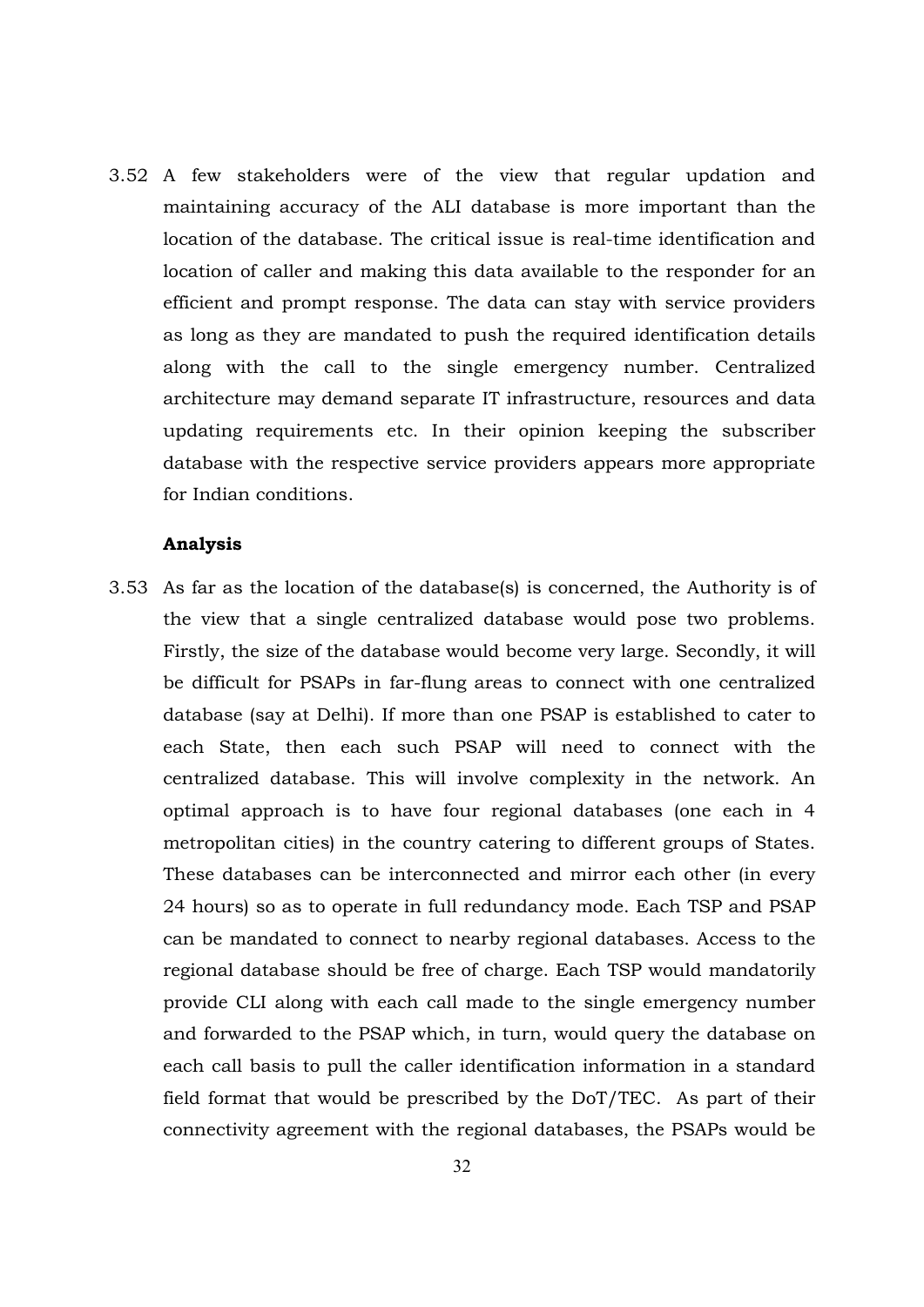3.52 A few stakeholders were of the view that regular updation and maintaining accuracy of the ALI database is more important than the location of the database. The critical issue is real-time identification and location of caller and making this data available to the responder for an efficient and prompt response. The data can stay with service providers as long as they are mandated to push the required identification details along with the call to the single emergency number. Centralized architecture may demand separate IT infrastructure, resources and data updating requirements etc. In their opinion keeping the subscriber database with the respective service providers appears more appropriate for Indian conditions.

**Analysis**

3.53 As far as the location of the database(s) is concerned, the Authority is of the view that a single centralized database would pose two problems. Firstly, the size of the database would become very large. Secondly, it will be difficult for PSAPs in far-flung areas to connect with one centralized database (say at Delhi). If more than one PSAP is established to cater to each State, then each such PSAP will need to connect with the centralized database. This will involve complexity in the network. An optimal approach is to have four regional databases (one each in 4 metropolitan cities) in the country catering to different groups of States. These databases can be interconnected and mirror each other (in every 24 hours) so as to operate in full redundancy mode. Each TSP and PSAP can be mandated to connect to nearby regional databases. Access to the regional database should be free of charge. Each TSP would mandatorily provide CLI along with each call made to the single emergency number and forwarded to the PSAP which, in turn, would query the database on each call basis to pull the caller identification information in a standard field format that would be prescribed by the DoT/TEC. As part of their connectivity agreement with the regional databases, the PSAPs would be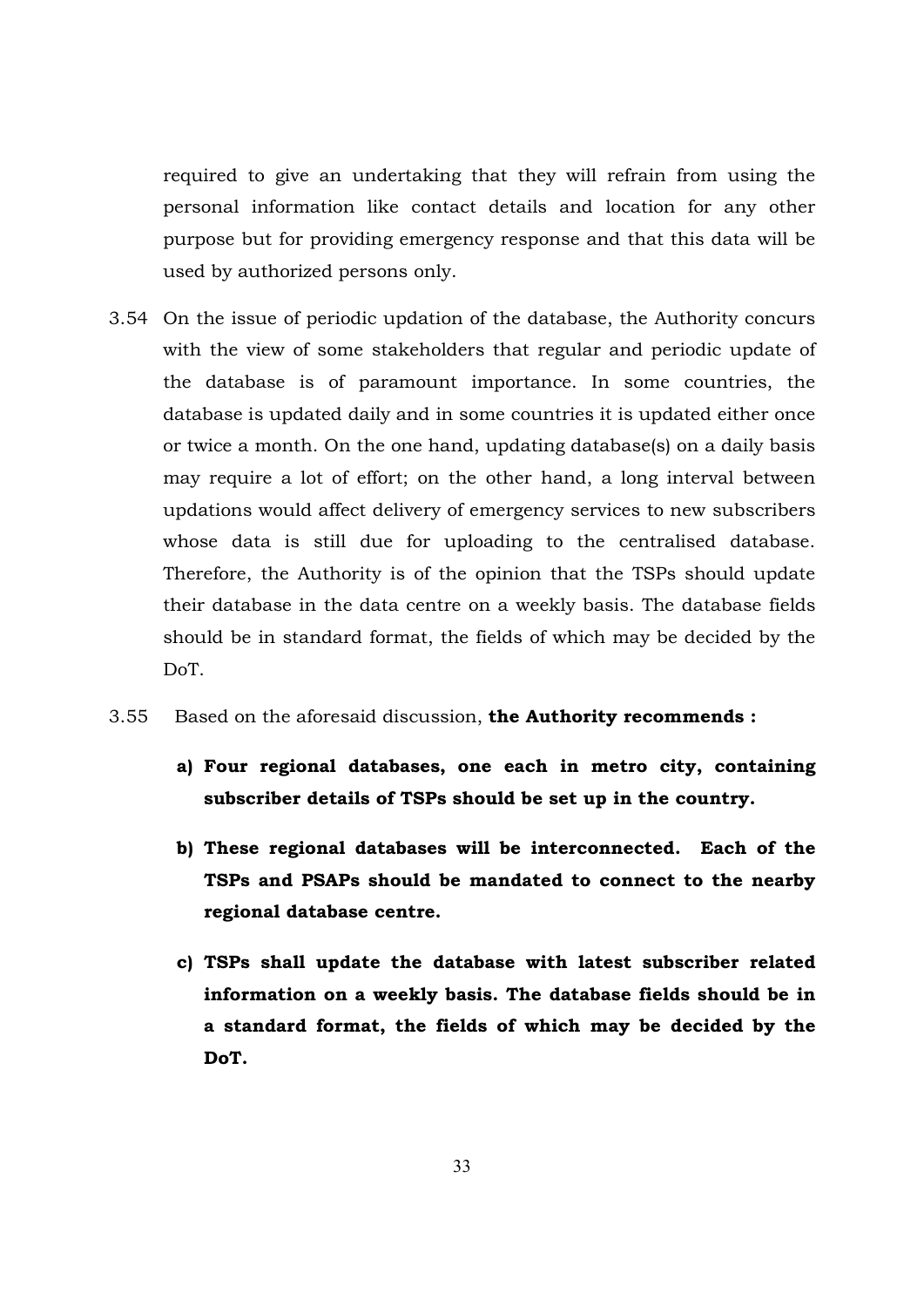required to give an undertaking that they will refrain from using the personal information like contact details and location for any other purpose but for providing emergency response and that this data will be used by authorized persons only.

3.54 On the issue of periodic updation of the database, the Authority concurs with the view of some stakeholders that regular and periodic update of the database is of paramount importance. In some countries, the database is updated daily and in some countries it is updated either once or twice a month. On the one hand, updating database(s) on a daily basis may require a lot of effort; on the other hand, a long interval between updations would affect delivery of emergency services to new subscribers whose data is still due for uploading to the centralised database. Therefore, the Authority is of the opinion that the TSPs should update their database in the data centre on a weekly basis. The database fields should be in standard format, the fields of which may be decided by the DoT.

3.55 Based on the aforesaid discussion, **the Authority recommends :**

a) **Four regional databases, one each in metro city, containing subscriber details of TSPs should be set up in the country.**

b) **These regional databases will be interconnected. Each of the TSPs and PSAPs should be mandated to connect to the nearby regional database centre.**

c) **TSPs shall update the database with latest subscriber related information on a weekly basis. The database fields should be in a standard format, the fields of which may be decided by the DoT.**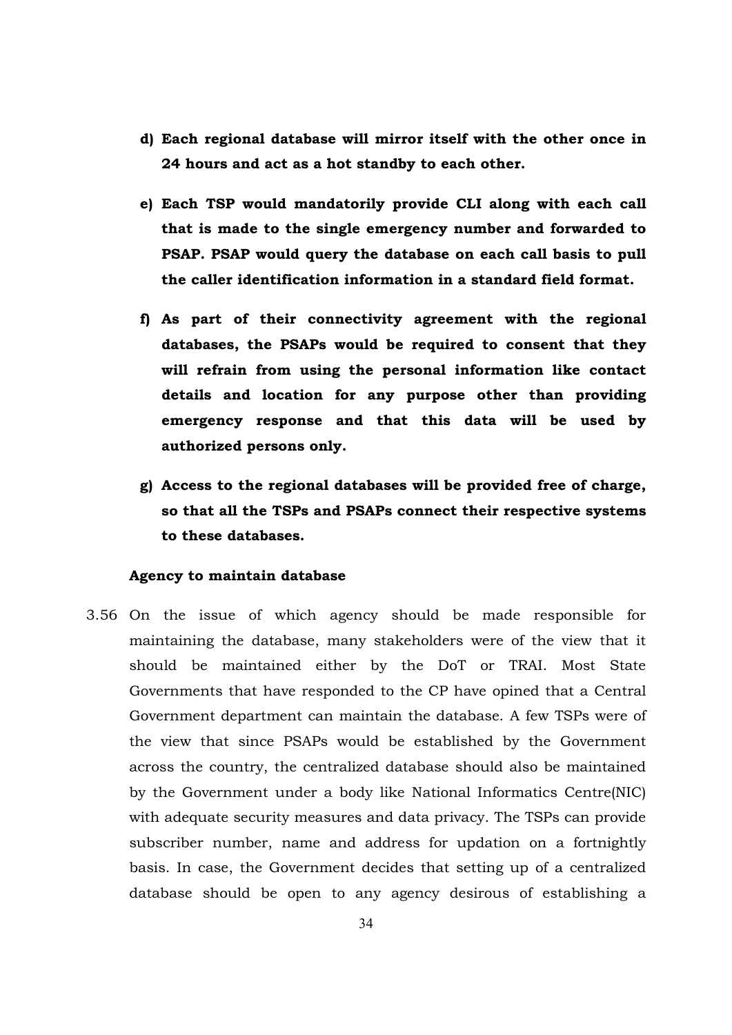- **d) Each regional database will mirror itself with the other once in 24 hours and act as a hot standby to each other.**

- **e) Each TSP would mandatorily provide CLI along with each call that is made to the single emergency number and forwarded to PSAP. PSAP would query the database on each call basis to pull the caller identification information in a standard field format.**

- **f) As part of their connectivity agreement with the regional databases, the PSAPs would be required to consent that they will refrain from using the personal information like contact details and location for any purpose other than providing emergency response and that this data will be used by authorized persons only.**

- **g) Access to the regional databases will be provided free of charge, so that all the TSPs and PSAPs connect their respective systems to these databases.**

**Agency to maintain database**

3.56 On the issue of which agency should be made responsible for maintaining the database, many stakeholders were of the view that it should be maintained either by the DoT or TRAI. Most State Governments that have responded to the CP have opined that a Central Government department can maintain the database. A few TSPs were of the view that since PSAPs would be established by the Government across the country, the centralized database should also be maintained by the Government under a body like National Informatics Centre(NIC) with adequate security measures and data privacy. The TSPs can provide subscriber number, name and address for updation on a fortnightly basis. In case, the Government decides that setting up of a centralized database should be open to any agency desirous of establishing a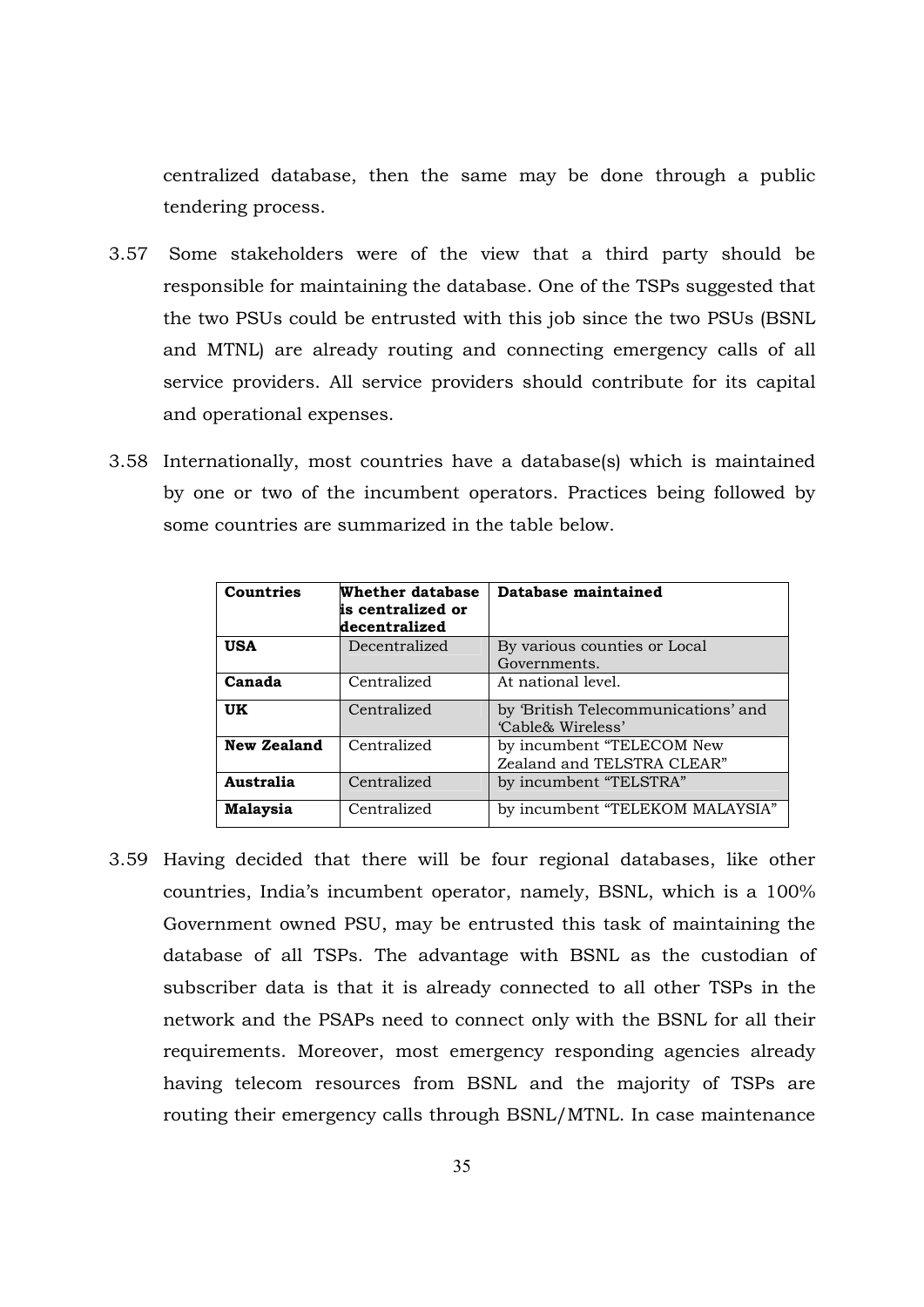centralized database, then the same may be done through a public tendering process.

3.57 Some stakeholders were of the view that a third party should be responsible for maintaining the database. One of the TSPs suggested that the two PSUs could be entrusted with this job since the two PSUs (BSNL and MTNL) are already routing and connecting emergency calls of all service providers. All service providers should contribute for its capital and operational expenses.

3.58 Internationally, most countries have a database(s) which is maintained by one or two of the incumbent operators. Practices being followed by some countries are summarized in the table below.

| Countries | Whether database is centralized or decentralized | Database maintained |
|---|---|---|
| **USA** | Decentralized | By various counties or Local Governments. |
| **Canada** | Centralized | At national level. |
| **UK** | Centralized | by 'British Telecommunications' and 'Cable& Wireless' |
| **New Zealand** | Centralized | by incumbent "TELECOM New Zealand and TELSTRA CLEAR" |
| **Australia** | Centralized | by incumbent "TELSTRA" |
| **Malaysia** | Centralized | by incumbent "TELEKOM MALAYSIA" |

3.59 Having decided that there will be four regional databases, like other countries, India's incumbent operator, namely, BSNL, which is a 100% Government owned PSU, may be entrusted this task of maintaining the database of all TSPs. The advantage with BSNL as the custodian of subscriber data is that it is already connected to all other TSPs in the network and the PSAPs need to connect only with the BSNL for all their requirements. Moreover, most emergency responding agencies already having telecom resources from BSNL and the majority of TSPs are routing their emergency calls through BSNL/MTNL. In case maintenance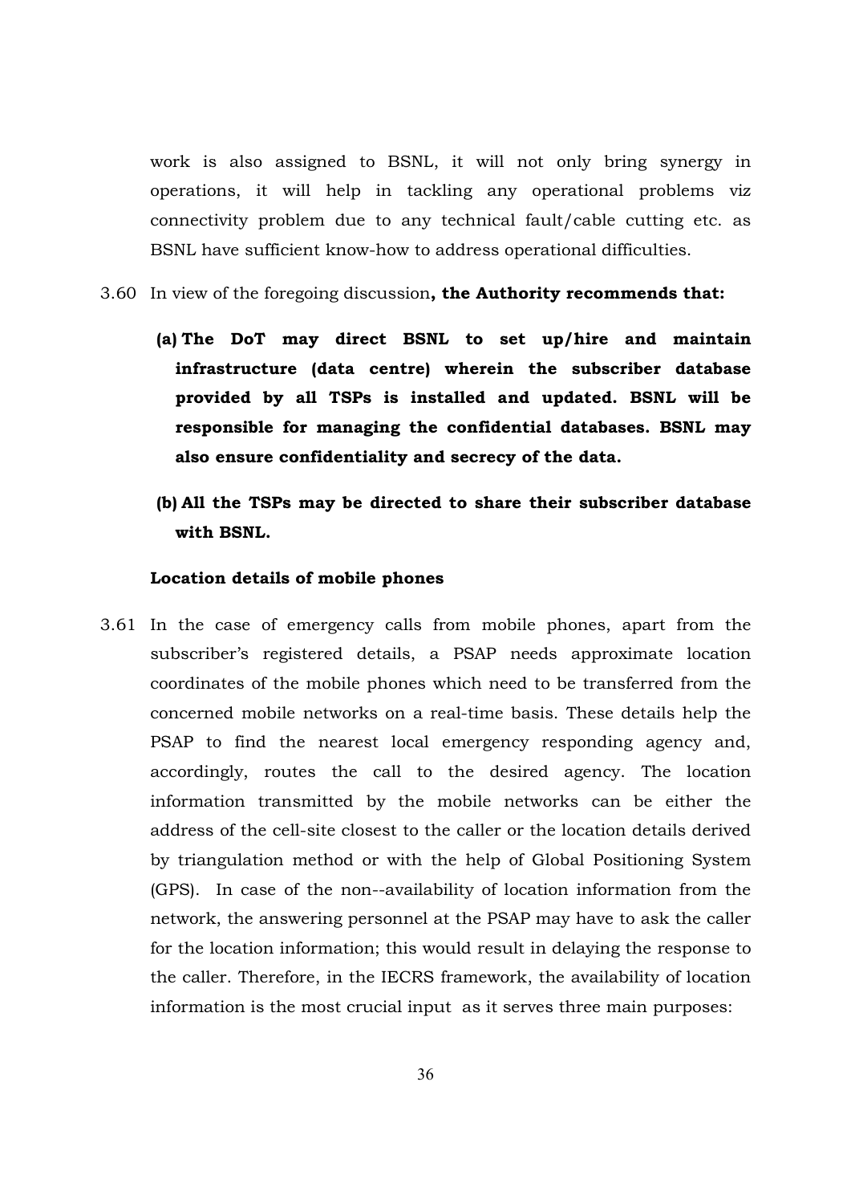work is also assigned to BSNL, it will not only bring synergy in operations, it will help in tackling any operational problems viz connectivity problem due to any technical fault/cable cutting etc. as BSNL have sufficient know-how to address operational difficulties.

3.60 In view of the foregoing discussion**, the Authority recommends that:**

**(a) The DoT may direct BSNL to set up/hire and maintain infrastructure (data centre) wherein the subscriber database provided by all TSPs is installed and updated. BSNL will be responsible for managing the confidential databases. BSNL may also ensure confidentiality and secrecy of the data.**

**(b) All the TSPs may be directed to share their subscriber database with BSNL.**

**Location details of mobile phones**

3.61 In the case of emergency calls from mobile phones, apart from the subscriber's registered details, a PSAP needs approximate location coordinates of the mobile phones which need to be transferred from the concerned mobile networks on a real-time basis. These details help the PSAP to find the nearest local emergency responding agency and, accordingly, routes the call to the desired agency. The location information transmitted by the mobile networks can be either the address of the cell-site closest to the caller or the location details derived by triangulation method or with the help of Global Positioning System (GPS). In case of the non--availability of location information from the network, the answering personnel at the PSAP may have to ask the caller for the location information; this would result in delaying the response to the caller. Therefore, in the IECRS framework, the availability of location information is the most crucial input as it serves three main purposes: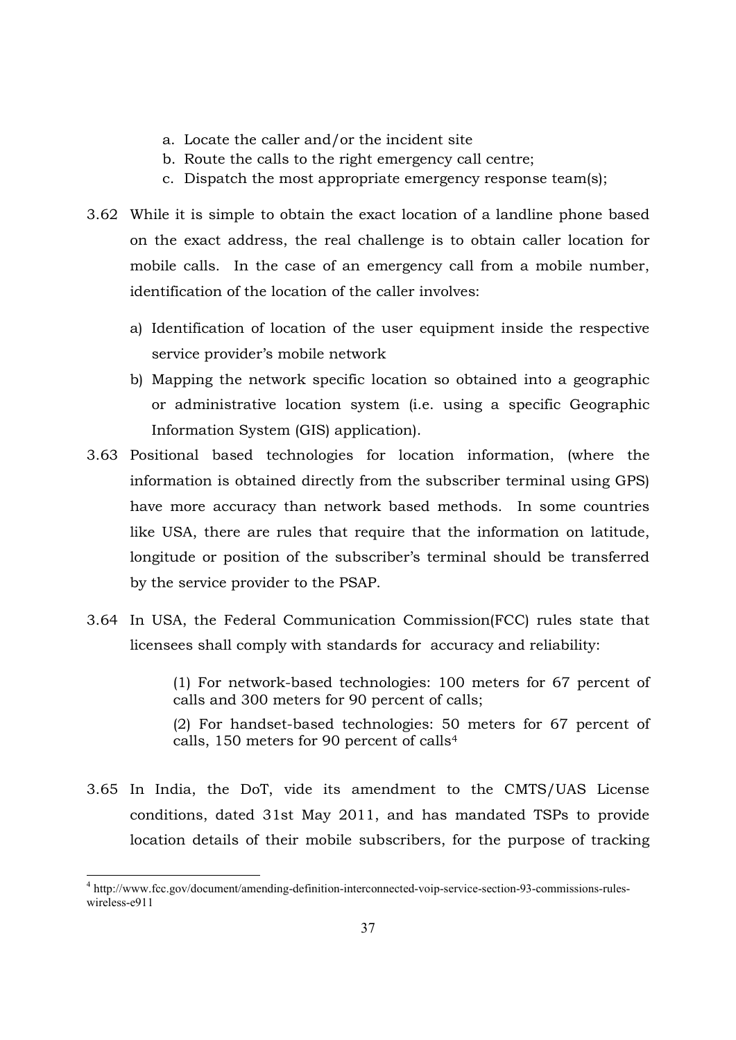a. Locate the caller and/or the incident site
b. Route the calls to the right emergency call centre;
c. Dispatch the most appropriate emergency response team(s);

3.62 While it is simple to obtain the exact location of a landline phone based on the exact address, the real challenge is to obtain caller location for mobile calls. In the case of an emergency call from a mobile number, identification of the location of the caller involves:

a) Identification of location of the user equipment inside the respective service provider's mobile network

b) Mapping the network specific location so obtained into a geographic or administrative location system (i.e. using a specific Geographic Information System (GIS) application).

3.63 Positional based technologies for location information, (where the information is obtained directly from the subscriber terminal using GPS) have more accuracy than network based methods. In some countries like USA, there are rules that require that the information on latitude, longitude or position of the subscriber's terminal should be transferred by the service provider to the PSAP.

3.64 In USA, the Federal Communication Commission(FCC) rules state that licensees shall comply with standards for accuracy and reliability:

> (1) For network-based technologies: 100 meters for 67 percent of calls and 300 meters for 90 percent of calls;
>
> (2) For handset-based technologies: 50 meters for 67 percent of calls, 150 meters for 90 percent of calls[4]

3.65 In India, the DoT, vide its amendment to the CMTS/UAS License conditions, dated 31st May 2011, and has mandated TSPs to provide location details of their mobile subscribers, for the purpose of tracking

[4] http://www.fcc.gov/document/amending-definition-interconnected-voip-service-section-93-commissions-rules-wireless-e911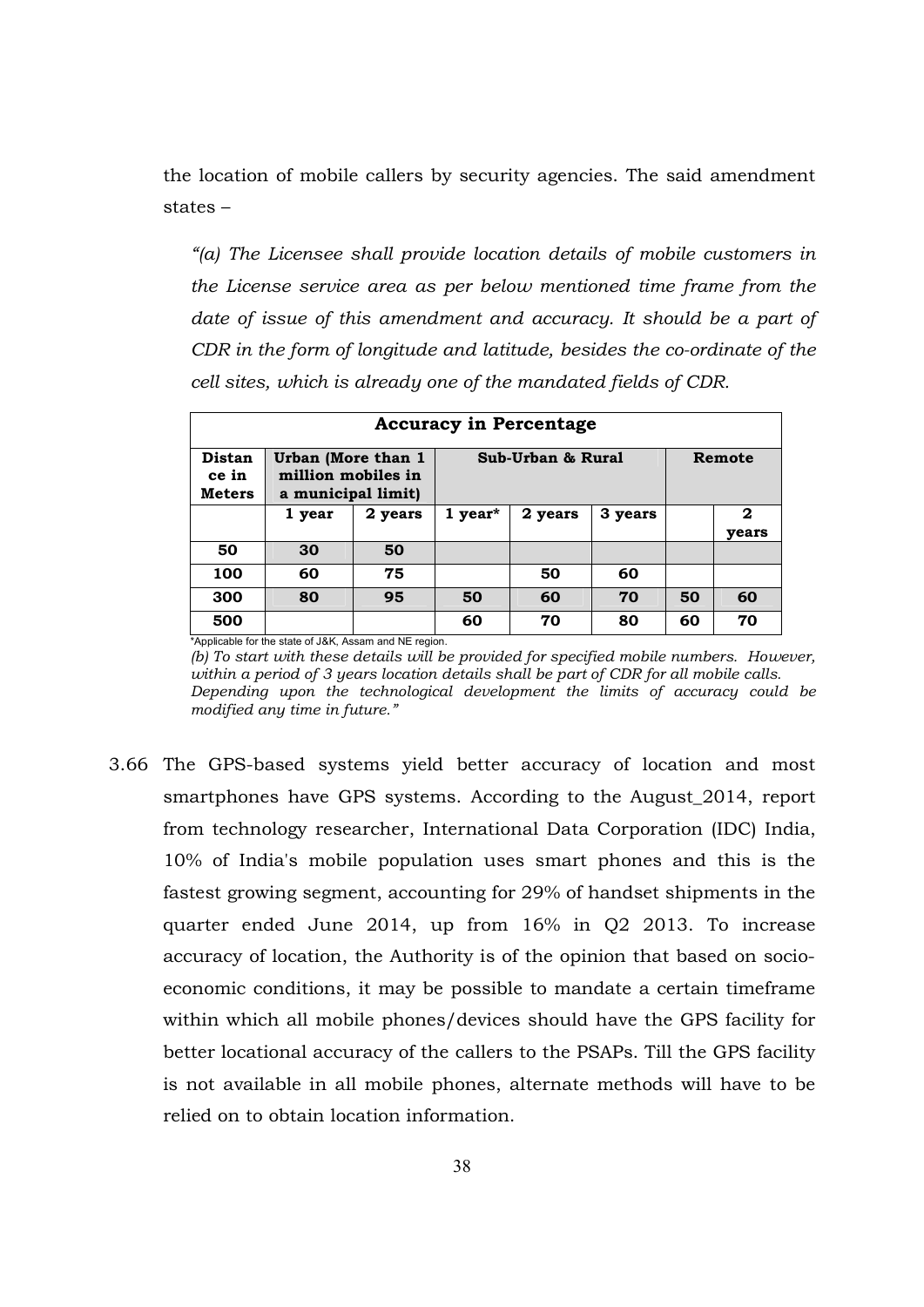the location of mobile callers by security agencies. The said amendment states –

*"(a) The Licensee shall provide location details of mobile customers in the License service area as per below mentioned time frame from the date of issue of this amendment and accuracy. It should be a part of CDR in the form of longitude and latitude, besides the co-ordinate of the cell sites, which is already one of the mandated fields of CDR.*

| **Accuracy in Percentage** | | | | | | | |
|---|---|---|---|---|---|---|---|
| **Distance in Meters** | **Urban (More than 1 million mobiles in a municipal limit)** | | **Sub-Urban & Rural** | | | **Remote** | |
| | **1 year** | **2 years** | **1 year*** | **2 years** | **3 years** | | **2 years** |
| **50** | **30** | **50** | | | | | |
| **100** | **60** | **75** | | **50** | **60** | | |
| **300** | **80** | **95** | **50** | **60** | **70** | **50** | **60** |
| **500** | | | **60** | **70** | **80** | **60** | **70** |

*Applicable for the state of J&K, Assam and NE region.

*(b) To start with these details will be provided for specified mobile numbers. However, within a period of 3 years location details shall be part of CDR for all mobile calls. Depending upon the technological development the limits of accuracy could be modified any time in future."*

3.66 The GPS-based systems yield better accuracy of location and most smartphones have GPS systems. According to the August_2014, report from technology researcher, International Data Corporation (IDC) India, 10% of India's mobile population uses smart phones and this is the fastest growing segment, accounting for 29% of handset shipments in the quarter ended June 2014, up from 16% in Q2 2013. To increase accuracy of location, the Authority is of the opinion that based on socio-economic conditions, it may be possible to mandate a certain timeframe within which all mobile phones/devices should have the GPS facility for better locational accuracy of the callers to the PSAPs. Till the GPS facility is not available in all mobile phones, alternate methods will have to be relied on to obtain location information.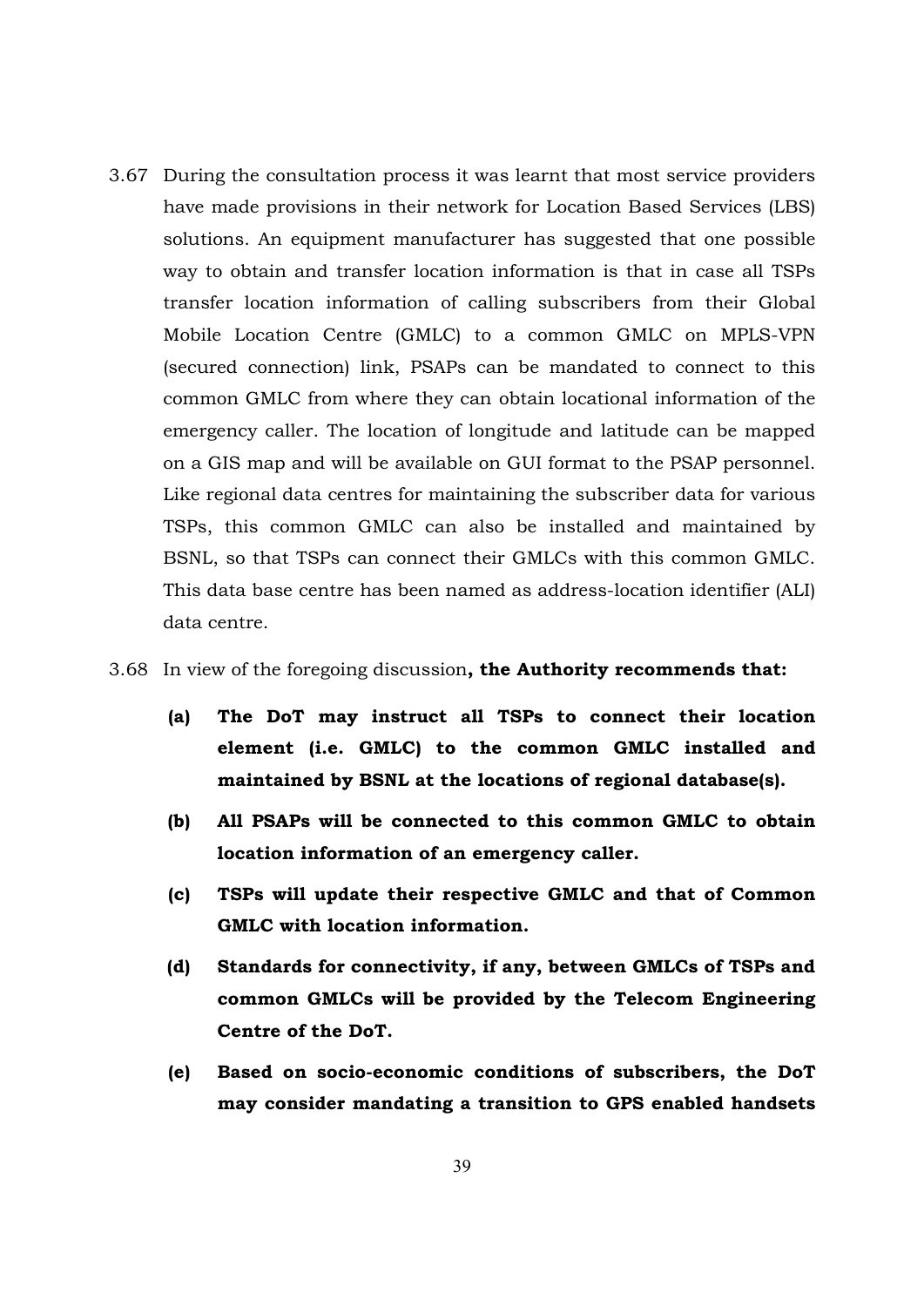3.67 During the consultation process it was learnt that most service providers have made provisions in their network for Location Based Services (LBS) solutions. An equipment manufacturer has suggested that one possible way to obtain and transfer location information is that in case all TSPs transfer location information of calling subscribers from their Global Mobile Location Centre (GMLC) to a common GMLC on MPLS-VPN (secured connection) link, PSAPs can be mandated to connect to this common GMLC from where they can obtain locational information of the emergency caller. The location of longitude and latitude can be mapped on a GIS map and will be available on GUI format to the PSAP personnel. Like regional data centres for maintaining the subscriber data for various TSPs, this common GMLC can also be installed and maintained by BSNL, so that TSPs can connect their GMLCs with this common GMLC. This data base centre has been named as address-location identifier (ALI) data centre.

3.68 In view of the foregoing discussion**, the Authority recommends that:**

**(a) The DoT may instruct all TSPs to connect their location element (i.e. GMLC) to the common GMLC installed and maintained by BSNL at the locations of regional database(s).**

**(b) All PSAPs will be connected to this common GMLC to obtain location information of an emergency caller.**

**(c) TSPs will update their respective GMLC and that of Common GMLC with location information.**

**(d) Standards for connectivity, if any, between GMLCs of TSPs and common GMLCs will be provided by the Telecom Engineering Centre of the DoT.**

**(e) Based on socio-economic conditions of subscribers, the DoT may consider mandating a transition to GPS enabled handsets**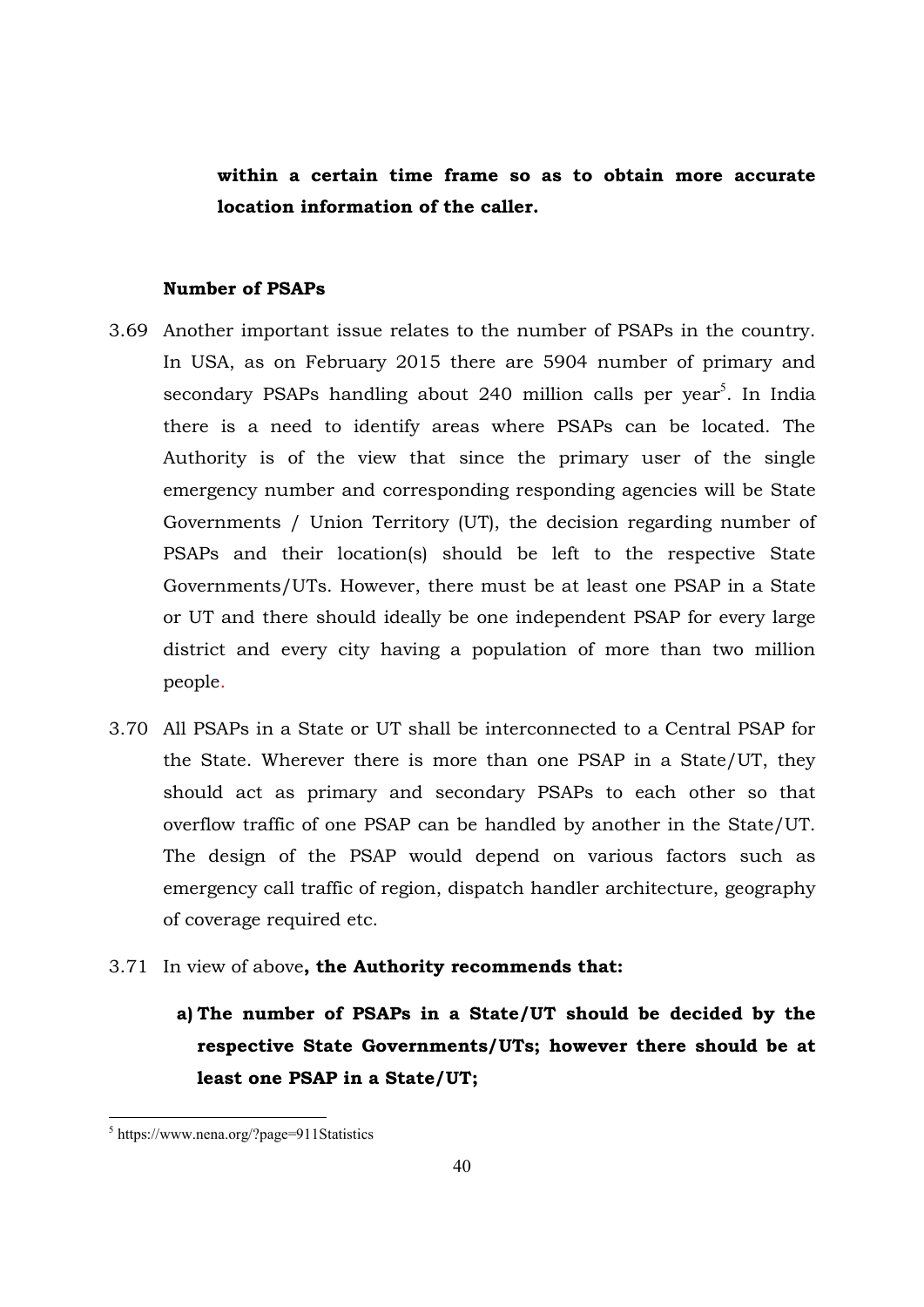**within a certain time frame so as to obtain more accurate location information of the caller.**

**Number of PSAPs**

3.69 Another important issue relates to the number of PSAPs in the country. In USA, as on February 2015 there are 5904 number of primary and secondary PSAPs handling about 240 million calls per year[5]. In India there is a need to identify areas where PSAPs can be located. The Authority is of the view that since the primary user of the single emergency number and corresponding responding agencies will be State Governments / Union Territory (UT), the decision regarding number of PSAPs and their location(s) should be left to the respective State Governments/UTs. However, there must be at least one PSAP in a State or UT and there should ideally be one independent PSAP for every large district and every city having a population of more than two million people.

3.70 All PSAPs in a State or UT shall be interconnected to a Central PSAP for the State. Wherever there is more than one PSAP in a State/UT, they should act as primary and secondary PSAPs to each other so that overflow traffic of one PSAP can be handled by another in the State/UT. The design of the PSAP would depend on various factors such as emergency call traffic of region, dispatch handler architecture, geography of coverage required etc.

3.71 In view of above**, the Authority recommends that:**

**a) The number of PSAPs in a State/UT should be decided by the respective State Governments/UTs; however there should be at least one PSAP in a State/UT;**

[5] https://www.nena.org/?page=911Statistics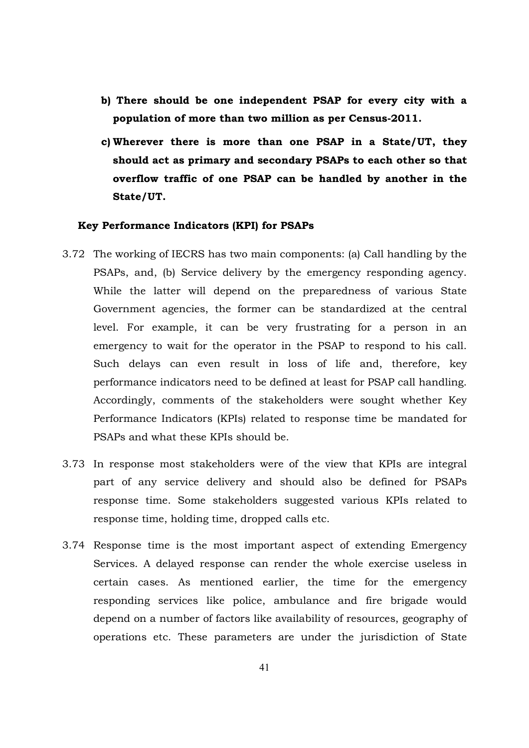**b) There should be one independent PSAP for every city with a population of more than two million as per Census-2011.**

**c) Wherever there is more than one PSAP in a State/UT, they should act as primary and secondary PSAPs to each other so that overflow traffic of one PSAP can be handled by another in the State/UT.**

**Key Performance Indicators (KPI) for PSAPs**

3.72 The working of IECRS has two main components: (a) Call handling by the PSAPs, and, (b) Service delivery by the emergency responding agency. While the latter will depend on the preparedness of various State Government agencies, the former can be standardized at the central level. For example, it can be very frustrating for a person in an emergency to wait for the operator in the PSAP to respond to his call. Such delays can even result in loss of life and, therefore, key performance indicators need to be defined at least for PSAP call handling. Accordingly, comments of the stakeholders were sought whether Key Performance Indicators (KPIs) related to response time be mandated for PSAPs and what these KPIs should be.

3.73 In response most stakeholders were of the view that KPIs are integral part of any service delivery and should also be defined for PSAPs response time. Some stakeholders suggested various KPIs related to response time, holding time, dropped calls etc.

3.74 Response time is the most important aspect of extending Emergency Services. A delayed response can render the whole exercise useless in certain cases. As mentioned earlier, the time for the emergency responding services like police, ambulance and fire brigade would depend on a number of factors like availability of resources, geography of operations etc. These parameters are under the jurisdiction of State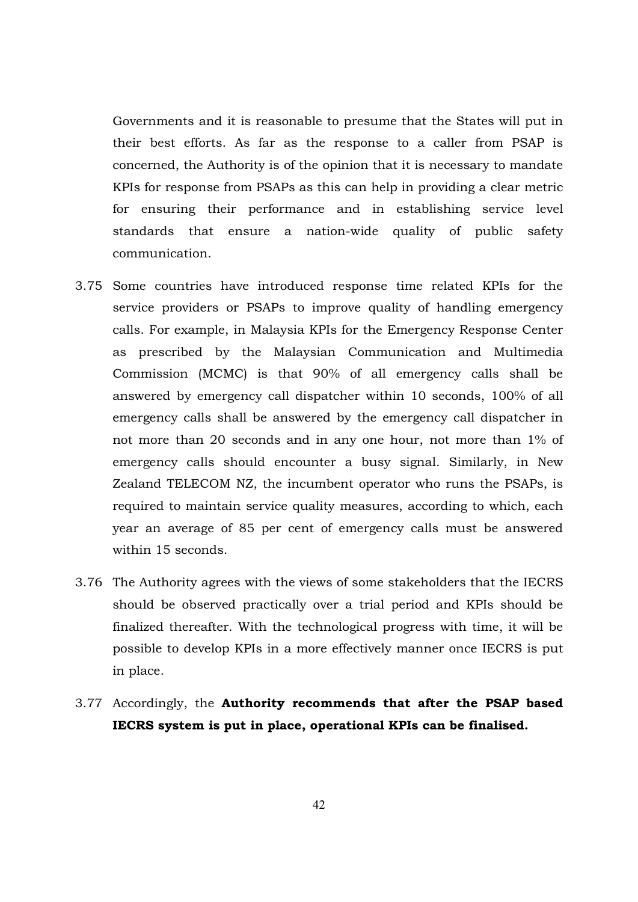Governments and it is reasonable to presume that the States will put in their best efforts. As far as the response to a caller from PSAP is concerned, the Authority is of the opinion that it is necessary to mandate KPIs for response from PSAPs as this can help in providing a clear metric for ensuring their performance and in establishing service level standards that ensure a nation-wide quality of public safety communication.

3.75 Some countries have introduced response time related KPIs for the service providers or PSAPs to improve quality of handling emergency calls. For example, in Malaysia KPIs for the Emergency Response Center as prescribed by the Malaysian Communication and Multimedia Commission (MCMC) is that 90% of all emergency calls shall be answered by emergency call dispatcher within 10 seconds, 100% of all emergency calls shall be answered by the emergency call dispatcher in not more than 20 seconds and in any one hour, not more than 1% of emergency calls should encounter a busy signal. Similarly, in New Zealand TELECOM NZ, the incumbent operator who runs the PSAPs, is required to maintain service quality measures, according to which, each year an average of 85 per cent of emergency calls must be answered within 15 seconds.

3.76 The Authority agrees with the views of some stakeholders that the IECRS should be observed practically over a trial period and KPIs should be finalized thereafter. With the technological progress with time, it will be possible to develop KPIs in a more effectively manner once IECRS is put in place.

3.77 Accordingly, the **Authority recommends that after the PSAP based IECRS system is put in place, operational KPIs can be finalised.**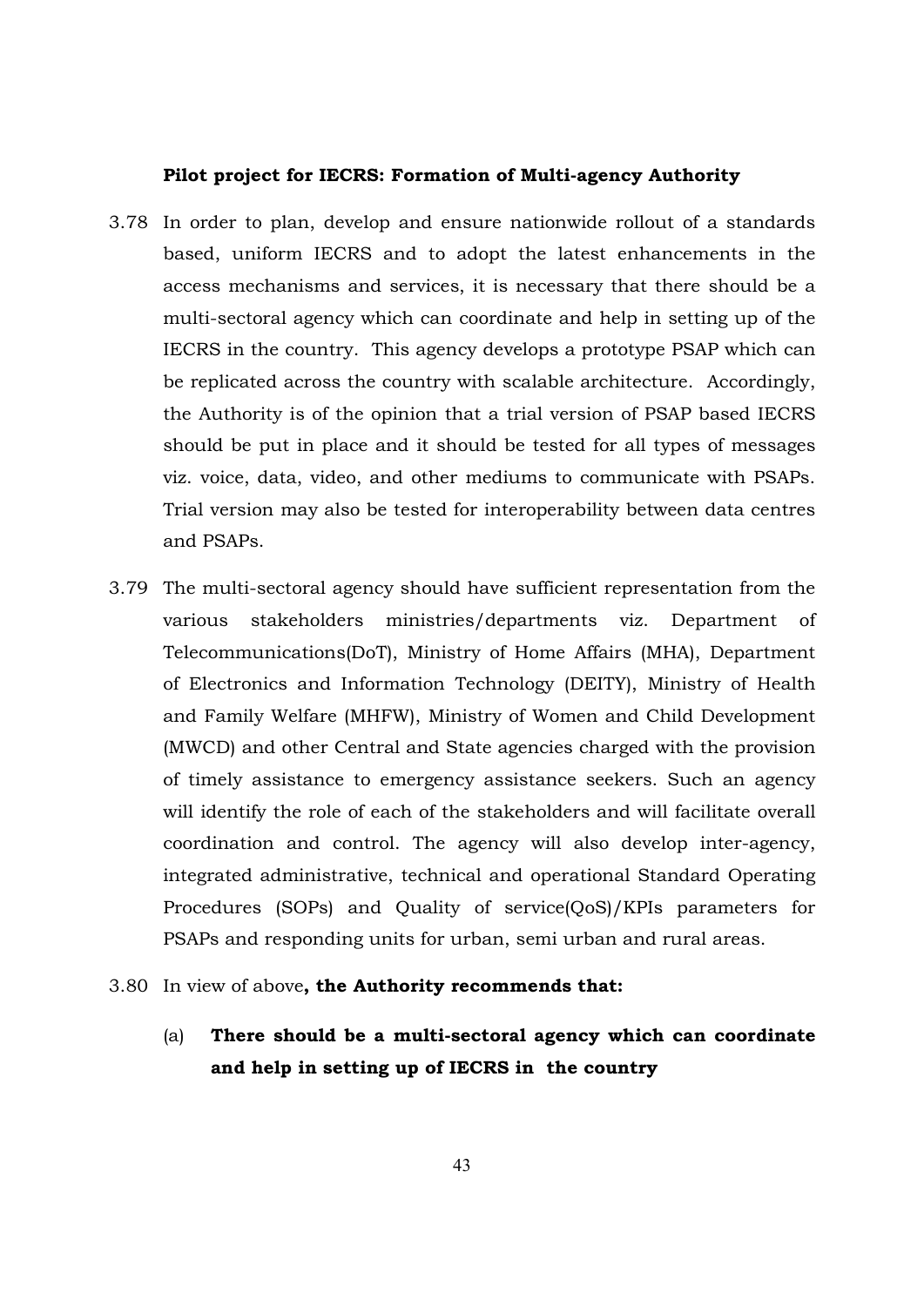**Pilot project for IECRS: Formation of Multi-agency Authority**

3.78 In order to plan, develop and ensure nationwide rollout of a standards based, uniform IECRS and to adopt the latest enhancements in the access mechanisms and services, it is necessary that there should be a multi-sectoral agency which can coordinate and help in setting up of the IECRS in the country. This agency develops a prototype PSAP which can be replicated across the country with scalable architecture. Accordingly, the Authority is of the opinion that a trial version of PSAP based IECRS should be put in place and it should be tested for all types of messages viz. voice, data, video, and other mediums to communicate with PSAPs. Trial version may also be tested for interoperability between data centres and PSAPs.

3.79 The multi-sectoral agency should have sufficient representation from the various stakeholders ministries/departments viz. Department of Telecommunications(DoT), Ministry of Home Affairs (MHA), Department of Electronics and Information Technology (DEITY), Ministry of Health and Family Welfare (MHFW), Ministry of Women and Child Development (MWCD) and other Central and State agencies charged with the provision of timely assistance to emergency assistance seekers. Such an agency will identify the role of each of the stakeholders and will facilitate overall coordination and control. The agency will also develop inter-agency, integrated administrative, technical and operational Standard Operating Procedures (SOPs) and Quality of service(QoS)/KPIs parameters for PSAPs and responding units for urban, semi urban and rural areas.

3.80 In view of above**, the Authority recommends that:**

(a) **There should be a multi-sectoral agency which can coordinate and help in setting up of IECRS in the country**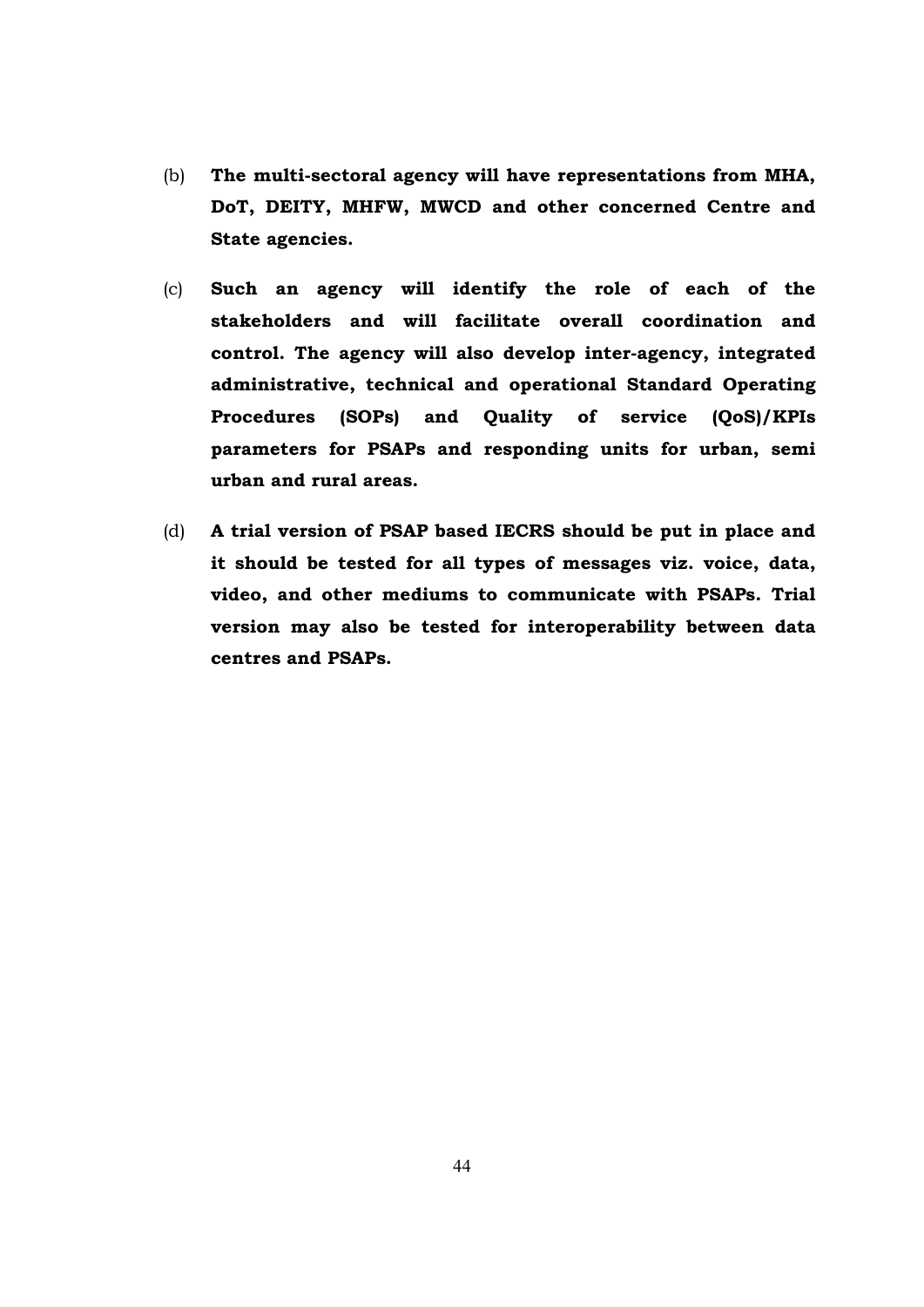(b) **The multi-sectoral agency will have representations from MHA, DoT, DEITY, MHFW, MWCD and other concerned Centre and State agencies.**

(c) **Such an agency will identify the role of each of the stakeholders and will facilitate overall coordination and control. The agency will also develop inter-agency, integrated administrative, technical and operational Standard Operating Procedures (SOPs) and Quality of service (QoS)/KPIs parameters for PSAPs and responding units for urban, semi urban and rural areas.**

(d) **A trial version of PSAP based IECRS should be put in place and it should be tested for all types of messages viz. voice, data, video, and other mediums to communicate with PSAPs. Trial version may also be tested for interoperability between data centres and PSAPs.**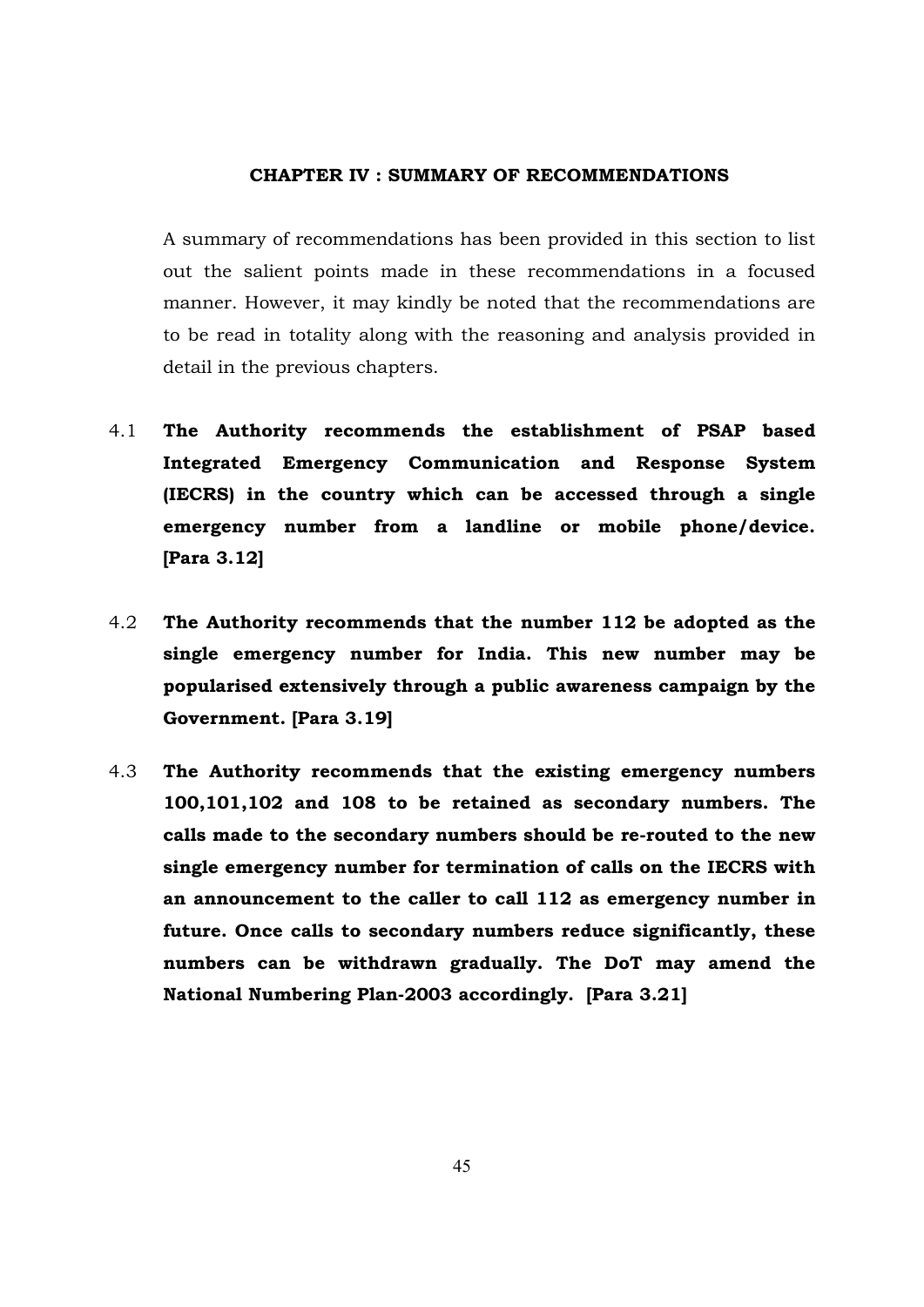## CHAPTER IV : SUMMARY OF RECOMMENDATIONS

A summary of recommendations has been provided in this section to list out the salient points made in these recommendations in a focused manner. However, it may kindly be noted that the recommendations are to be read in totality along with the reasoning and analysis provided in detail in the previous chapters.

4.1 **The Authority recommends the establishment of PSAP based Integrated Emergency Communication and Response System (IECRS) in the country which can be accessed through a single emergency number from a landline or mobile phone/device. [Para 3.12]**

4.2 **The Authority recommends that the number 112 be adopted as the single emergency number for India. This new number may be popularised extensively through a public awareness campaign by the Government. [Para 3.19]**

4.3 **The Authority recommends that the existing emergency numbers 100,101,102 and 108 to be retained as secondary numbers. The calls made to the secondary numbers should be re-routed to the new single emergency number for termination of calls on the IECRS with an announcement to the caller to call 112 as emergency number in future. Once calls to secondary numbers reduce significantly, these numbers can be withdrawn gradually. The DoT may amend the National Numbering Plan-2003 accordingly. [Para 3.21]**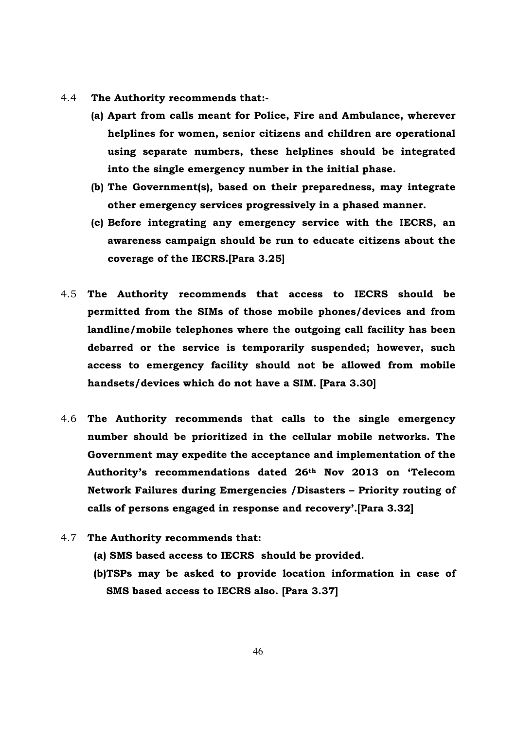4.4 **The Authority recommends that:-**

**(a) Apart from calls meant for Police, Fire and Ambulance, wherever helplines for women, senior citizens and children are operational using separate numbers, these helplines should be integrated into the single emergency number in the initial phase.**

**(b) The Government(s), based on their preparedness, may integrate other emergency services progressively in a phased manner.**

**(c) Before integrating any emergency service with the IECRS, an awareness campaign should be run to educate citizens about the coverage of the IECRS.[Para 3.25]**

4.5 **The Authority recommends that access to IECRS should be permitted from the SIMs of those mobile phones/devices and from landline/mobile telephones where the outgoing call facility has been debarred or the service is temporarily suspended; however, such access to emergency facility should not be allowed from mobile handsets/devices which do not have a SIM. [Para 3.30]**

4.6 **The Authority recommends that calls to the single emergency number should be prioritized in the cellular mobile networks. The Government may expedite the acceptance and implementation of the Authority's recommendations dated 26th Nov 2013 on 'Telecom Network Failures during Emergencies /Disasters – Priority routing of calls of persons engaged in response and recovery'.[Para 3.32]**

4.7 **The Authority recommends that:**

**(a) SMS based access to IECRS should be provided.**

**(b)TSPs may be asked to provide location information in case of SMS based access to IECRS also. [Para 3.37]**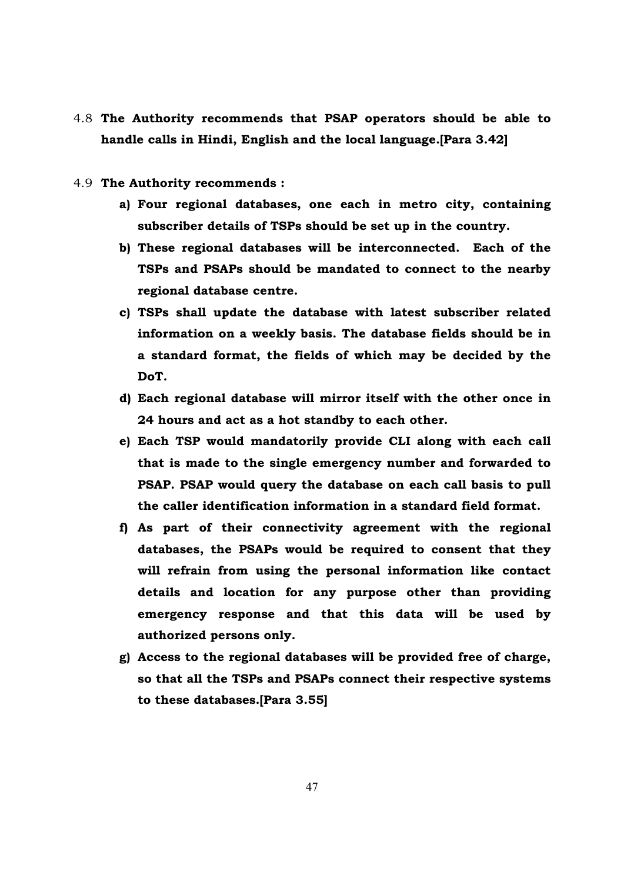4.8 **The Authority recommends that PSAP operators should be able to handle calls in Hindi, English and the local language.[Para 3.42]**

4.9 **The Authority recommends :**

a) **Four regional databases, one each in metro city, containing subscriber details of TSPs should be set up in the country.**

b) **These regional databases will be interconnected. Each of the TSPs and PSAPs should be mandated to connect to the nearby regional database centre.**

c) **TSPs shall update the database with latest subscriber related information on a weekly basis. The database fields should be in a standard format, the fields of which may be decided by the DoT.**

d) **Each regional database will mirror itself with the other once in 24 hours and act as a hot standby to each other.**

e) **Each TSP would mandatorily provide CLI along with each call that is made to the single emergency number and forwarded to PSAP. PSAP would query the database on each call basis to pull the caller identification information in a standard field format.**

f) **As part of their connectivity agreement with the regional databases, the PSAPs would be required to consent that they will refrain from using the personal information like contact details and location for any purpose other than providing emergency response and that this data will be used by authorized persons only.**

g) **Access to the regional databases will be provided free of charge, so that all the TSPs and PSAPs connect their respective systems to these databases.[Para 3.55]**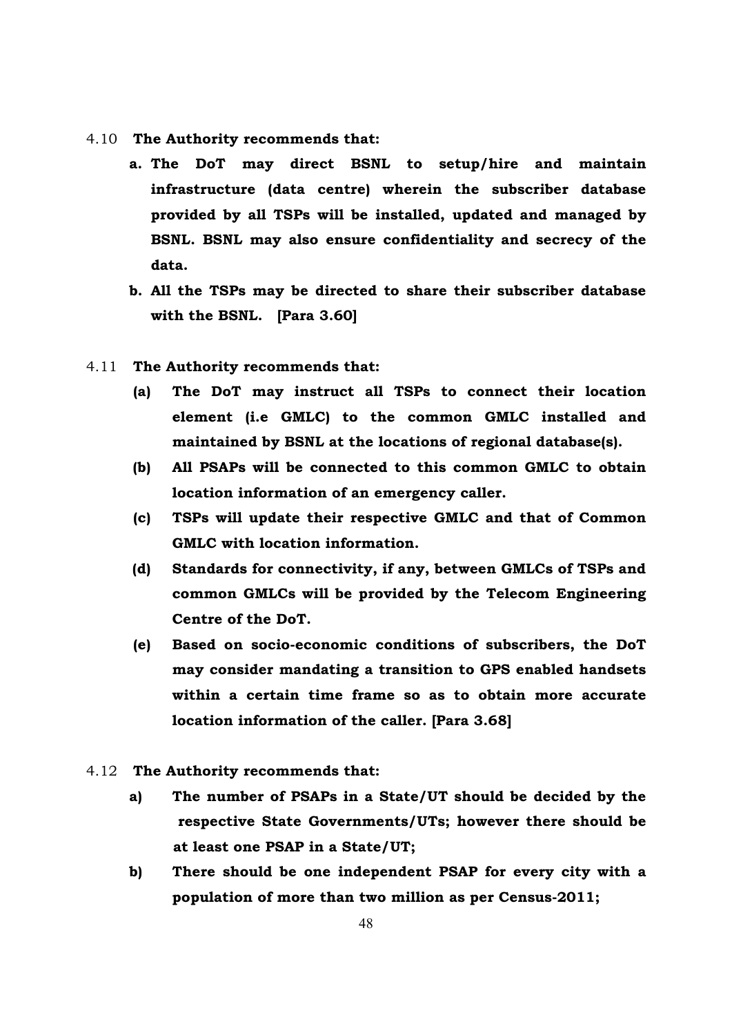4.10 **The Authority recommends that:**

  **a. The DoT may direct BSNL to setup/hire and maintain infrastructure (data centre) wherein the subscriber database provided by all TSPs will be installed, updated and managed by BSNL. BSNL may also ensure confidentiality and secrecy of the data.**

  **b. All the TSPs may be directed to share their subscriber database with the BSNL. [Para 3.60]**

4.11 **The Authority recommends that:**

  **(a) The DoT may instruct all TSPs to connect their location element (i.e GMLC) to the common GMLC installed and maintained by BSNL at the locations of regional database(s).**

  **(b) All PSAPs will be connected to this common GMLC to obtain location information of an emergency caller.**

  **(c) TSPs will update their respective GMLC and that of Common GMLC with location information.**

  **(d) Standards for connectivity, if any, between GMLCs of TSPs and common GMLCs will be provided by the Telecom Engineering Centre of the DoT.**

  **(e) Based on socio-economic conditions of subscribers, the DoT may consider mandating a transition to GPS enabled handsets within a certain time frame so as to obtain more accurate location information of the caller. [Para 3.68]**

4.12 **The Authority recommends that:**

  **a) The number of PSAPs in a State/UT should be decided by the respective State Governments/UTs; however there should be at least one PSAP in a State/UT;**

  **b) There should be one independent PSAP for every city with a population of more than two million as per Census-2011;**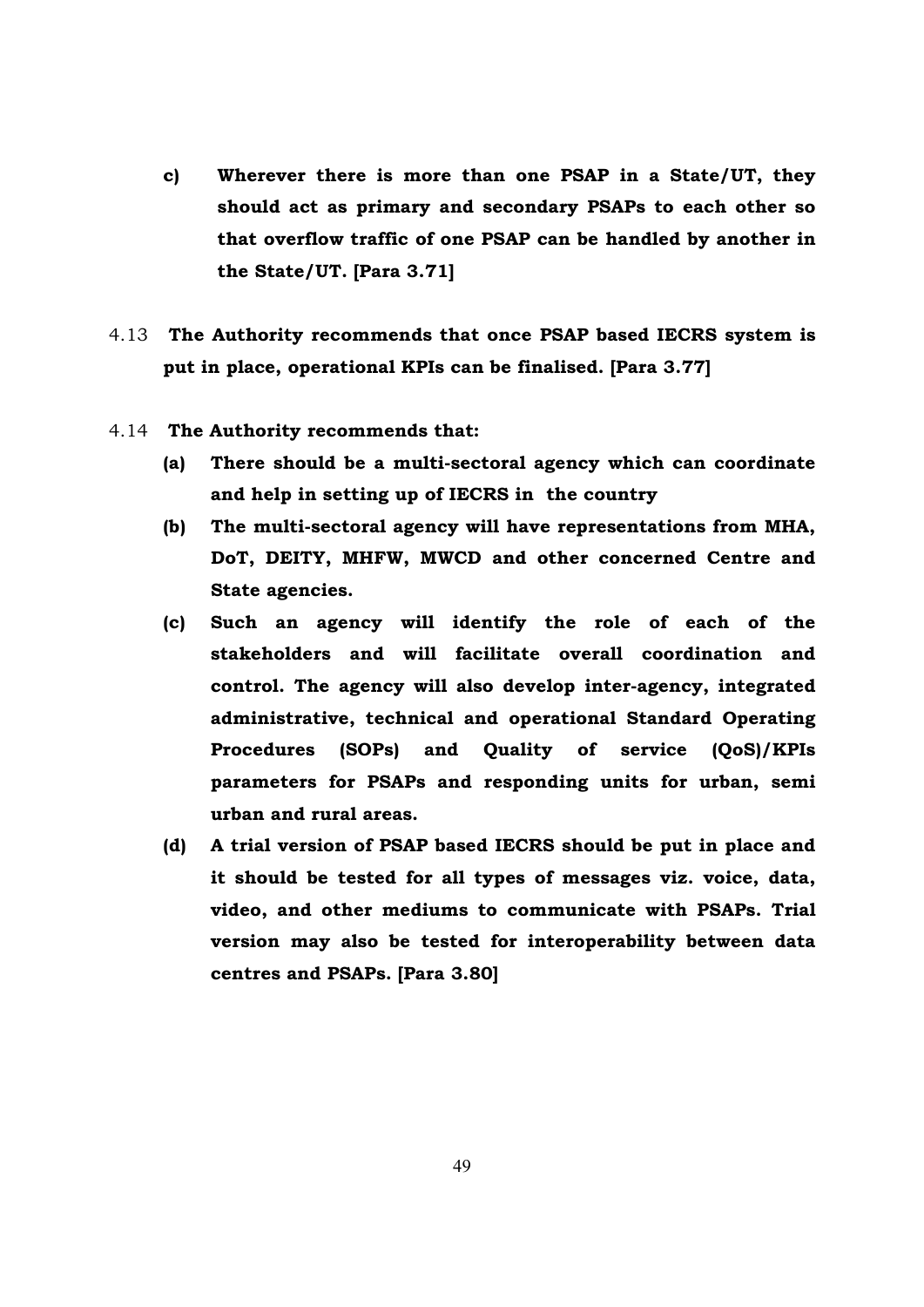c) **Wherever there is more than one PSAP in a State/UT, they should act as primary and secondary PSAPs to each other so that overflow traffic of one PSAP can be handled by another in the State/UT. [Para 3.71]**

4.13 **The Authority recommends that once PSAP based IECRS system is put in place, operational KPIs can be finalised. [Para 3.77]**

4.14 **The Authority recommends that:**

(a) **There should be a multi-sectoral agency which can coordinate and help in setting up of IECRS in the country**

(b) **The multi-sectoral agency will have representations from MHA, DoT, DEITY, MHFW, MWCD and other concerned Centre and State agencies.**

(c) **Such an agency will identify the role of each of the stakeholders and will facilitate overall coordination and control. The agency will also develop inter-agency, integrated administrative, technical and operational Standard Operating Procedures (SOPs) and Quality of service (QoS)/KPIs parameters for PSAPs and responding units for urban, semi urban and rural areas.**

(d) **A trial version of PSAP based IECRS should be put in place and it should be tested for all types of messages viz. voice, data, video, and other mediums to communicate with PSAPs. Trial version may also be tested for interoperability between data centres and PSAPs. [Para 3.80]**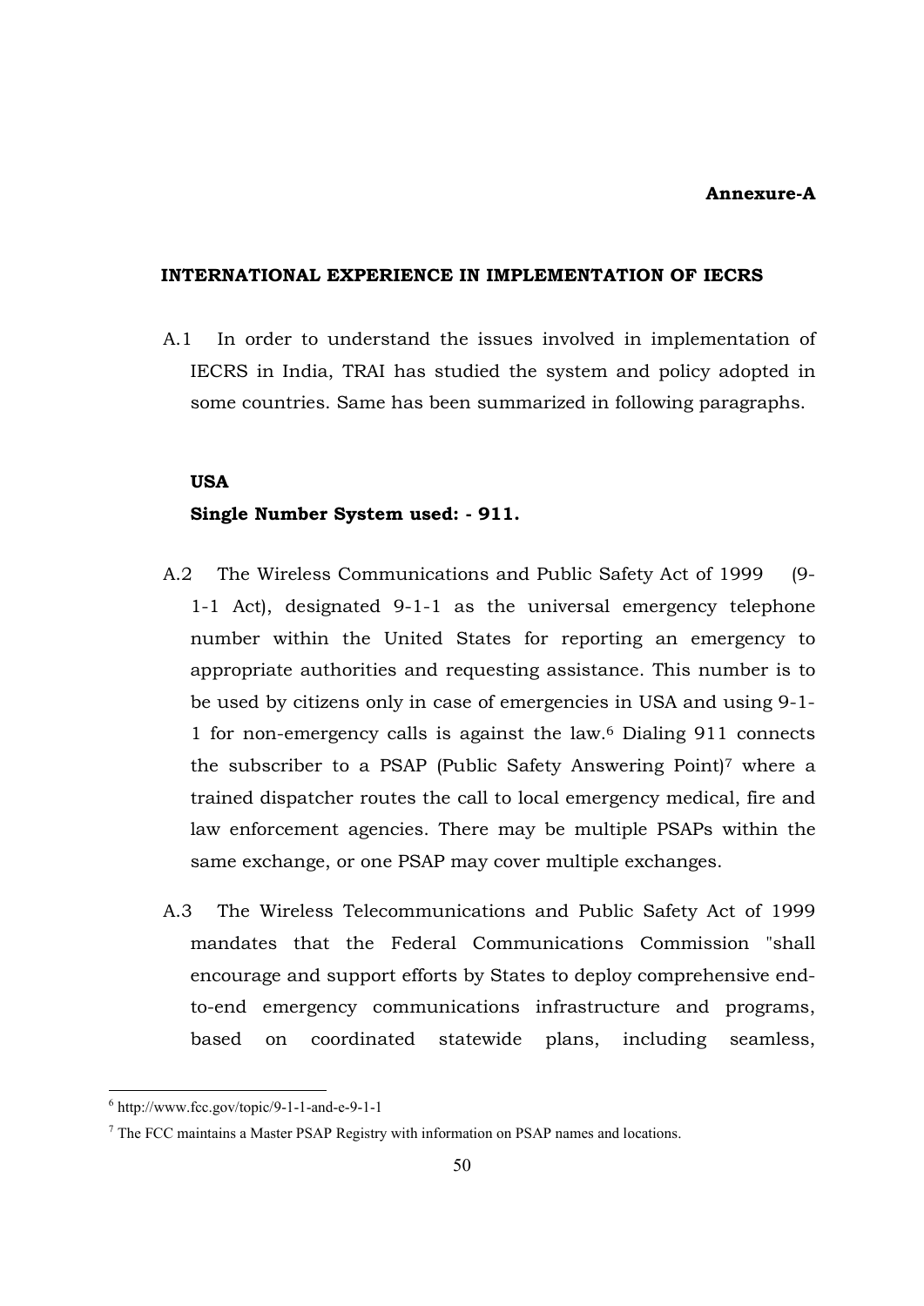**Annexure-A**

## INTERNATIONAL EXPERIENCE IN IMPLEMENTATION OF IECRS

A.1 In order to understand the issues involved in implementation of IECRS in India, TRAI has studied the system and policy adopted in some countries. Same has been summarized in following paragraphs.

### USA

**Single Number System used: - 911.**

A.2 The Wireless Communications and Public Safety Act of 1999 (9-1-1 Act), designated 9-1-1 as the universal emergency telephone number within the United States for reporting an emergency to appropriate authorities and requesting assistance. This number is to be used by citizens only in case of emergencies in USA and using 9-1-1 for non-emergency calls is against the law.[6] Dialing 911 connects the subscriber to a PSAP (Public Safety Answering Point)[7] where a trained dispatcher routes the call to local emergency medical, fire and law enforcement agencies. There may be multiple PSAPs within the same exchange, or one PSAP may cover multiple exchanges.

A.3 The Wireless Telecommunications and Public Safety Act of 1999 mandates that the Federal Communications Commission "shall encourage and support efforts by States to deploy comprehensive end-to-end emergency communications infrastructure and programs, based on coordinated statewide plans, including seamless,

---

[6] http://www.fcc.gov/topic/9-1-1-and-e-9-1-1

[7] The FCC maintains a Master PSAP Registry with information on PSAP names and locations.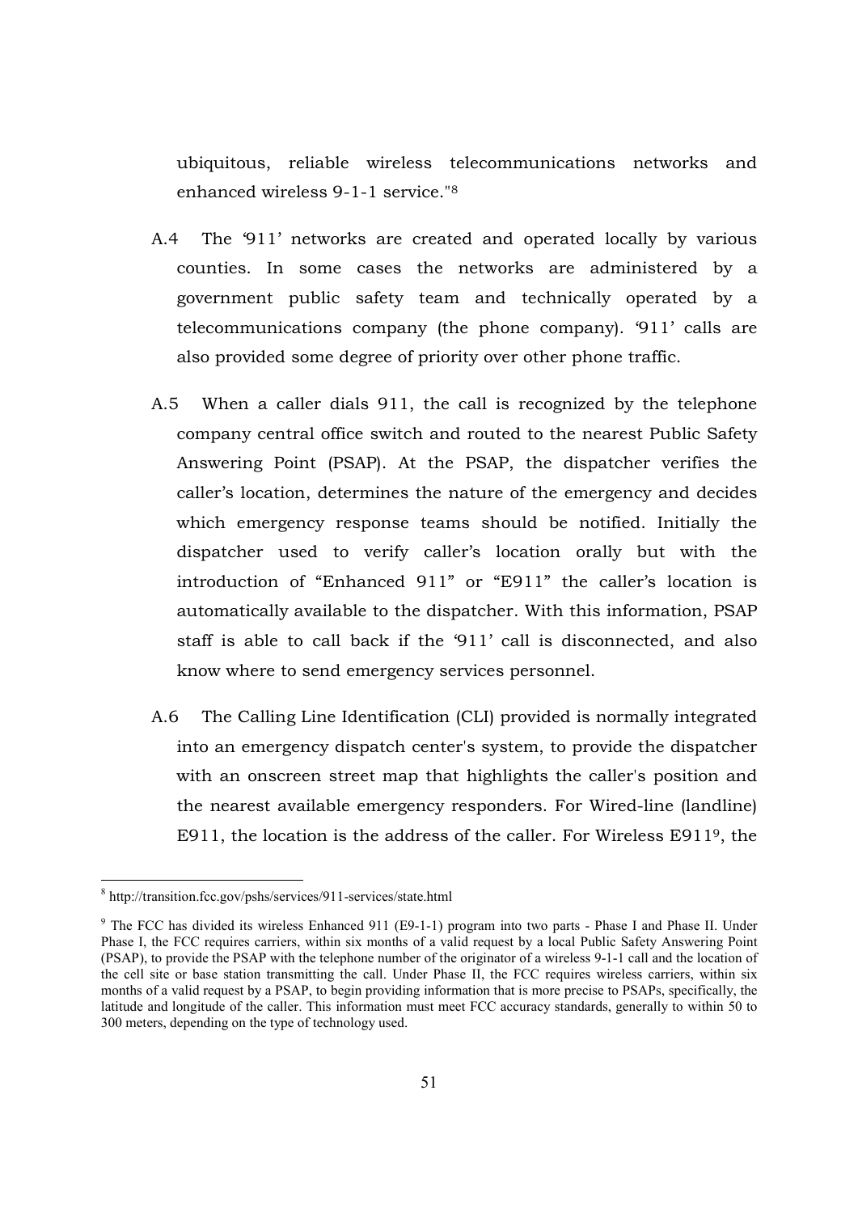ubiquitous, reliable wireless telecommunications networks and enhanced wireless 9-1-1 service."[8]

A.4 The '911' networks are created and operated locally by various counties. In some cases the networks are administered by a government public safety team and technically operated by a telecommunications company (the phone company). '911' calls are also provided some degree of priority over other phone traffic.

A.5 When a caller dials 911, the call is recognized by the telephone company central office switch and routed to the nearest Public Safety Answering Point (PSAP). At the PSAP, the dispatcher verifies the caller's location, determines the nature of the emergency and decides which emergency response teams should be notified. Initially the dispatcher used to verify caller's location orally but with the introduction of "Enhanced 911" or "E911" the caller's location is automatically available to the dispatcher. With this information, PSAP staff is able to call back if the '911' call is disconnected, and also know where to send emergency services personnel.

A.6 The Calling Line Identification (CLI) provided is normally integrated into an emergency dispatch center's system, to provide the dispatcher with an onscreen street map that highlights the caller's position and the nearest available emergency responders. For Wired-line (landline) E911, the location is the address of the caller. For Wireless E911[9], the

---

[8] http://transition.fcc.gov/pshs/services/911-services/state.html

[9] The FCC has divided its wireless Enhanced 911 (E9-1-1) program into two parts - Phase I and Phase II. Under Phase I, the FCC requires carriers, within six months of a valid request by a local Public Safety Answering Point (PSAP), to provide the PSAP with the telephone number of the originator of a wireless 9-1-1 call and the location of the cell site or base station transmitting the call. Under Phase II, the FCC requires wireless carriers, within six months of a valid request by a PSAP, to begin providing information that is more precise to PSAPs, specifically, the latitude and longitude of the caller. This information must meet FCC accuracy standards, generally to within 50 to 300 meters, depending on the type of technology used.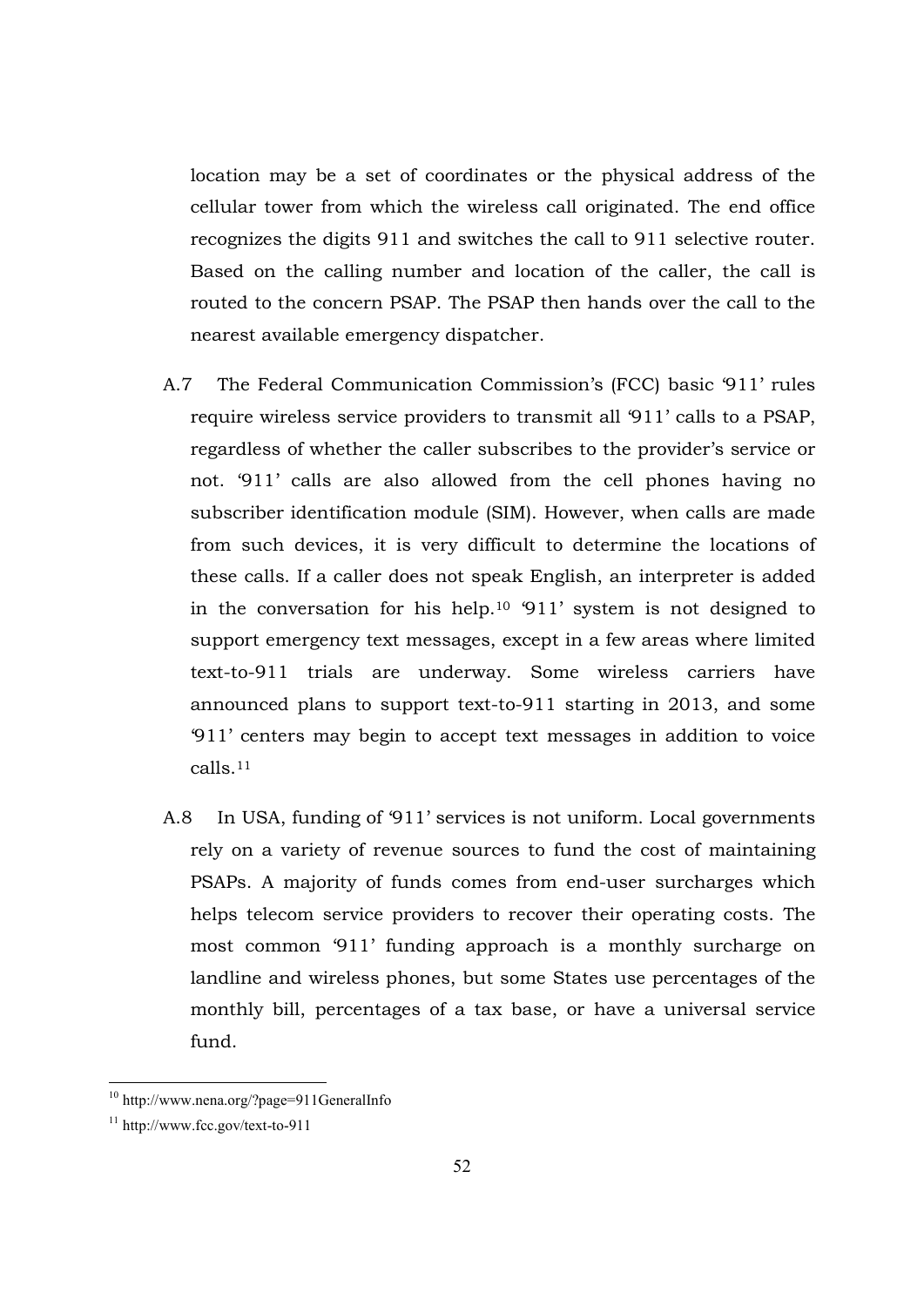location may be a set of coordinates or the physical address of the cellular tower from which the wireless call originated. The end office recognizes the digits 911 and switches the call to 911 selective router. Based on the calling number and location of the caller, the call is routed to the concern PSAP. The PSAP then hands over the call to the nearest available emergency dispatcher.

A.7 The Federal Communication Commission's (FCC) basic '911' rules require wireless service providers to transmit all '911' calls to a PSAP, regardless of whether the caller subscribes to the provider's service or not. '911' calls are also allowed from the cell phones having no subscriber identification module (SIM). However, when calls are made from such devices, it is very difficult to determine the locations of these calls. If a caller does not speak English, an interpreter is added in the conversation for his help.[10] '911' system is not designed to support emergency text messages, except in a few areas where limited text-to-911 trials are underway. Some wireless carriers have announced plans to support text-to-911 starting in 2013, and some '911' centers may begin to accept text messages in addition to voice calls.[11]

A.8 In USA, funding of '911' services is not uniform. Local governments rely on a variety of revenue sources to fund the cost of maintaining PSAPs. A majority of funds comes from end-user surcharges which helps telecom service providers to recover their operating costs. The most common '911' funding approach is a monthly surcharge on landline and wireless phones, but some States use percentages of the monthly bill, percentages of a tax base, or have a universal service fund.

[10] http://www.nena.org/?page=911GeneralInfo

[11] http://www.fcc.gov/text-to-911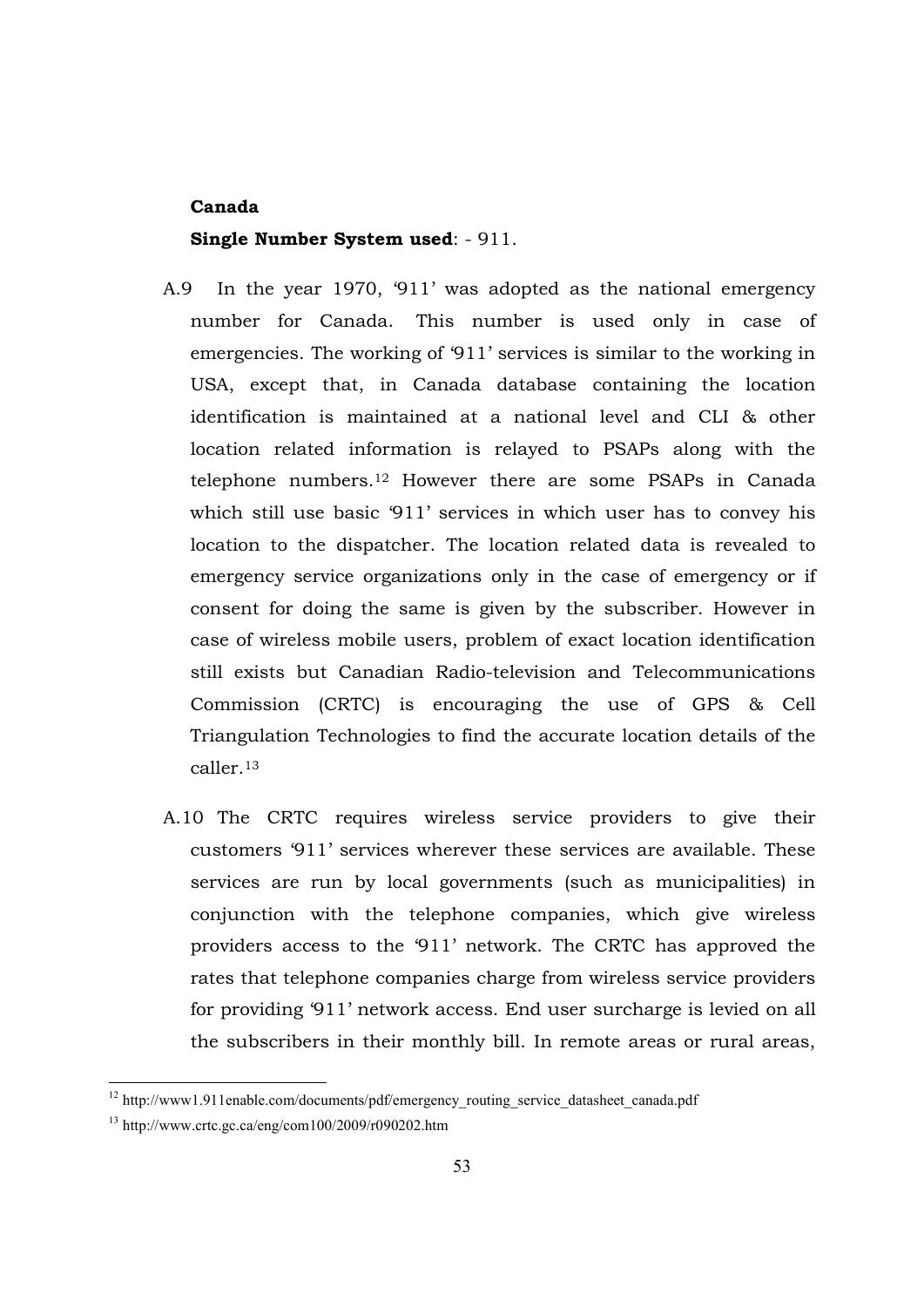**Canada**

**Single Number System used**: - 911.

A.9 In the year 1970, '911' was adopted as the national emergency number for Canada. This number is used only in case of emergencies. The working of '911' services is similar to the working in USA, except that, in Canada database containing the location identification is maintained at a national level and CLI & other location related information is relayed to PSAPs along with the telephone numbers.[12] However there are some PSAPs in Canada which still use basic '911' services in which user has to convey his location to the dispatcher. The location related data is revealed to emergency service organizations only in the case of emergency or if consent for doing the same is given by the subscriber. However in case of wireless mobile users, problem of exact location identification still exists but Canadian Radio-television and Telecommunications Commission (CRTC) is encouraging the use of GPS & Cell Triangulation Technologies to find the accurate location details of the caller.[13]

A.10 The CRTC requires wireless service providers to give their customers '911' services wherever these services are available. These services are run by local governments (such as municipalities) in conjunction with the telephone companies, which give wireless providers access to the '911' network. The CRTC has approved the rates that telephone companies charge from wireless service providers for providing '911' network access. End user surcharge is levied on all the subscribers in their monthly bill. In remote areas or rural areas,

---

[12] http://www1.911enable.com/documents/pdf/emergency_routing_service_datasheet_canada.pdf

[13] http://www.crtc.gc.ca/eng/com100/2009/r090202.htm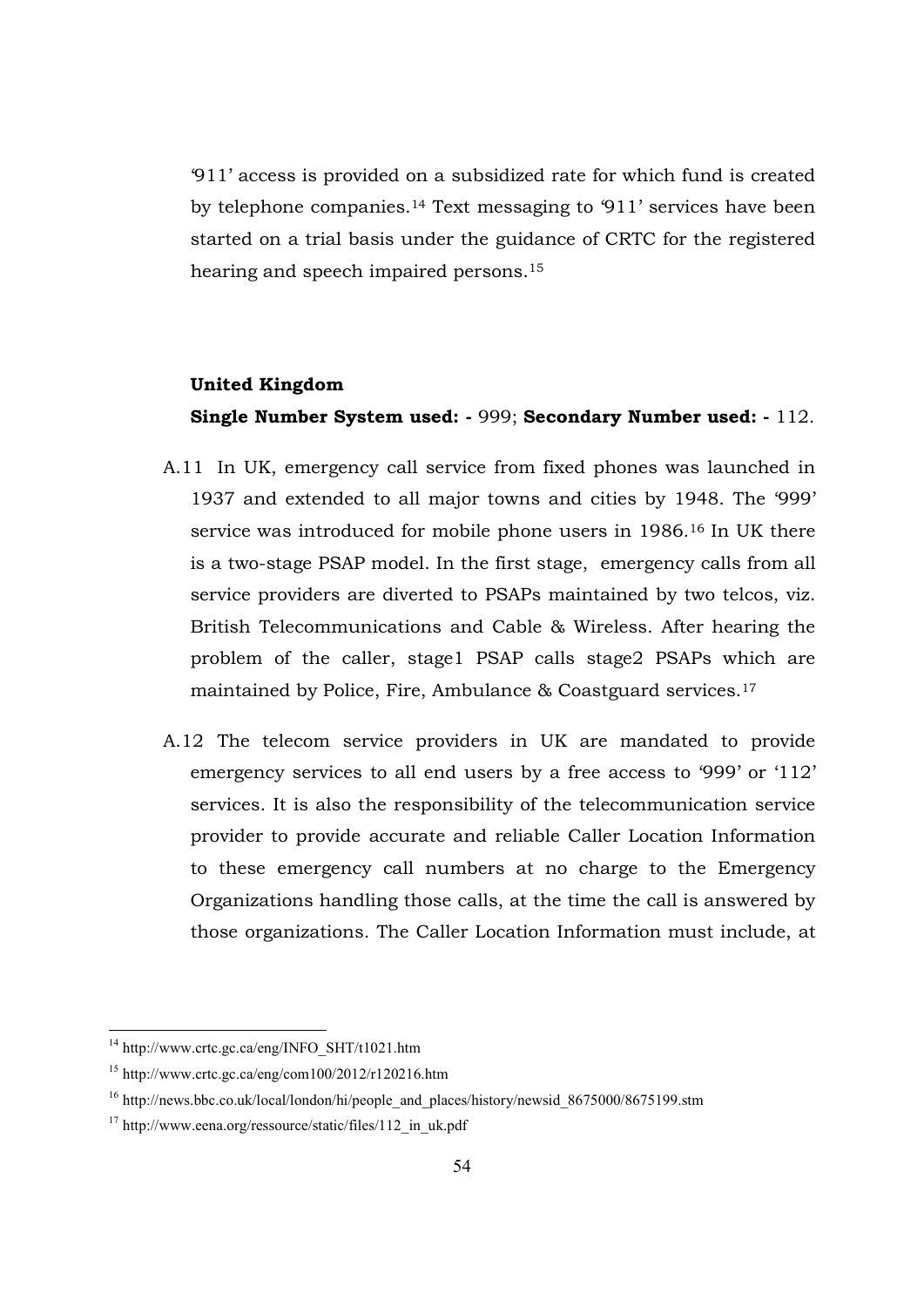'911' access is provided on a subsidized rate for which fund is created by telephone companies.[14] Text messaging to '911' services have been started on a trial basis under the guidance of CRTC for the registered hearing and speech impaired persons.[15]

**United Kingdom**

**Single Number System used: -** 999; **Secondary Number used: -** 112.

A.11 In UK, emergency call service from fixed phones was launched in 1937 and extended to all major towns and cities by 1948. The '999' service was introduced for mobile phone users in 1986.[16] In UK there is a two-stage PSAP model. In the first stage, emergency calls from all service providers are diverted to PSAPs maintained by two telcos, viz. British Telecommunications and Cable & Wireless. After hearing the problem of the caller, stage1 PSAP calls stage2 PSAPs which are maintained by Police, Fire, Ambulance & Coastguard services.[17]

A.12 The telecom service providers in UK are mandated to provide emergency services to all end users by a free access to '999' or '112' services. It is also the responsibility of the telecommunication service provider to provide accurate and reliable Caller Location Information to these emergency call numbers at no charge to the Emergency Organizations handling those calls, at the time the call is answered by those organizations. The Caller Location Information must include, at

---

[14] http://www.crtc.gc.ca/eng/INFO_SHT/t1021.htm

[15] http://www.crtc.gc.ca/eng/com100/2012/r120216.htm

[16] http://news.bbc.co.uk/local/london/hi/people_and_places/history/newsid_8675000/8675199.stm

[17] http://www.eena.org/ressource/static/files/112_in_uk.pdf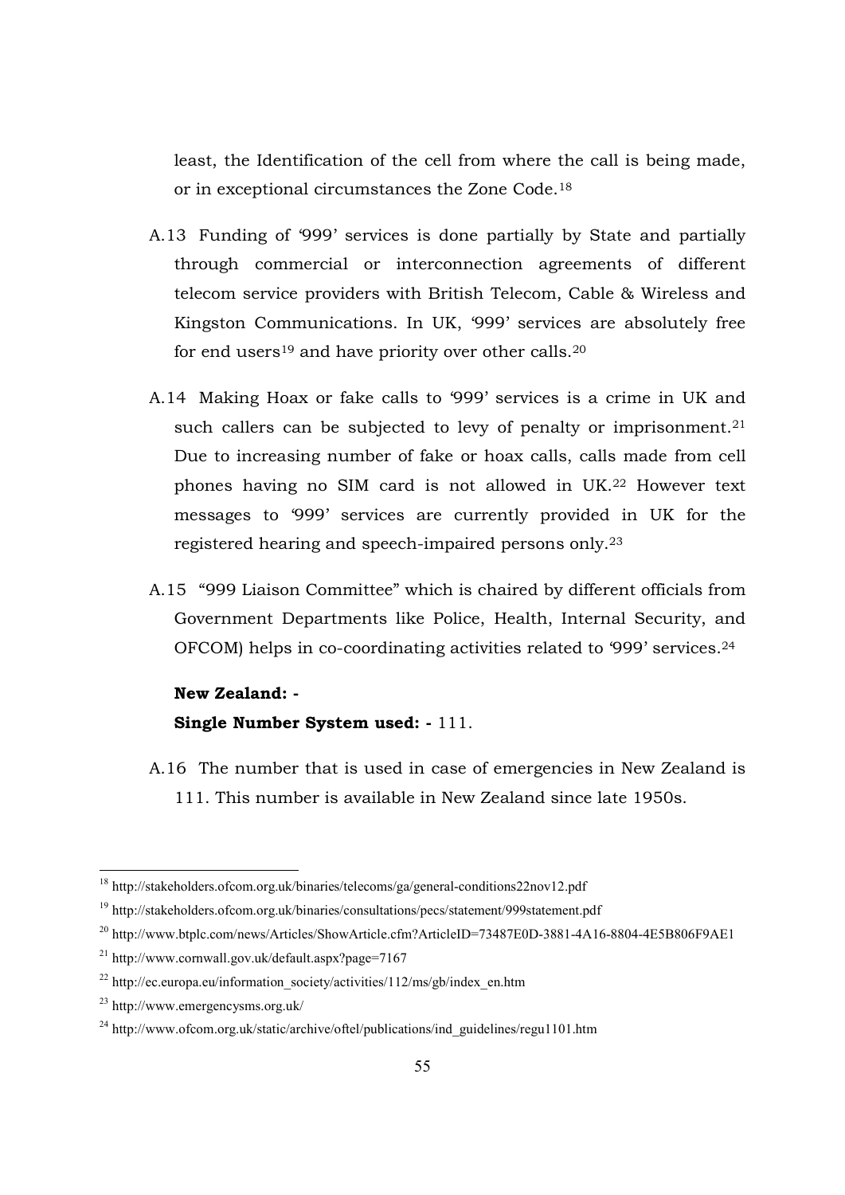least, the Identification of the cell from where the call is being made, or in exceptional circumstances the Zone Code.[18]

A.13 Funding of '999' services is done partially by State and partially through commercial or interconnection agreements of different telecom service providers with British Telecom, Cable & Wireless and Kingston Communications. In UK, '999' services are absolutely free for end users[19] and have priority over other calls.[20]

A.14 Making Hoax or fake calls to '999' services is a crime in UK and such callers can be subjected to levy of penalty or imprisonment.[21] Due to increasing number of fake or hoax calls, calls made from cell phones having no SIM card is not allowed in UK.[22] However text messages to '999' services are currently provided in UK for the registered hearing and speech-impaired persons only.[23]

A.15 "999 Liaison Committee" which is chaired by different officials from Government Departments like Police, Health, Internal Security, and OFCOM) helps in co-coordinating activities related to '999' services.[24]

**New Zealand: -**

**Single Number System used: -** 111.

A.16 The number that is used in case of emergencies in New Zealand is 111. This number is available in New Zealand since late 1950s.

---

[18] http://stakeholders.ofcom.org.uk/binaries/telecoms/ga/general-conditions22nov12.pdf

[19] http://stakeholders.ofcom.org.uk/binaries/consultations/pecs/statement/999statement.pdf

[20] http://www.btplc.com/news/Articles/ShowArticle.cfm?ArticleID=73487E0D-3881-4A16-8804-4E5B806F9AE1

[21] http://www.cornwall.gov.uk/default.aspx?page=7167

[22] http://ec.europa.eu/information_society/activities/112/ms/gb/index_en.htm

[23] http://www.emergencysms.org.uk/

[24] http://www.ofcom.org.uk/static/archive/oftel/publications/ind_guidelines/regu1101.htm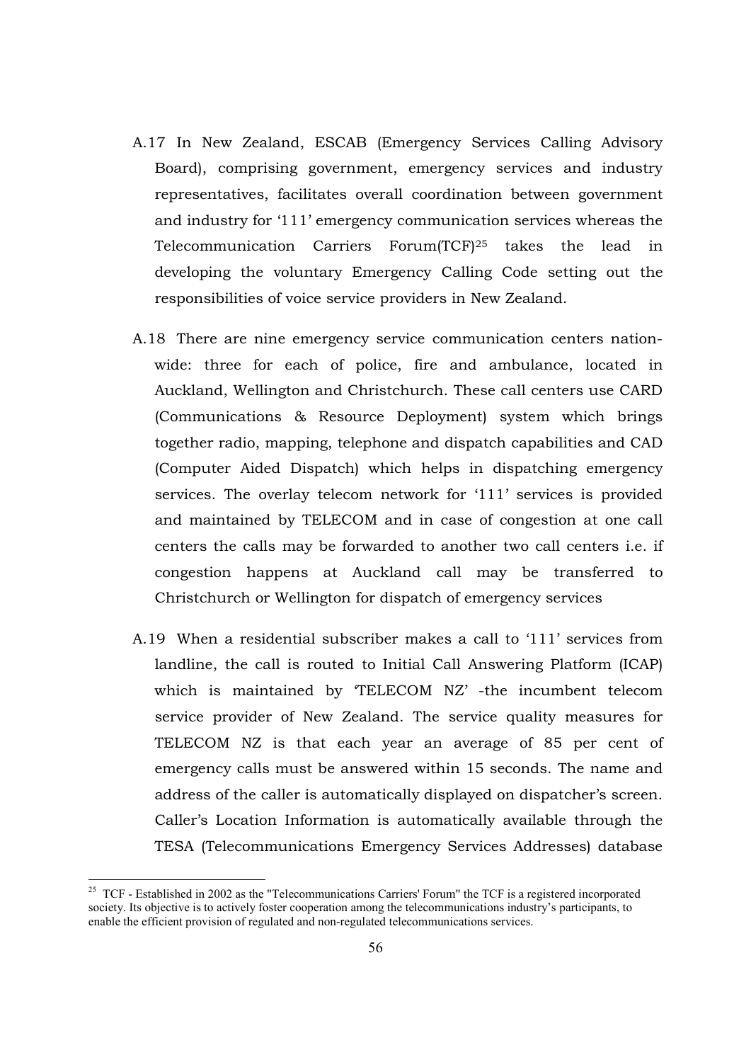A.17 In New Zealand, ESCAB (Emergency Services Calling Advisory Board), comprising government, emergency services and industry representatives, facilitates overall coordination between government and industry for '111' emergency communication services whereas the Telecommunication Carriers Forum(TCF)[25] takes the lead in developing the voluntary Emergency Calling Code setting out the responsibilities of voice service providers in New Zealand.

A.18 There are nine emergency service communication centers nation-wide: three for each of police, fire and ambulance, located in Auckland, Wellington and Christchurch. These call centers use CARD (Communications & Resource Deployment) system which brings together radio, mapping, telephone and dispatch capabilities and CAD (Computer Aided Dispatch) which helps in dispatching emergency services. The overlay telecom network for '111' services is provided and maintained by TELECOM and in case of congestion at one call centers the calls may be forwarded to another two call centers i.e. if congestion happens at Auckland call may be transferred to Christchurch or Wellington for dispatch of emergency services

A.19 When a residential subscriber makes a call to '111' services from landline, the call is routed to Initial Call Answering Platform (ICAP) which is maintained by 'TELECOM NZ' -the incumbent telecom service provider of New Zealand. The service quality measures for TELECOM NZ is that each year an average of 85 per cent of emergency calls must be answered within 15 seconds. The name and address of the caller is automatically displayed on dispatcher's screen. Caller's Location Information is automatically available through the TESA (Telecommunications Emergency Services Addresses) database

---

[25] TCF - Established in 2002 as the "Telecommunications Carriers' Forum" the TCF is a registered incorporated society. Its objective is to actively foster cooperation among the telecommunications industry's participants, to enable the efficient provision of regulated and non-regulated telecommunications services.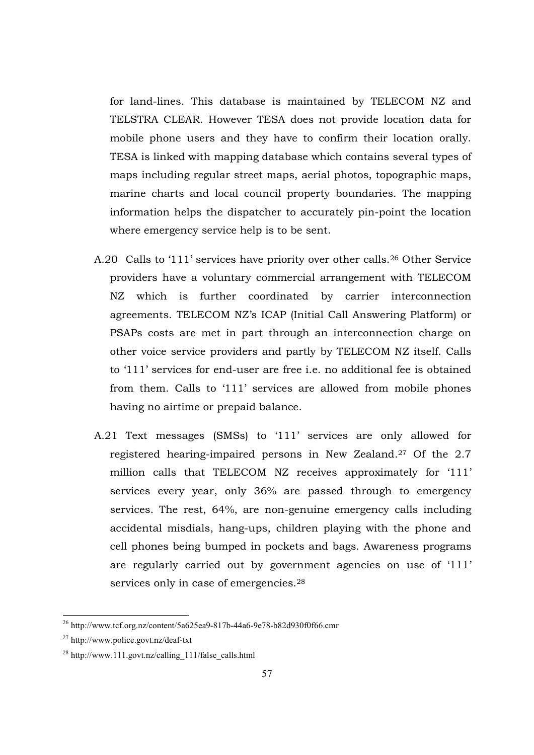for land-lines. This database is maintained by TELECOM NZ and TELSTRA CLEAR. However TESA does not provide location data for mobile phone users and they have to confirm their location orally. TESA is linked with mapping database which contains several types of maps including regular street maps, aerial photos, topographic maps, marine charts and local council property boundaries. The mapping information helps the dispatcher to accurately pin-point the location where emergency service help is to be sent.

A.20 Calls to '111' services have priority over other calls.[26] Other Service providers have a voluntary commercial arrangement with TELECOM NZ which is further coordinated by carrier interconnection agreements. TELECOM NZ's ICAP (Initial Call Answering Platform) or PSAPs costs are met in part through an interconnection charge on other voice service providers and partly by TELECOM NZ itself. Calls to '111' services for end-user are free i.e. no additional fee is obtained from them. Calls to '111' services are allowed from mobile phones having no airtime or prepaid balance.

A.21 Text messages (SMSs) to '111' services are only allowed for registered hearing-impaired persons in New Zealand.[27] Of the 2.7 million calls that TELECOM NZ receives approximately for '111' services every year, only 36% are passed through to emergency services. The rest, 64%, are non-genuine emergency calls including accidental misdials, hang-ups, children playing with the phone and cell phones being bumped in pockets and bags. Awareness programs are regularly carried out by government agencies on use of '111' services only in case of emergencies.[28]

---

[26] http://www.tcf.org.nz/content/5a625ea9-817b-44a6-9e78-b82d930f0f66.cmr

[27] http://www.police.govt.nz/deaf-txt

[28] http://www.111.govt.nz/calling_111/false_calls.html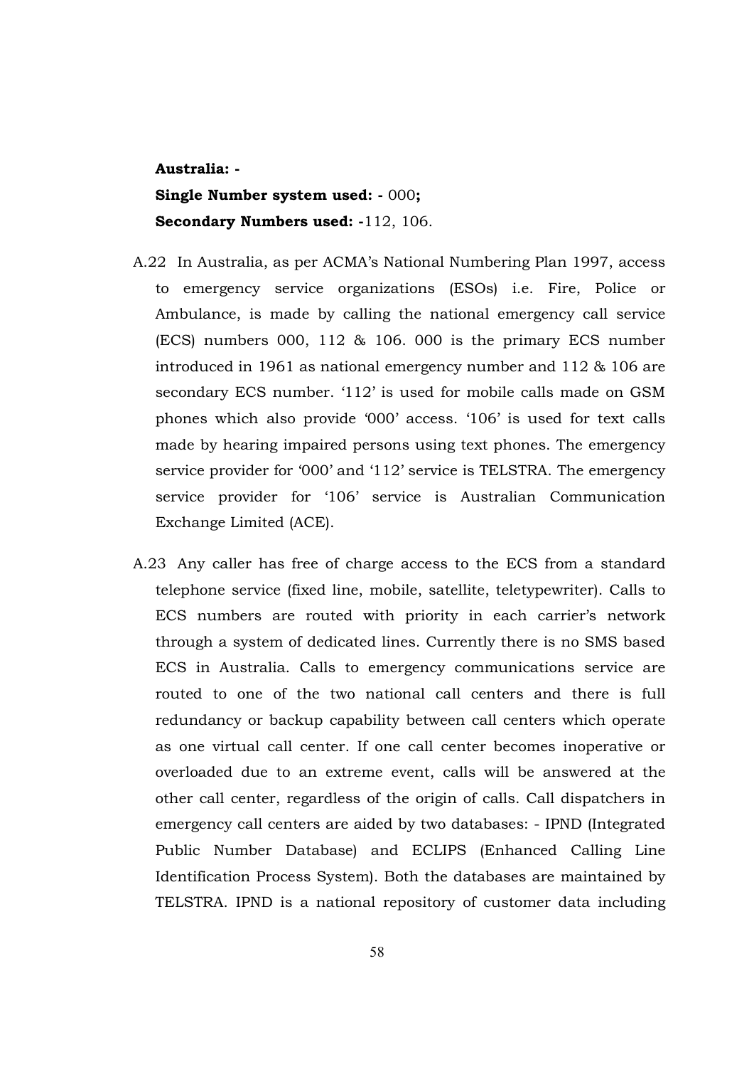**Australia: -**

**Single Number system used: -** 000**;**

**Secondary Numbers used: -**112, 106.

A.22 In Australia, as per ACMA's National Numbering Plan 1997, access to emergency service organizations (ESOs) i.e. Fire, Police or Ambulance, is made by calling the national emergency call service (ECS) numbers 000, 112 & 106. 000 is the primary ECS number introduced in 1961 as national emergency number and 112 & 106 are secondary ECS number. '112' is used for mobile calls made on GSM phones which also provide '000' access. '106' is used for text calls made by hearing impaired persons using text phones. The emergency service provider for '000' and '112' service is TELSTRA. The emergency service provider for '106' service is Australian Communication Exchange Limited (ACE).

A.23 Any caller has free of charge access to the ECS from a standard telephone service (fixed line, mobile, satellite, teletypewriter). Calls to ECS numbers are routed with priority in each carrier's network through a system of dedicated lines. Currently there is no SMS based ECS in Australia. Calls to emergency communications service are routed to one of the two national call centers and there is full redundancy or backup capability between call centers which operate as one virtual call center. If one call center becomes inoperative or overloaded due to an extreme event, calls will be answered at the other call center, regardless of the origin of calls. Call dispatchers in emergency call centers are aided by two databases: - IPND (Integrated Public Number Database) and ECLIPS (Enhanced Calling Line Identification Process System). Both the databases are maintained by TELSTRA. IPND is a national repository of customer data including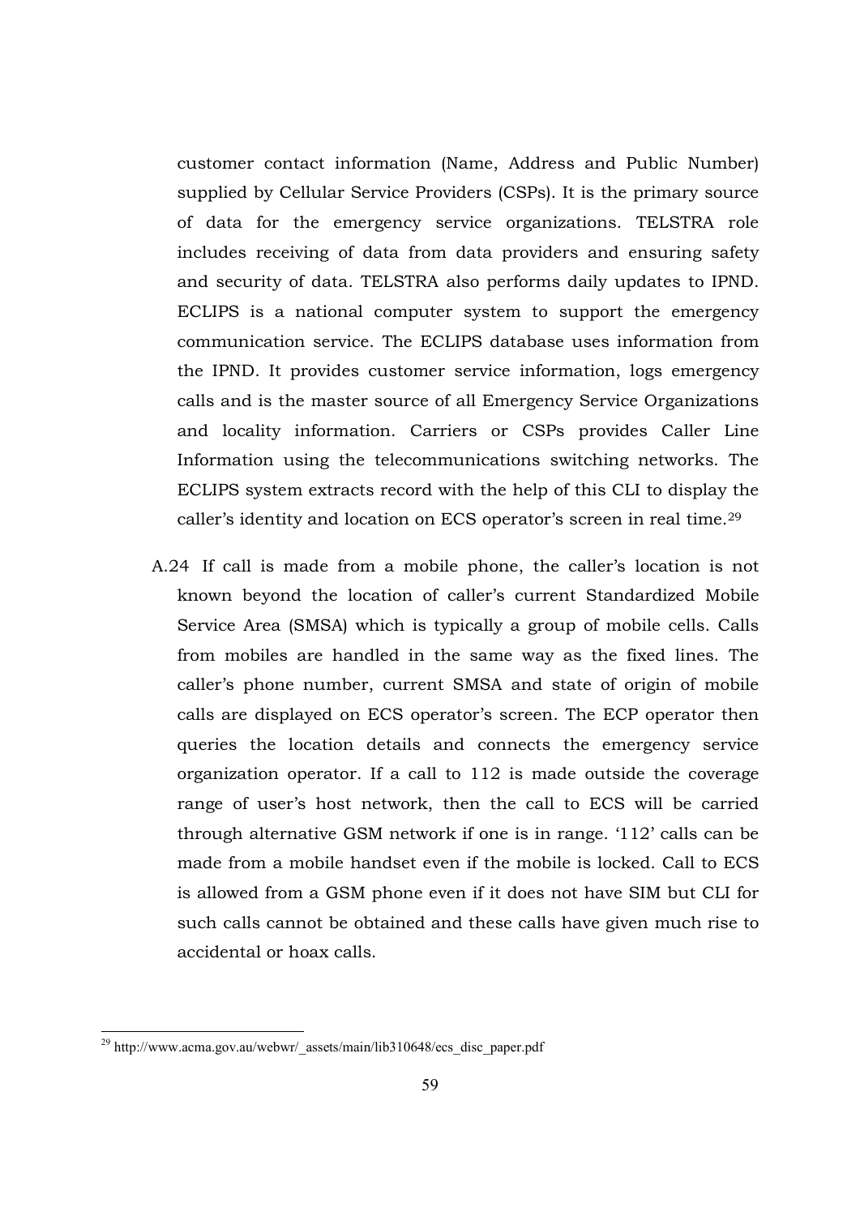customer contact information (Name, Address and Public Number) supplied by Cellular Service Providers (CSPs). It is the primary source of data for the emergency service organizations. TELSTRA role includes receiving of data from data providers and ensuring safety and security of data. TELSTRA also performs daily updates to IPND. ECLIPS is a national computer system to support the emergency communication service. The ECLIPS database uses information from the IPND. It provides customer service information, logs emergency calls and is the master source of all Emergency Service Organizations and locality information. Carriers or CSPs provides Caller Line Information using the telecommunications switching networks. The ECLIPS system extracts record with the help of this CLI to display the caller's identity and location on ECS operator's screen in real time.[29]

A.24 If call is made from a mobile phone, the caller's location is not known beyond the location of caller's current Standardized Mobile Service Area (SMSA) which is typically a group of mobile cells. Calls from mobiles are handled in the same way as the fixed lines. The caller's phone number, current SMSA and state of origin of mobile calls are displayed on ECS operator's screen. The ECP operator then queries the location details and connects the emergency service organization operator. If a call to 112 is made outside the coverage range of user's host network, then the call to ECS will be carried through alternative GSM network if one is in range. '112' calls can be made from a mobile handset even if the mobile is locked. Call to ECS is allowed from a GSM phone even if it does not have SIM but CLI for such calls cannot be obtained and these calls have given much rise to accidental or hoax calls.

---

[29] http://www.acma.gov.au/webwr/_assets/main/lib310648/ecs_disc_paper.pdf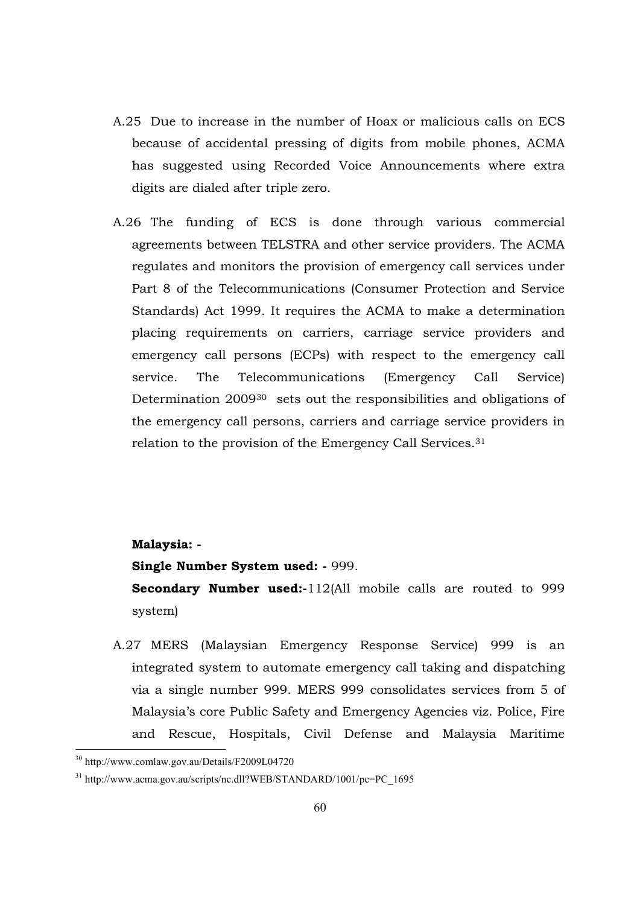A.25 Due to increase in the number of Hoax or malicious calls on ECS because of accidental pressing of digits from mobile phones, ACMA has suggested using Recorded Voice Announcements where extra digits are dialed after triple zero.

A.26 The funding of ECS is done through various commercial agreements between TELSTRA and other service providers. The ACMA regulates and monitors the provision of emergency call services under Part 8 of the Telecommunications (Consumer Protection and Service Standards) Act 1999. It requires the ACMA to make a determination placing requirements on carriers, carriage service providers and emergency call persons (ECPs) with respect to the emergency call service. The Telecommunications (Emergency Call Service) Determination 2009[30] sets out the responsibilities and obligations of the emergency call persons, carriers and carriage service providers in relation to the provision of the Emergency Call Services.[31]

**Malaysia: -**

**Single Number System used: -** 999.

**Secondary Number used:-**112(All mobile calls are routed to 999 system)

A.27 MERS (Malaysian Emergency Response Service) 999 is an integrated system to automate emergency call taking and dispatching via a single number 999. MERS 999 consolidates services from 5 of Malaysia's core Public Safety and Emergency Agencies viz. Police, Fire and Rescue, Hospitals, Civil Defense and Malaysia Maritime

---

[30] http://www.comlaw.gov.au/Details/F2009L04720

[31] http://www.acma.gov.au/scripts/nc.dll?WEB/STANDARD/1001/pc=PC_1695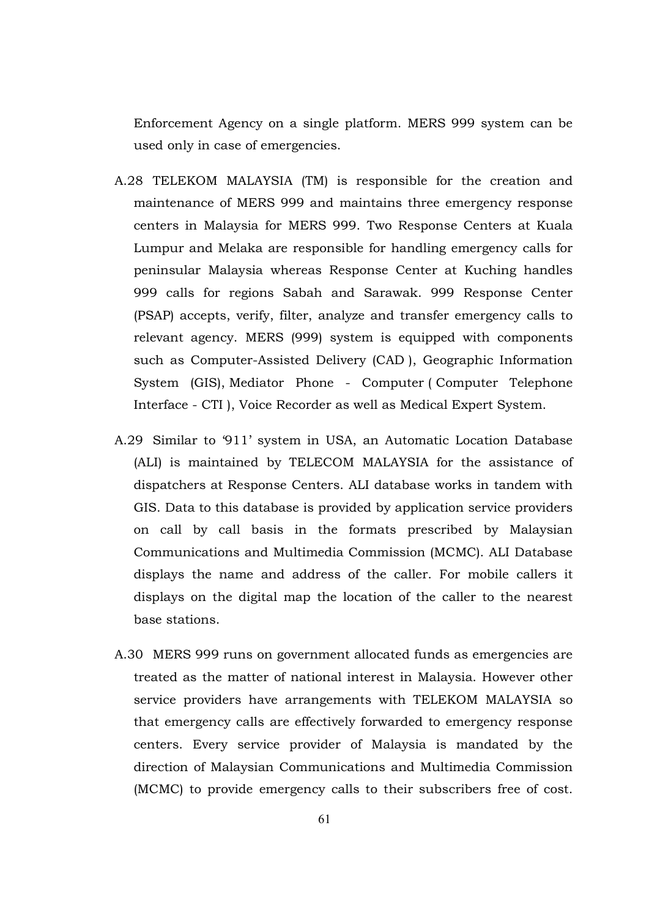Enforcement Agency on a single platform. MERS 999 system can be used only in case of emergencies.

A.28 TELEKOM MALAYSIA (TM) is responsible for the creation and maintenance of MERS 999 and maintains three emergency response centers in Malaysia for MERS 999. Two Response Centers at Kuala Lumpur and Melaka are responsible for handling emergency calls for peninsular Malaysia whereas Response Center at Kuching handles 999 calls for regions Sabah and Sarawak. 999 Response Center (PSAP) accepts, verify, filter, analyze and transfer emergency calls to relevant agency. MERS (999) system is equipped with components such as Computer-Assisted Delivery (CAD ), Geographic Information System (GIS), Mediator Phone - Computer ( Computer Telephone Interface - CTI ), Voice Recorder as well as Medical Expert System.

A.29 Similar to '911' system in USA, an Automatic Location Database (ALI) is maintained by TELECOM MALAYSIA for the assistance of dispatchers at Response Centers. ALI database works in tandem with GIS. Data to this database is provided by application service providers on call by call basis in the formats prescribed by Malaysian Communications and Multimedia Commission (MCMC). ALI Database displays the name and address of the caller. For mobile callers it displays on the digital map the location of the caller to the nearest base stations.

A.30 MERS 999 runs on government allocated funds as emergencies are treated as the matter of national interest in Malaysia. However other service providers have arrangements with TELEKOM MALAYSIA so that emergency calls are effectively forwarded to emergency response centers. Every service provider of Malaysia is mandated by the direction of Malaysian Communications and Multimedia Commission (MCMC) to provide emergency calls to their subscribers free of cost.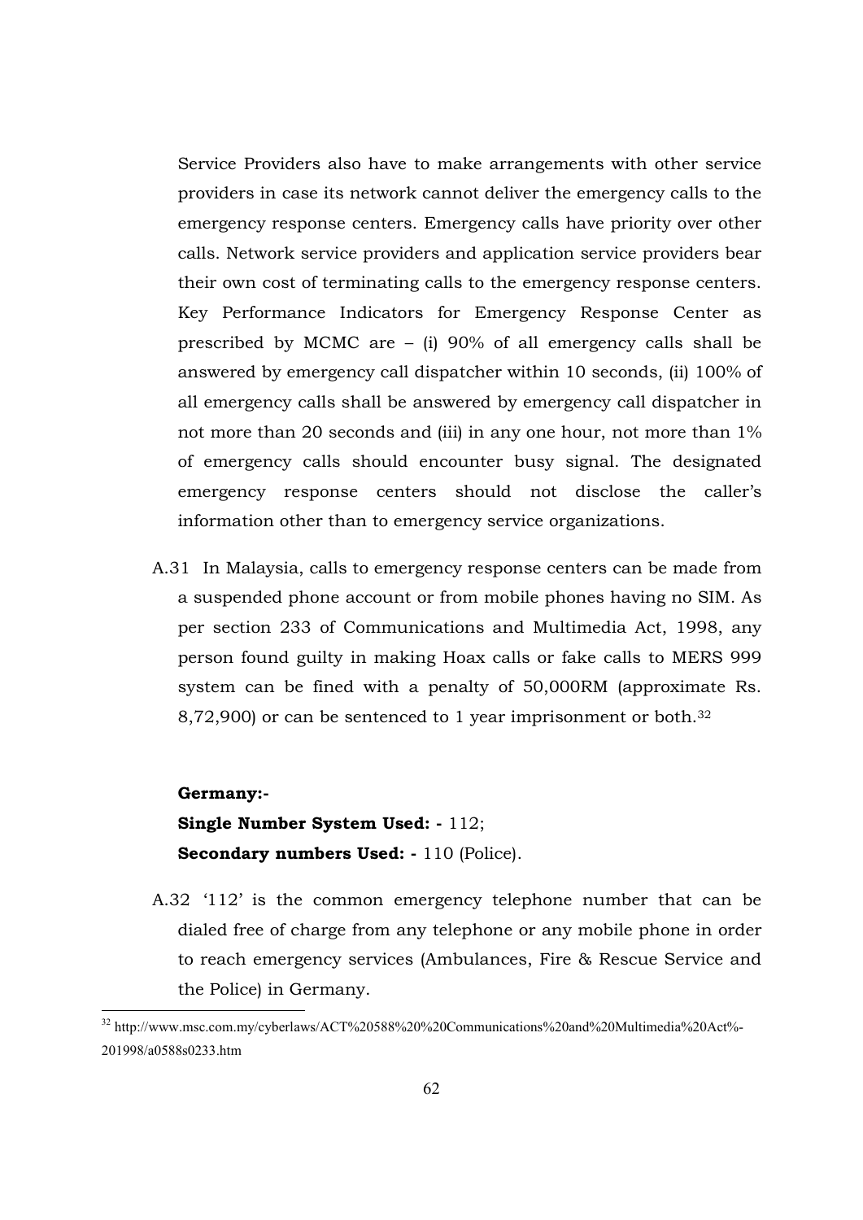Service Providers also have to make arrangements with other service providers in case its network cannot deliver the emergency calls to the emergency response centers. Emergency calls have priority over other calls. Network service providers and application service providers bear their own cost of terminating calls to the emergency response centers. Key Performance Indicators for Emergency Response Center as prescribed by MCMC are – (i) 90% of all emergency calls shall be answered by emergency call dispatcher within 10 seconds, (ii) 100% of all emergency calls shall be answered by emergency call dispatcher in not more than 20 seconds and (iii) in any one hour, not more than 1% of emergency calls should encounter busy signal. The designated emergency response centers should not disclose the caller's information other than to emergency service organizations.

A.31 In Malaysia, calls to emergency response centers can be made from a suspended phone account or from mobile phones having no SIM. As per section 233 of Communications and Multimedia Act, 1998, any person found guilty in making Hoax calls or fake calls to MERS 999 system can be fined with a penalty of 50,000RM (approximate Rs. 8,72,900) or can be sentenced to 1 year imprisonment or both.[32]

**Germany:-**

**Single Number System Used: -** 112;

**Secondary numbers Used: -** 110 (Police).

A.32 '112' is the common emergency telephone number that can be dialed free of charge from any telephone or any mobile phone in order to reach emergency services (Ambulances, Fire & Rescue Service and the Police) in Germany.

[32] http://www.msc.com.my/cyberlaws/ACT%20588%20%20Communications%20and%20Multimedia%20Act%-201998/a0588s0233.htm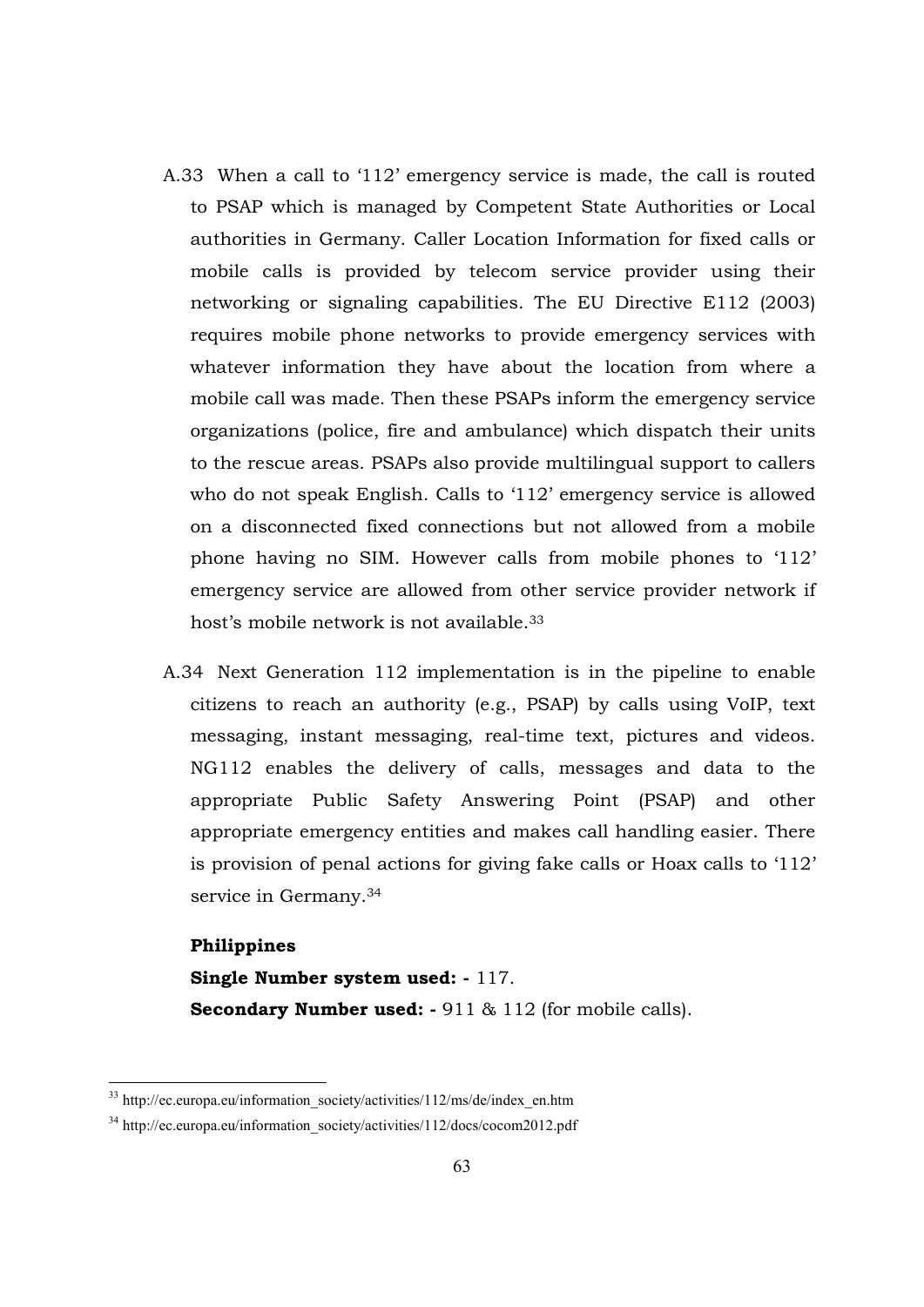A.33 When a call to '112' emergency service is made, the call is routed to PSAP which is managed by Competent State Authorities or Local authorities in Germany. Caller Location Information for fixed calls or mobile calls is provided by telecom service provider using their networking or signaling capabilities. The EU Directive E112 (2003) requires mobile phone networks to provide emergency services with whatever information they have about the location from where a mobile call was made. Then these PSAPs inform the emergency service organizations (police, fire and ambulance) which dispatch their units to the rescue areas. PSAPs also provide multilingual support to callers who do not speak English. Calls to '112' emergency service is allowed on a disconnected fixed connections but not allowed from a mobile phone having no SIM. However calls from mobile phones to '112' emergency service are allowed from other service provider network if host's mobile network is not available.[33]

A.34 Next Generation 112 implementation is in the pipeline to enable citizens to reach an authority (e.g., PSAP) by calls using VoIP, text messaging, instant messaging, real-time text, pictures and videos. NG112 enables the delivery of calls, messages and data to the appropriate Public Safety Answering Point (PSAP) and other appropriate emergency entities and makes call handling easier. There is provision of penal actions for giving fake calls or Hoax calls to '112' service in Germany.[34]

**Philippines**

**Single Number system used: -** 117.

**Secondary Number used: -** 911 & 112 (for mobile calls).

---

[33] http://ec.europa.eu/information_society/activities/112/ms/de/index_en.htm

[34] http://ec.europa.eu/information_society/activities/112/docs/cocom2012.pdf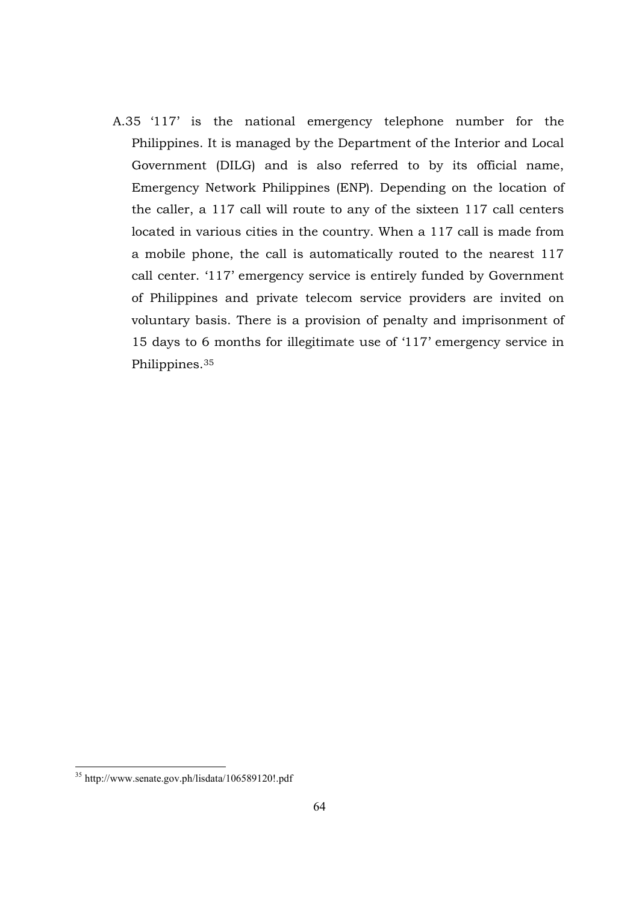A.35 ‘117’ is the national emergency telephone number for the Philippines. It is managed by the Department of the Interior and Local Government (DILG) and is also referred to by its official name, Emergency Network Philippines (ENP). Depending on the location of the caller, a 117 call will route to any of the sixteen 117 call centers located in various cities in the country. When a 117 call is made from a mobile phone, the call is automatically routed to the nearest 117 call center. ‘117’ emergency service is entirely funded by Government of Philippines and private telecom service providers are invited on voluntary basis. There is a provision of penalty and imprisonment of 15 days to 6 months for illegitimate use of ‘117’ emergency service in Philippines.[35]

---

[35] http://www.senate.gov.ph/lisdata/106589120!.pdf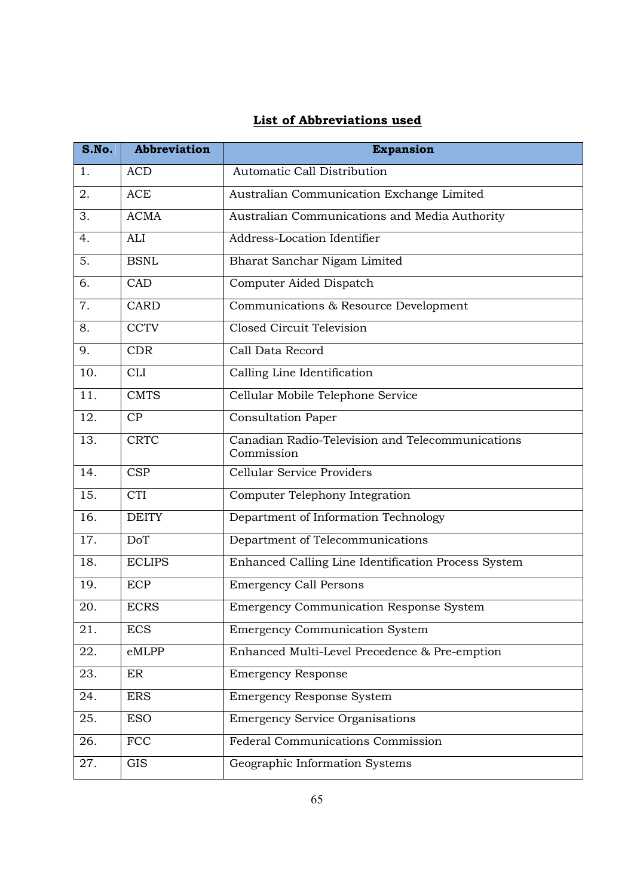## List of Abbreviations used

| S.No. | Abbreviation | Expansion |
|---|---|---|
| 1. | ACD | Automatic Call Distribution |
| 2. | ACE | Australian Communication Exchange Limited |
| 3. | ACMA | Australian Communications and Media Authority |
| 4. | ALI | Address-Location Identifier |
| 5. | BSNL | Bharat Sanchar Nigam Limited |
| 6. | CAD | Computer Aided Dispatch |
| 7. | CARD | Communications & Resource Development |
| 8. | CCTV | Closed Circuit Television |
| 9. | CDR | Call Data Record |
| 10. | CLI | Calling Line Identification |
| 11. | CMTS | Cellular Mobile Telephone Service |
| 12. | CP | Consultation Paper |
| 13. | CRTC | Canadian Radio-Television and Telecommunications Commission |
| 14. | CSP | Cellular Service Providers |
| 15. | CTI | Computer Telephony Integration |
| 16. | DEITY | Department of Information Technology |
| 17. | DoT | Department of Telecommunications |
| 18. | ECLIPS | Enhanced Calling Line Identification Process System |
| 19. | ECP | Emergency Call Persons |
| 20. | ECRS | Emergency Communication Response System |
| 21. | ECS | Emergency Communication System |
| 22. | eMLPP | Enhanced Multi-Level Precedence & Pre-emption |
| 23. | ER | Emergency Response |
| 24. | ERS | Emergency Response System |
| 25. | ESO | Emergency Service Organisations |
| 26. | FCC | Federal Communications Commission |
| 27. | GIS | Geographic Information Systems |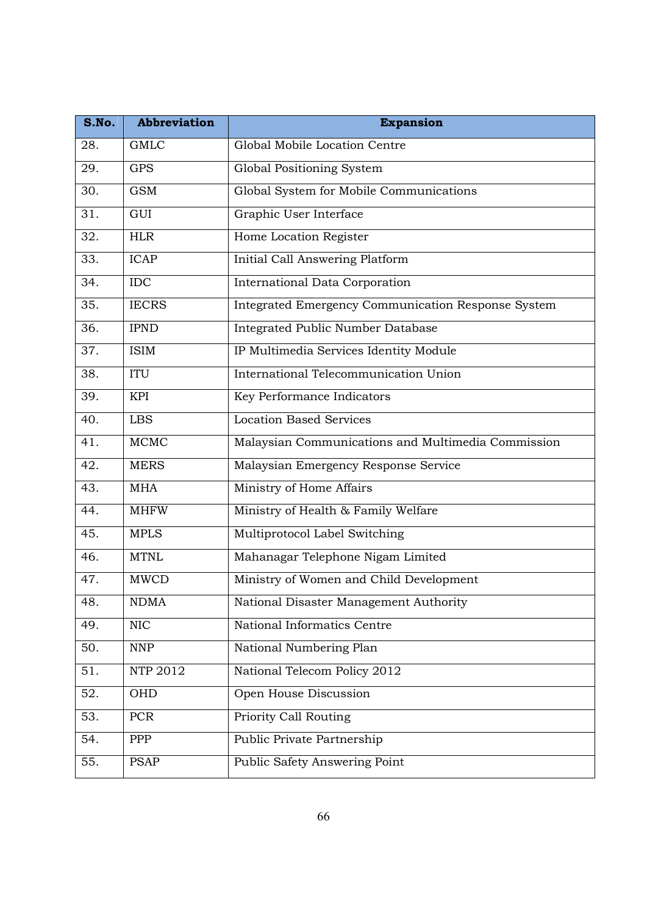| S.No. | Abbreviation | Expansion |
|---|---|---|
| 28. | GMLC | Global Mobile Location Centre |
| 29. | GPS | Global Positioning System |
| 30. | GSM | Global System for Mobile Communications |
| 31. | GUI | Graphic User Interface |
| 32. | HLR | Home Location Register |
| 33. | ICAP | Initial Call Answering Platform |
| 34. | IDC | International Data Corporation |
| 35. | IECRS | Integrated Emergency Communication Response System |
| 36. | IPND | Integrated Public Number Database |
| 37. | ISIM | IP Multimedia Services Identity Module |
| 38. | ITU | International Telecommunication Union |
| 39. | KPI | Key Performance Indicators |
| 40. | LBS | Location Based Services |
| 41. | MCMC | Malaysian Communications and Multimedia Commission |
| 42. | MERS | Malaysian Emergency Response Service |
| 43. | MHA | Ministry of Home Affairs |
| 44. | MHFW | Ministry of Health & Family Welfare |
| 45. | MPLS | Multiprotocol Label Switching |
| 46. | MTNL | Mahanagar Telephone Nigam Limited |
| 47. | MWCD | Ministry of Women and Child Development |
| 48. | NDMA | National Disaster Management Authority |
| 49. | NIC | National Informatics Centre |
| 50. | NNP | National Numbering Plan |
| 51. | NTP 2012 | National Telecom Policy 2012 |
| 52. | OHD | Open House Discussion |
| 53. | PCR | Priority Call Routing |
| 54. | PPP | Public Private Partnership |
| 55. | PSAP | Public Safety Answering Point |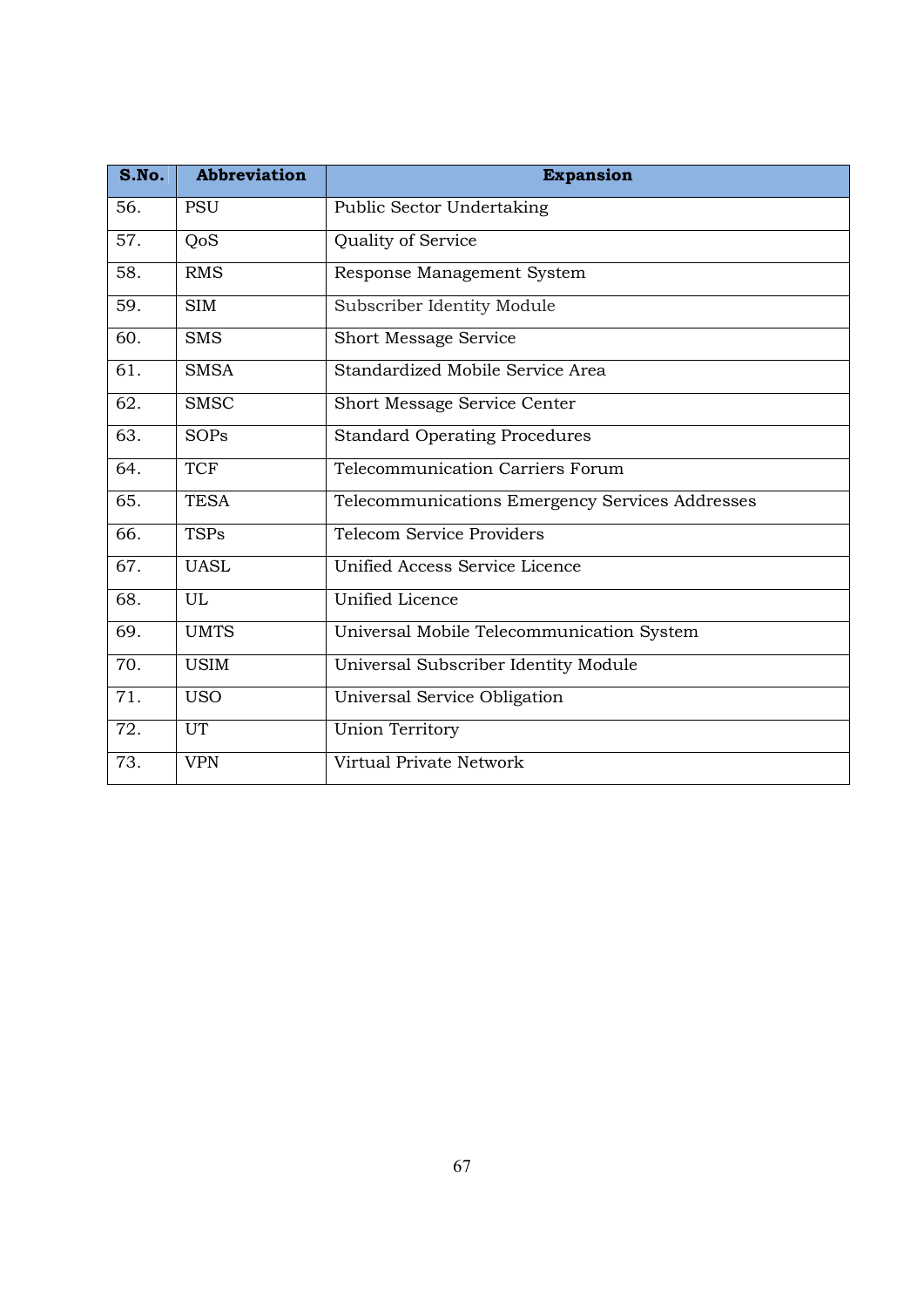| S.No. | Abbreviation | Expansion |
|---|---|---|
| 56. | PSU | Public Sector Undertaking |
| 57. | QoS | Quality of Service |
| 58. | RMS | Response Management System |
| 59. | SIM | Subscriber Identity Module |
| 60. | SMS | Short Message Service |
| 61. | SMSA | Standardized Mobile Service Area |
| 62. | SMSC | Short Message Service Center |
| 63. | SOPs | Standard Operating Procedures |
| 64. | TCF | Telecommunication Carriers Forum |
| 65. | TESA | Telecommunications Emergency Services Addresses |
| 66. | TSPs | Telecom Service Providers |
| 67. | UASL | Unified Access Service Licence |
| 68. | UL | Unified Licence |
| 69. | UMTS | Universal Mobile Telecommunication System |
| 70. | USIM | Universal Subscriber Identity Module |
| 71. | USO | Universal Service Obligation |
| 72. | UT | Union Territory |
| 73. | VPN | Virtual Private Network |